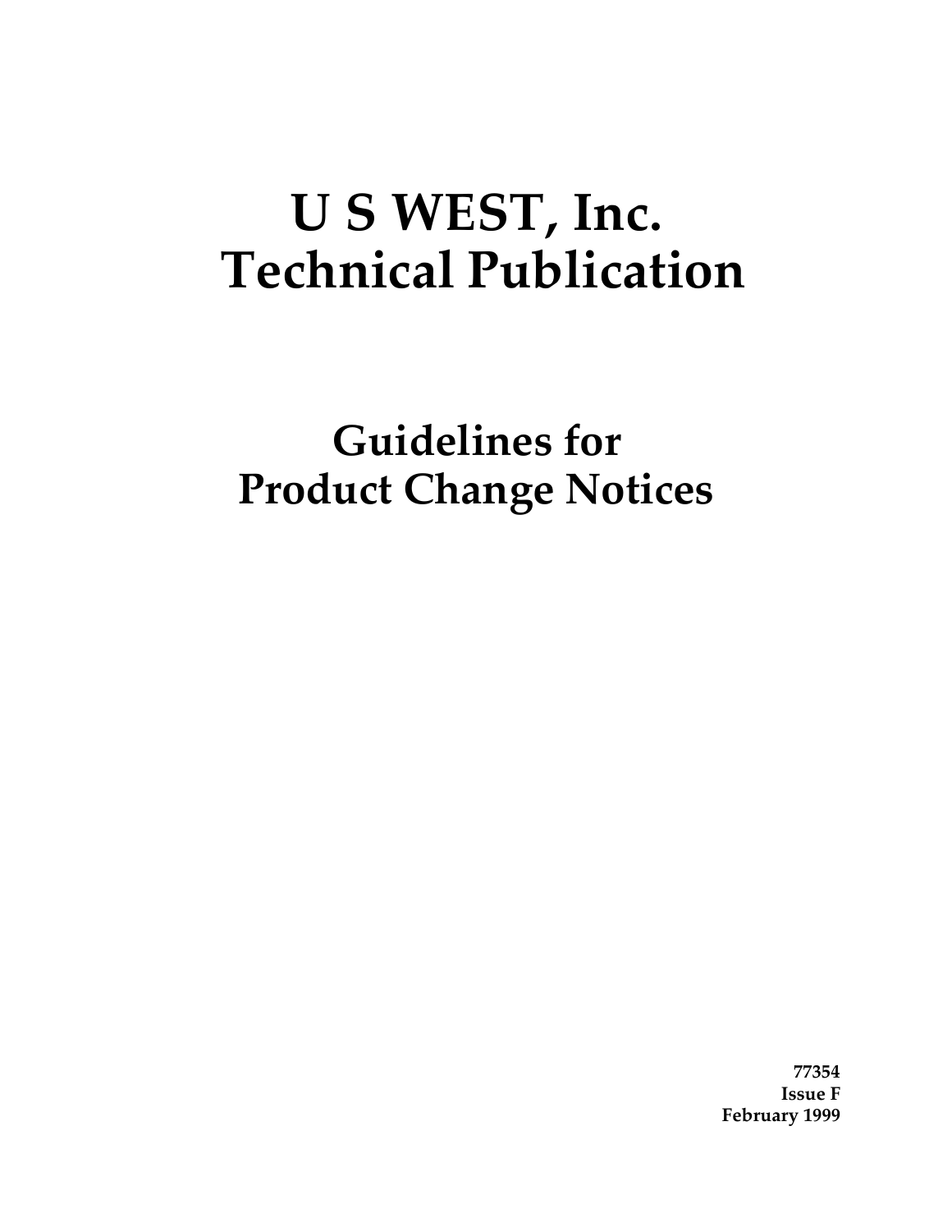# U S WEST, Inc.
# Technical Publication

## Guidelines for
## Product Change Notices

**77354**
**Issue F**
**February 1999**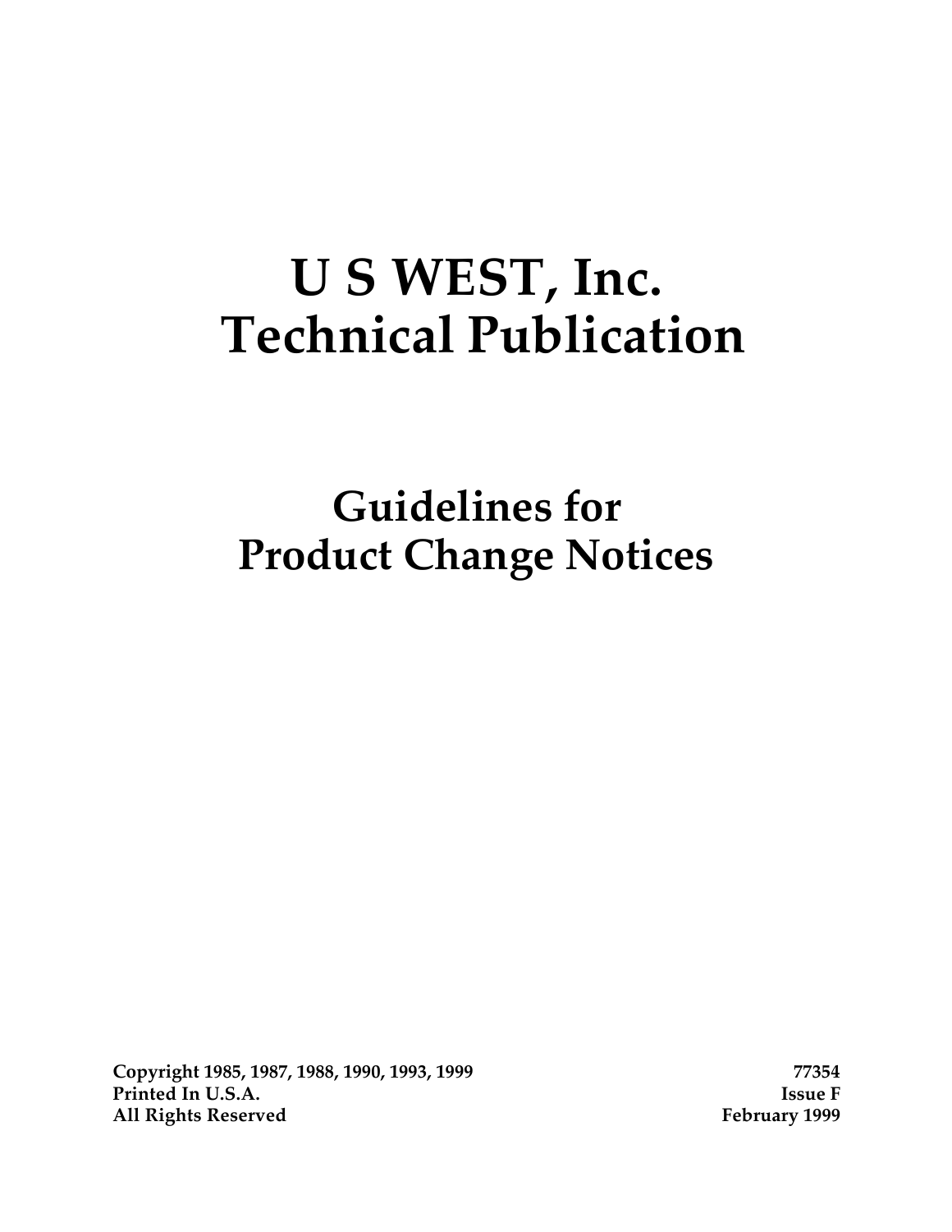# U S WEST, Inc.
# Technical Publication

## Guidelines for
## Product Change Notices

**Copyright 1985, 1987, 1988, 1990, 1993, 1999**
**Printed In U.S.A.**
**All Rights Reserved**

**77354**
**Issue F**
**February 1999**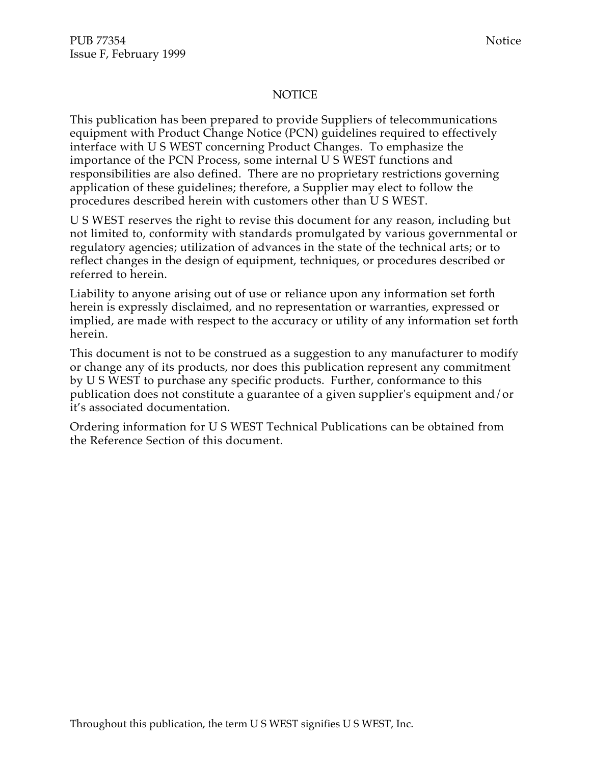# NOTICE

This publication has been prepared to provide Suppliers of telecommunications equipment with Product Change Notice (PCN) guidelines required to effectively interface with U S WEST concerning Product Changes. To emphasize the importance of the PCN Process, some internal U S WEST functions and responsibilities are also defined. There are no proprietary restrictions governing application of these guidelines; therefore, a Supplier may elect to follow the procedures described herein with customers other than U S WEST.

U S WEST reserves the right to revise this document for any reason, including but not limited to, conformity with standards promulgated by various governmental or regulatory agencies; utilization of advances in the state of the technical arts; or to reflect changes in the design of equipment, techniques, or procedures described or referred to herein.

Liability to anyone arising out of use or reliance upon any information set forth herein is expressly disclaimed, and no representation or warranties, expressed or implied, are made with respect to the accuracy or utility of any information set forth herein.

This document is not to be construed as a suggestion to any manufacturer to modify or change any of its products, nor does this publication represent any commitment by U S WEST to purchase any specific products. Further, conformance to this publication does not constitute a guarantee of a given supplier's equipment and/or it's associated documentation.

Ordering information for U S WEST Technical Publications can be obtained from the Reference Section of this document.

Throughout this publication, the term U S WEST signifies U S WEST, Inc.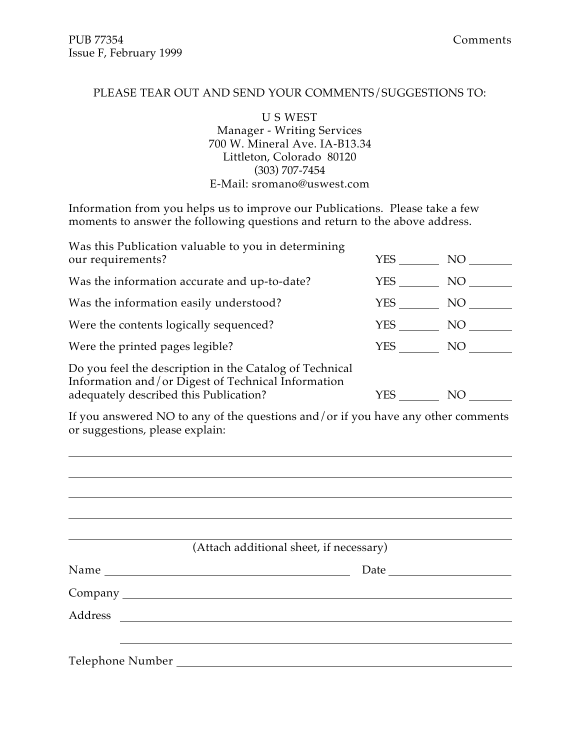PLEASE TEAR OUT AND SEND YOUR COMMENTS/SUGGESTIONS TO:

U S WEST
Manager - Writing Services
700 W. Mineral Ave. IA-B13.34
Littleton, Colorado 80120
(303) 707-7454
E-Mail: sromano@uswest.com

Information from you helps us to improve our Publications. Please take a few moments to answer the following questions and return to the above address.

| | | |
|---|---|---|
| Was this Publication valuable to you in determining our requirements? | YES ______ | NO ______ |
| Was the information accurate and up-to-date? | YES ______ | NO ______ |
| Was the information easily understood? | YES ______ | NO ______ |
| Were the contents logically sequenced? | YES ______ | NO ______ |
| Were the printed pages legible? | YES ______ | NO ______ |
| Do you feel the description in the Catalog of Technical Information and/or Digest of Technical Information adequately described this Publication? | YES ______ | NO ______ |

If you answered NO to any of the questions and/or if you have any other comments or suggestions, please explain:

______________________________________________________________________

______________________________________________________________________

______________________________________________________________________

______________________________________________________________________

______________________________________________________________________

(Attach additional sheet, if necessary)

Name ______________________________ Date ______________

Company ______________________________________________

Address ______________________________________________

______________________________________________

Telephone Number ______________________________________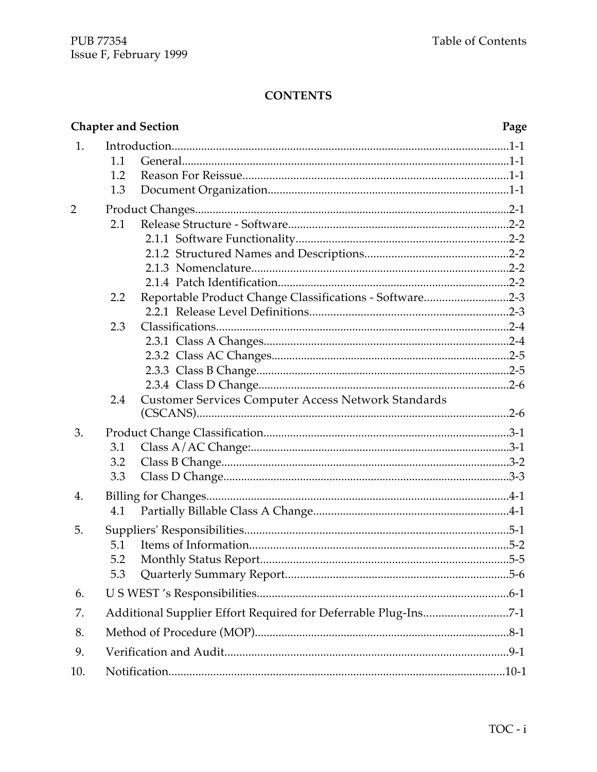# CONTENTS

| Chapter and Section | | Page |
|---|---|---|
| 1. | Introduction | 1-1 |
| | 1.1 General | 1-1 |
| | 1.2 Reason For Reissue | 1-1 |
| | 1.3 Document Organization | 1-1 |
| 2 | Product Changes | 2-1 |
| | 2.1 Release Structure - Software | 2-2 |
| | 2.1.1 Software Functionality | 2-2 |
| | 2.1.2 Structured Names and Descriptions | 2-2 |
| | 2.1.3 Nomenclature | 2-2 |
| | 2.1.4 Patch Identification | 2-2 |
| | 2.2 Reportable Product Change Classifications - Software | 2-3 |
| | 2.2.1 Release Level Definitions | 2-3 |
| | 2.3 Classifications | 2-4 |
| | 2.3.1 Class A Changes | 2-4 |
| | 2.3.2 Class AC Changes | 2-5 |
| | 2.3.3 Class B Change | 2-5 |
| | 2.3.4 Class D Change | 2-6 |
| | 2.4 Customer Services Computer Access Network Standards (CSCANS) | 2-6 |
| 3. | Product Change Classification | 3-1 |
| | 3.1 Class A/AC Change: | 3-1 |
| | 3.2 Class B Change | 3-2 |
| | 3.3 Class D Change | 3-3 |
| 4. | Billing for Changes | 4-1 |
| | 4.1 Partially Billable Class A Change | 4-1 |
| 5. | Suppliers' Responsibilities | 5-1 |
| | 5.1 Items of Information | 5-2 |
| | 5.2 Monthly Status Report | 5-5 |
| | 5.3 Quarterly Summary Report | 5-6 |
| 6. | U S WEST 's Responsibilities | 6-1 |
| 7. | Additional Supplier Effort Required for Deferrable Plug-Ins | 7-1 |
| 8. | Method of Procedure (MOP) | 8-1 |
| 9. | Verification and Audit | 9-1 |
| 10. | Notification | 10-1 |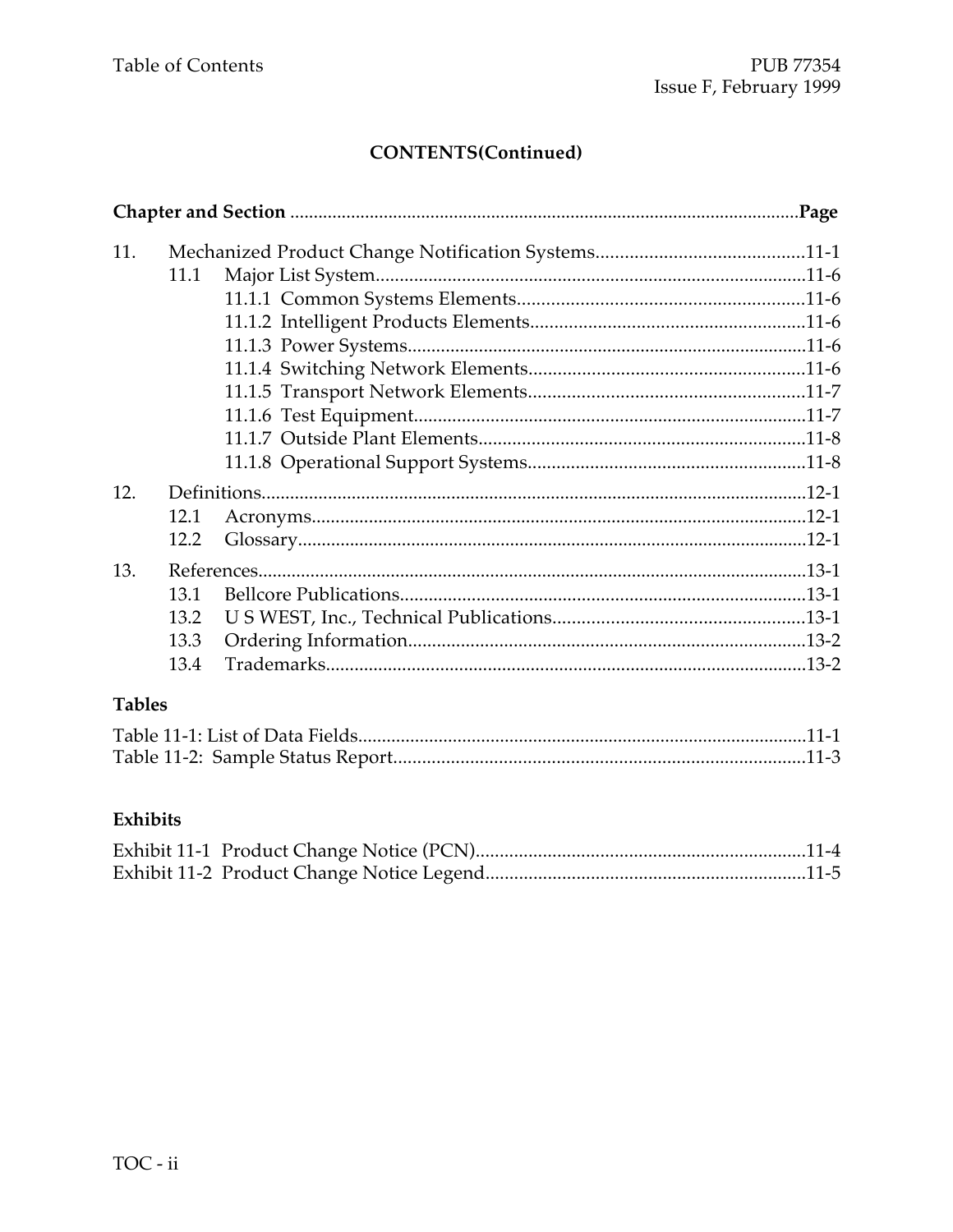## CONTENTS(Continued)

**Chapter and Section** ........................................................................................................**Page**

11. Mechanized Product Change Notification Systems..........................................11-1
    - 11.1 Major List System.........................................................................................11-6
        - 11.1.1 Common Systems Elements...........................................................11-6
        - 11.1.2 Intelligent Products Elements.........................................................11-6
        - 11.1.3 Power Systems..................................................................................11-6
        - 11.1.4 Switching Network Elements.........................................................11-6
        - 11.1.5 Transport Network Elements.........................................................11-7
        - 11.1.6 Test Equipment.................................................................................11-7
        - 11.1.7 Outside Plant Elements...................................................................11-8
        - 11.1.8 Operational Support Systems.........................................................11-8
12. Definitions.................................................................................................................12-1
    - 12.1 Acronyms.......................................................................................................12-1
    - 12.2 Glossary..........................................................................................................12-1
13. References..................................................................................................................13-1
    - 13.1 Bellcore Publications....................................................................................13-1
    - 13.2 U S WEST, Inc., Technical Publications....................................................13-1
    - 13.3 Ordering Information..................................................................................13-2
    - 13.4 Trademarks....................................................................................................13-2

**Tables**

Table 11-1: List of Data Fields.............................................................................................11-1
Table 11-2: Sample Status Report.....................................................................................11-3

**Exhibits**

Exhibit 11-1 Product Change Notice (PCN)...................................................................11-4
Exhibit 11-2 Product Change Notice Legend.................................................................11-5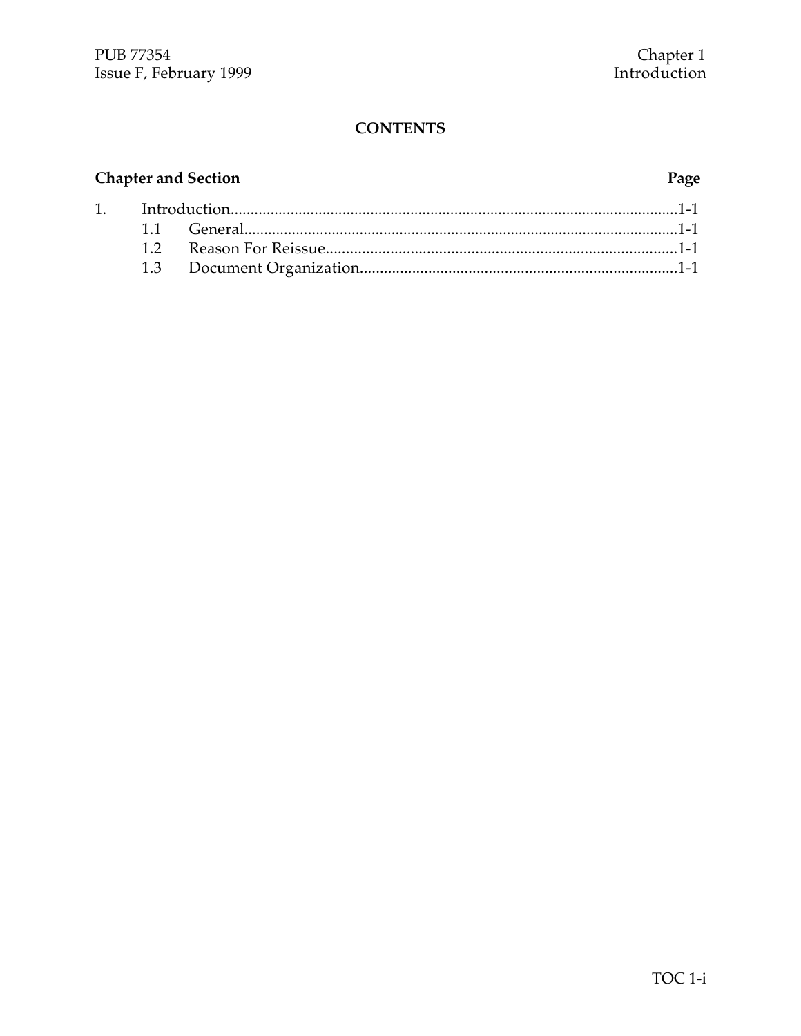## CONTENTS

| Chapter and Section | | Page |
|---|---|---|
| 1. | Introduction | 1-1 |
| 1.1 | General | 1-1 |
| 1.2 | Reason For Reissue | 1-1 |
| 1.3 | Document Organization | 1-1 |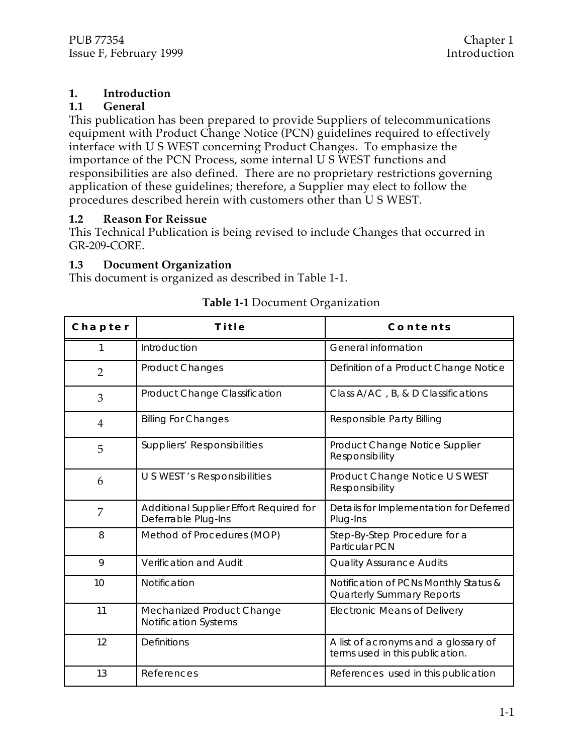# 1. Introduction

## 1.1 General

This publication has been prepared to provide Suppliers of telecommunications equipment with Product Change Notice (PCN) guidelines required to effectively interface with U S WEST concerning Product Changes. To emphasize the importance of the PCN Process, some internal U S WEST functions and responsibilities are also defined. There are no proprietary restrictions governing application of these guidelines; therefore, a Supplier may elect to follow the procedures described herein with customers other than U S WEST.

## 1.2 Reason For Reissue

This Technical Publication is being revised to include Changes that occurred in GR-209-CORE.

## 1.3 Document Organization

This document is organized as described in Table 1-1.

**Table 1-1** Document Organization

| Chapter | Title | Contents |
|---|---|---|
| 1 | Introduction | General information |
| 2 | Product Changes | Definition of a Product Change Notice |
| 3 | Product Change Classification | Class A/AC , B, & D Classifications |
| 4 | Billing For Changes | Responsible Party Billing |
| 5 | Suppliers' Responsibilities | Product Change Notice Supplier Responsibility |
| 6 | U S WEST 's Responsibilities | Product Change Notice U S WEST Responsibility |
| 7 | Additional Supplier Effort Required for Deferrable Plug-Ins | Details for Implementation for Deferred Plug-Ins |
| 8 | Method of Procedures (MOP) | Step-By-Step Procedure for a Particular PCN |
| 9 | Verification and Audit | Quality Assurance Audits |
| 10 | Notification | Notification of PCNs Monthly Status & Quarterly Summary Reports |
| 11 | Mechanized Product Change Notification Systems | Electronic Means of Delivery |
| 12 | Definitions | A list of acronyms and a glossary of terms used in this publication. |
| 13 | References | References used in this publication |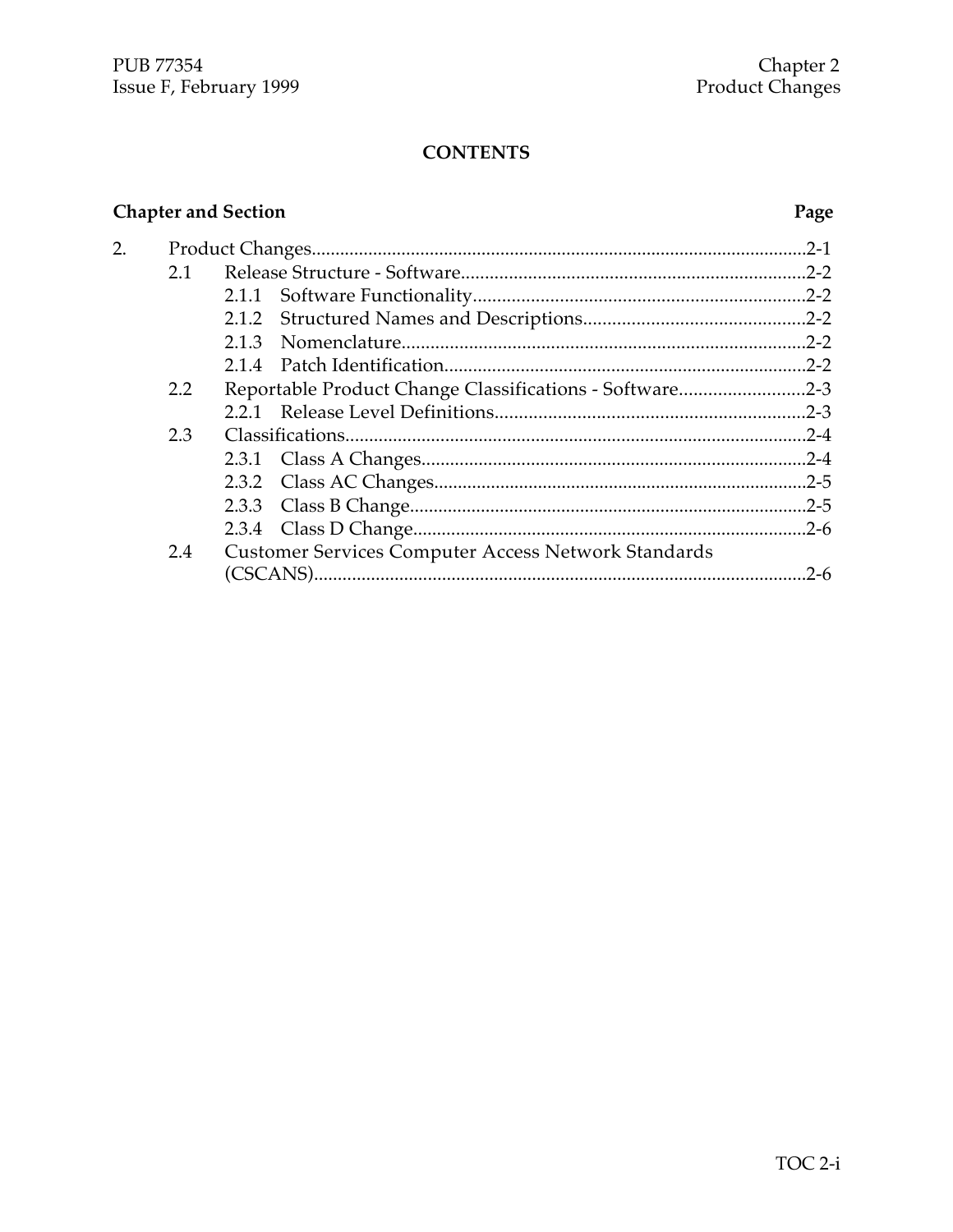**CONTENTS**

| Chapter and Section | | | Page |
|---|---|---|---|
| 2. | Product Changes | | 2-1 |
| | 2.1 | Release Structure - Software | 2-2 |
| | | 2.1.1 Software Functionality | 2-2 |
| | | 2.1.2 Structured Names and Descriptions | 2-2 |
| | | 2.1.3 Nomenclature | 2-2 |
| | | 2.1.4 Patch Identification | 2-2 |
| | 2.2 | Reportable Product Change Classifications - Software | 2-3 |
| | | 2.2.1 Release Level Definitions | 2-3 |
| | 2.3 | Classifications | 2-4 |
| | | 2.3.1 Class A Changes | 2-4 |
| | | 2.3.2 Class AC Changes | 2-5 |
| | | 2.3.3 Class B Change | 2-5 |
| | | 2.3.4 Class D Change | 2-6 |
| | 2.4 | Customer Services Computer Access Network Standards (CSCANS) | 2-6 |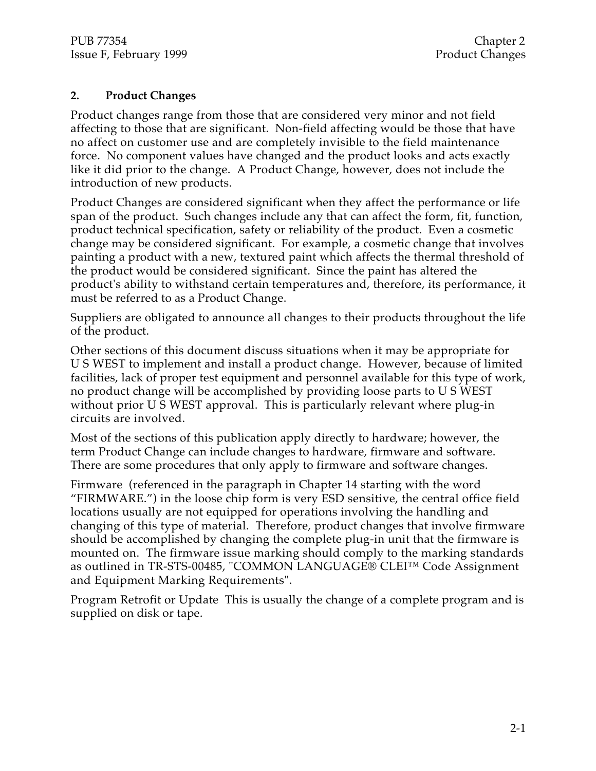## 2. Product Changes

Product changes range from those that are considered very minor and not field affecting to those that are significant. Non-field affecting would be those that have no affect on customer use and are completely invisible to the field maintenance force. No component values have changed and the product looks and acts exactly like it did prior to the change. A Product Change, however, does not include the introduction of new products.

Product Changes are considered significant when they affect the performance or life span of the product. Such changes include any that can affect the form, fit, function, product technical specification, safety or reliability of the product. Even a cosmetic change may be considered significant. For example, a cosmetic change that involves painting a product with a new, textured paint which affects the thermal threshold of the product would be considered significant. Since the paint has altered the product's ability to withstand certain temperatures and, therefore, its performance, it must be referred to as a Product Change.

Suppliers are obligated to announce all changes to their products throughout the life of the product.

Other sections of this document discuss situations when it may be appropriate for U S WEST to implement and install a product change. However, because of limited facilities, lack of proper test equipment and personnel available for this type of work, no product change will be accomplished by providing loose parts to U S WEST without prior U S WEST approval. This is particularly relevant where plug-in circuits are involved.

Most of the sections of this publication apply directly to hardware; however, the term Product Change can include changes to hardware, firmware and software. There are some procedures that only apply to firmware and software changes.

Firmware (referenced in the paragraph in Chapter 14 starting with the word "FIRMWARE.") in the loose chip form is very ESD sensitive, the central office field locations usually are not equipped for operations involving the handling and changing of this type of material. Therefore, product changes that involve firmware should be accomplished by changing the complete plug-in unit that the firmware is mounted on. The firmware issue marking should comply to the marking standards as outlined in TR-STS-00485, "COMMON LANGUAGE® CLEI™ Code Assignment and Equipment Marking Requirements".

Program Retrofit or Update This is usually the change of a complete program and is supplied on disk or tape.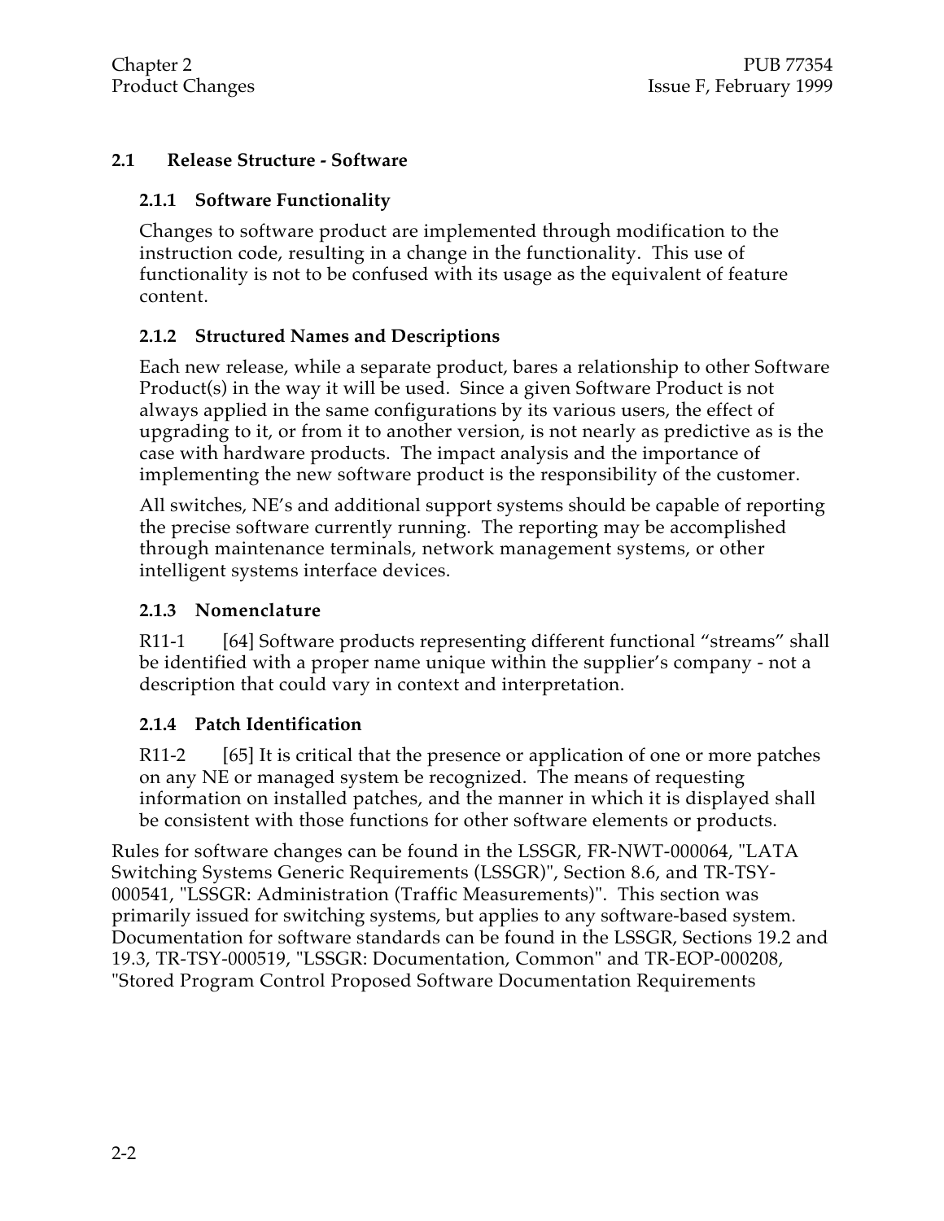## 2.1 Release Structure - Software

### 2.1.1 Software Functionality

Changes to software product are implemented through modification to the instruction code, resulting in a change in the functionality. This use of functionality is not to be confused with its usage as the equivalent of feature content.

### 2.1.2 Structured Names and Descriptions

Each new release, while a separate product, bares a relationship to other Software Product(s) in the way it will be used. Since a given Software Product is not always applied in the same configurations by its various users, the effect of upgrading to it, or from it to another version, is not nearly as predictive as is the case with hardware products. The impact analysis and the importance of implementing the new software product is the responsibility of the customer.

All switches, NE's and additional support systems should be capable of reporting the precise software currently running. The reporting may be accomplished through maintenance terminals, network management systems, or other intelligent systems interface devices.

### 2.1.3 Nomenclature

R11-1 [64] Software products representing different functional "streams" shall be identified with a proper name unique within the supplier's company - not a description that could vary in context and interpretation.

### 2.1.4 Patch Identification

R11-2 [65] It is critical that the presence or application of one or more patches on any NE or managed system be recognized. The means of requesting information on installed patches, and the manner in which it is displayed shall be consistent with those functions for other software elements or products.

Rules for software changes can be found in the LSSGR, FR-NWT-000064, "LATA Switching Systems Generic Requirements (LSSGR)", Section 8.6, and TR-TSY-000541, "LSSGR: Administration (Traffic Measurements)". This section was primarily issued for switching systems, but applies to any software-based system. Documentation for software standards can be found in the LSSGR, Sections 19.2 and 19.3, TR-TSY-000519, "LSSGR: Documentation, Common" and TR-EOP-000208, "Stored Program Control Proposed Software Documentation Requirements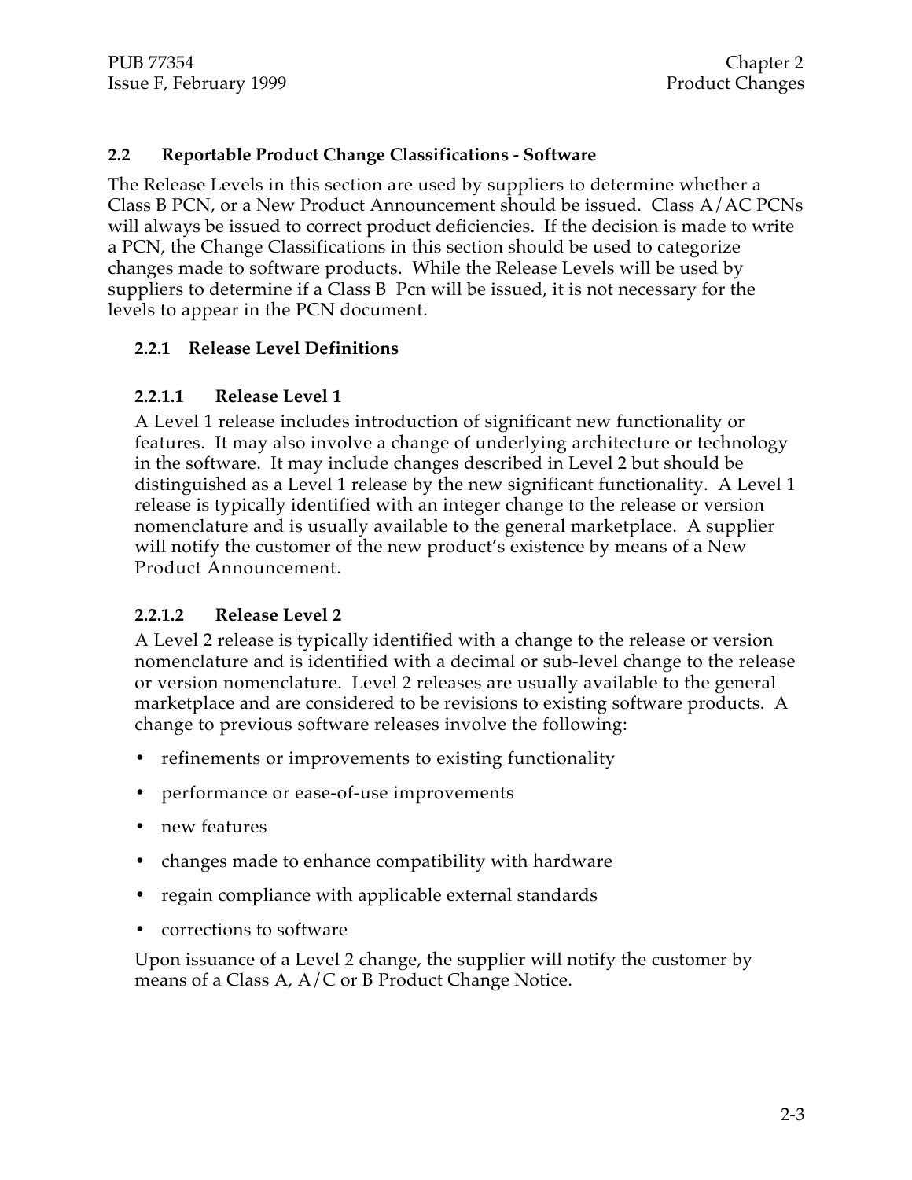## 2.2 Reportable Product Change Classifications - Software

The Release Levels in this section are used by suppliers to determine whether a Class B PCN, or a New Product Announcement should be issued. Class A/AC PCNs will always be issued to correct product deficiencies. If the decision is made to write a PCN, the Change Classifications in this section should be used to categorize changes made to software products. While the Release Levels will be used by suppliers to determine if a Class B Pcn will be issued, it is not necessary for the levels to appear in the PCN document.

### 2.2.1 Release Level Definitions

#### 2.2.1.1 Release Level 1

A Level 1 release includes introduction of significant new functionality or features. It may also involve a change of underlying architecture or technology in the software. It may include changes described in Level 2 but should be distinguished as a Level 1 release by the new significant functionality. A Level 1 release is typically identified with an integer change to the release or version nomenclature and is usually available to the general marketplace. A supplier will notify the customer of the new product's existence by means of a New Product Announcement.

#### 2.2.1.2 Release Level 2

A Level 2 release is typically identified with a change to the release or version nomenclature and is identified with a decimal or sub-level change to the release or version nomenclature. Level 2 releases are usually available to the general marketplace and are considered to be revisions to existing software products. A change to previous software releases involve the following:

- refinements or improvements to existing functionality
- performance or ease-of-use improvements
- new features
- changes made to enhance compatibility with hardware
- regain compliance with applicable external standards
- corrections to software

Upon issuance of a Level 2 change, the supplier will notify the customer by means of a Class A, A/C or B Product Change Notice.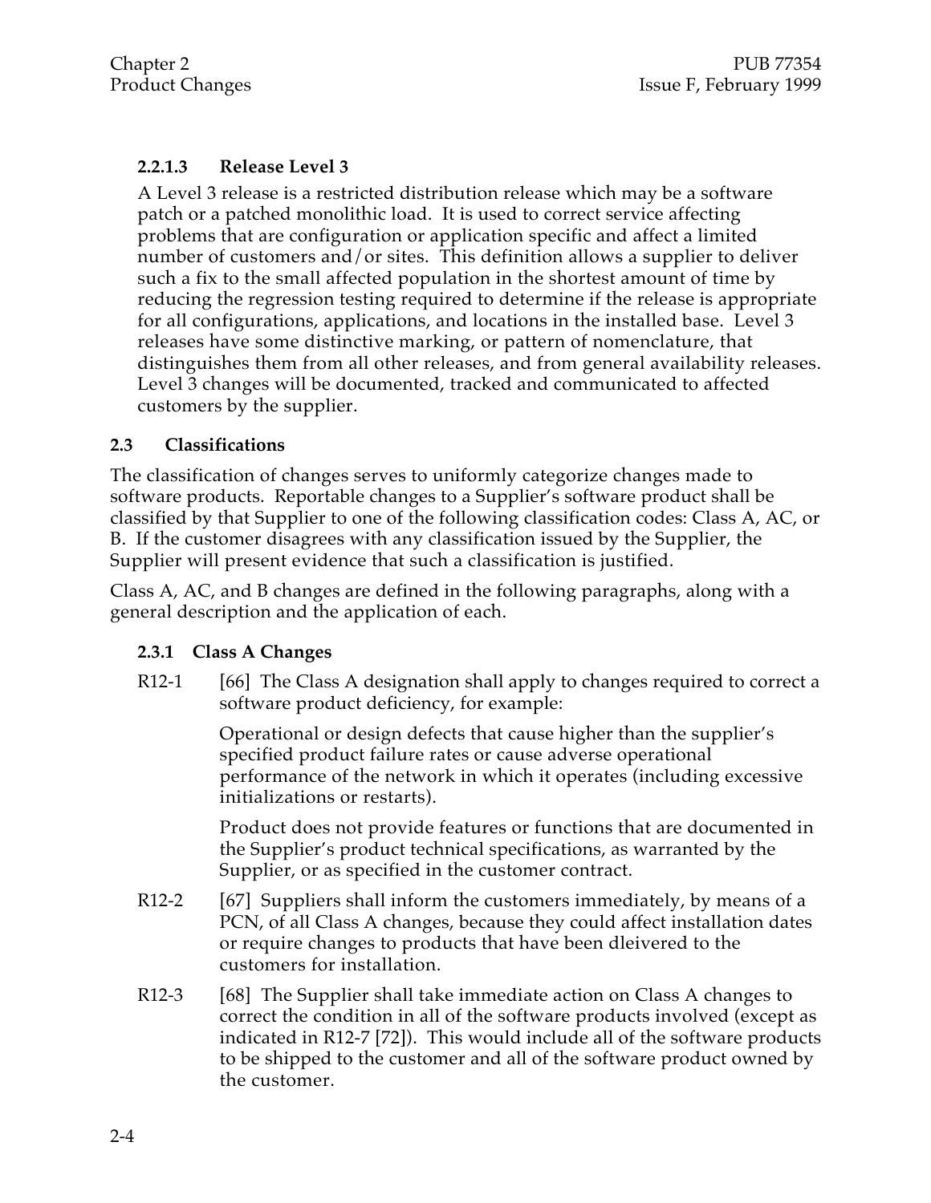#### 2.2.1.3 Release Level 3

A Level 3 release is a restricted distribution release which may be a software patch or a patched monolithic load. It is used to correct service affecting problems that are configuration or application specific and affect a limited number of customers and/or sites. This definition allows a supplier to deliver such a fix to the small affected population in the shortest amount of time by reducing the regression testing required to determine if the release is appropriate for all configurations, applications, and locations in the installed base. Level 3 releases have some distinctive marking, or pattern of nomenclature, that distinguishes them from all other releases, and from general availability releases. Level 3 changes will be documented, tracked and communicated to affected customers by the supplier.

## 2.3 Classifications

The classification of changes serves to uniformly categorize changes made to software products. Reportable changes to a Supplier's software product shall be classified by that Supplier to one of the following classification codes: Class A, AC, or B. If the customer disagrees with any classification issued by the Supplier, the Supplier will present evidence that such a classification is justified.

Class A, AC, and B changes are defined in the following paragraphs, along with a general description and the application of each.

### 2.3.1 Class A Changes

R12-1 [66] The Class A designation shall apply to changes required to correct a software product deficiency, for example:

Operational or design defects that cause higher than the supplier's specified product failure rates or cause adverse operational performance of the network in which it operates (including excessive initializations or restarts).

Product does not provide features or functions that are documented in the Supplier's product technical specifications, as warranted by the Supplier, or as specified in the customer contract.

R12-2 [67] Suppliers shall inform the customers immediately, by means of a PCN, of all Class A changes, because they could affect installation dates or require changes to products that have been dleivered to the customers for installation.

R12-3 [68] The Supplier shall take immediate action on Class A changes to correct the condition in all of the software products involved (except as indicated in R12-7 [72]). This would include all of the software products to be shipped to the customer and all of the software product owned by the customer.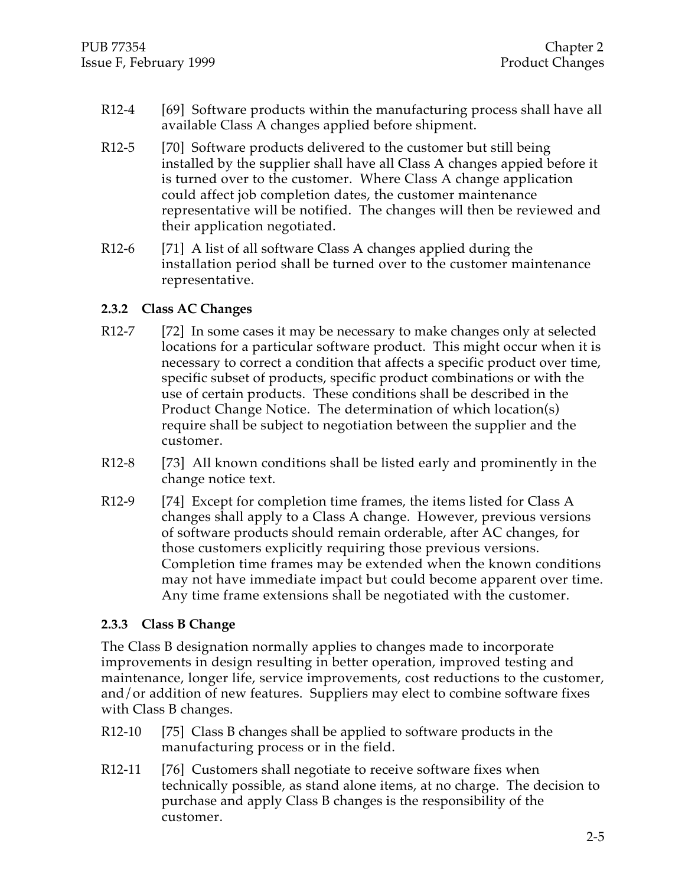R12-4 [69] Software products within the manufacturing process shall have all available Class A changes applied before shipment.

R12-5 [70] Software products delivered to the customer but still being installed by the supplier shall have all Class A changes appied before it is turned over to the customer. Where Class A change application could affect job completion dates, the customer maintenance representative will be notified. The changes will then be reviewed and their application negotiated.

R12-6 [71] A list of all software Class A changes applied during the installation period shall be turned over to the customer maintenance representative.

### 2.3.2 Class AC Changes

R12-7 [72] In some cases it may be necessary to make changes only at selected locations for a particular software product. This might occur when it is necessary to correct a condition that affects a specific product over time, specific subset of products, specific product combinations or with the use of certain products. These conditions shall be described in the Product Change Notice. The determination of which location(s) require shall be subject to negotiation between the supplier and the customer.

R12-8 [73] All known conditions shall be listed early and prominently in the change notice text.

R12-9 [74] Except for completion time frames, the items listed for Class A changes shall apply to a Class A change. However, previous versions of software products should remain orderable, after AC changes, for those customers explicitly requiring those previous versions. Completion time frames may be extended when the known conditions may not have immediate impact but could become apparent over time. Any time frame extensions shall be negotiated with the customer.

### 2.3.3 Class B Change

The Class B designation normally applies to changes made to incorporate improvements in design resulting in better operation, improved testing and maintenance, longer life, service improvements, cost reductions to the customer, and/or addition of new features. Suppliers may elect to combine software fixes with Class B changes.

R12-10 [75] Class B changes shall be applied to software products in the manufacturing process or in the field.

R12-11 [76] Customers shall negotiate to receive software fixes when technically possible, as stand alone items, at no charge. The decision to purchase and apply Class B changes is the responsibility of the customer.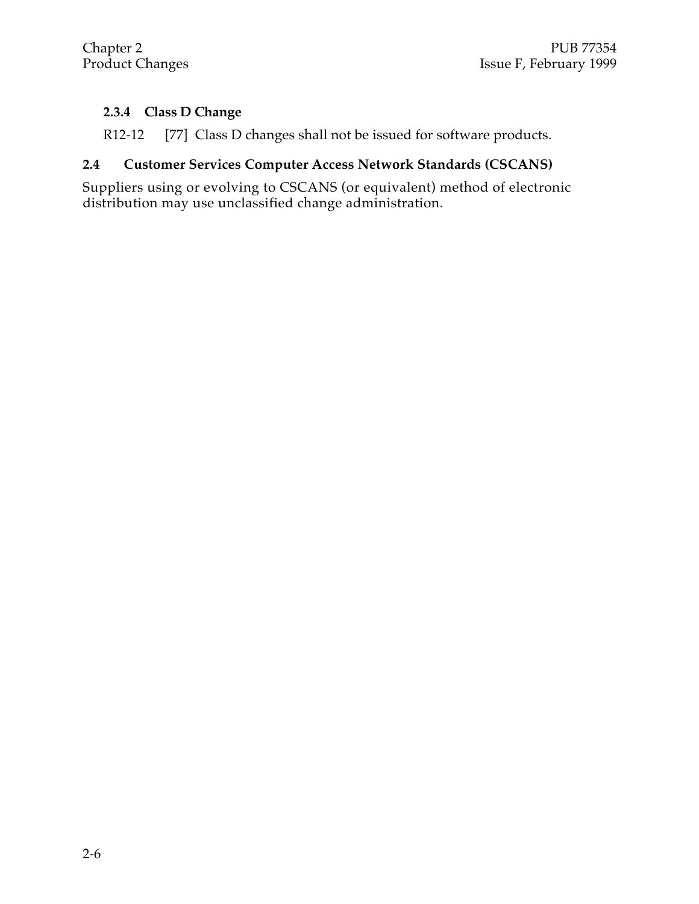#### 2.3.4 Class D Change

R12-12 [77] Class D changes shall not be issued for software products.

### 2.4 Customer Services Computer Access Network Standards (CSCANS)

Suppliers using or evolving to CSCANS (or equivalent) method of electronic distribution may use unclassified change administration.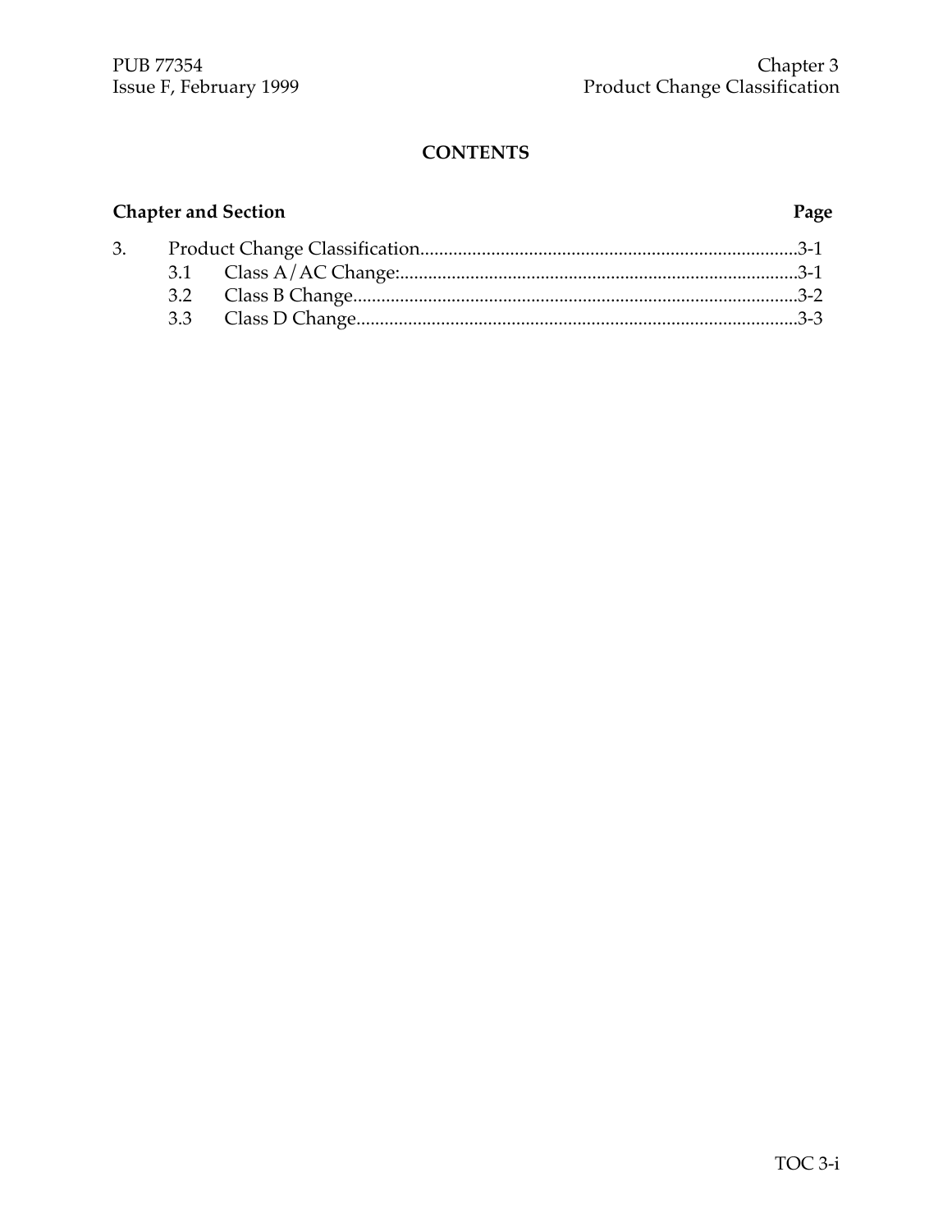# CONTENTS

| Chapter and Section | | Page |
|---|---|---|
| 3. | Product Change Classification | 3-1 |
| 3.1 | Class A/AC Change: | 3-1 |
| 3.2 | Class B Change | 3-2 |
| 3.3 | Class D Change | 3-3 |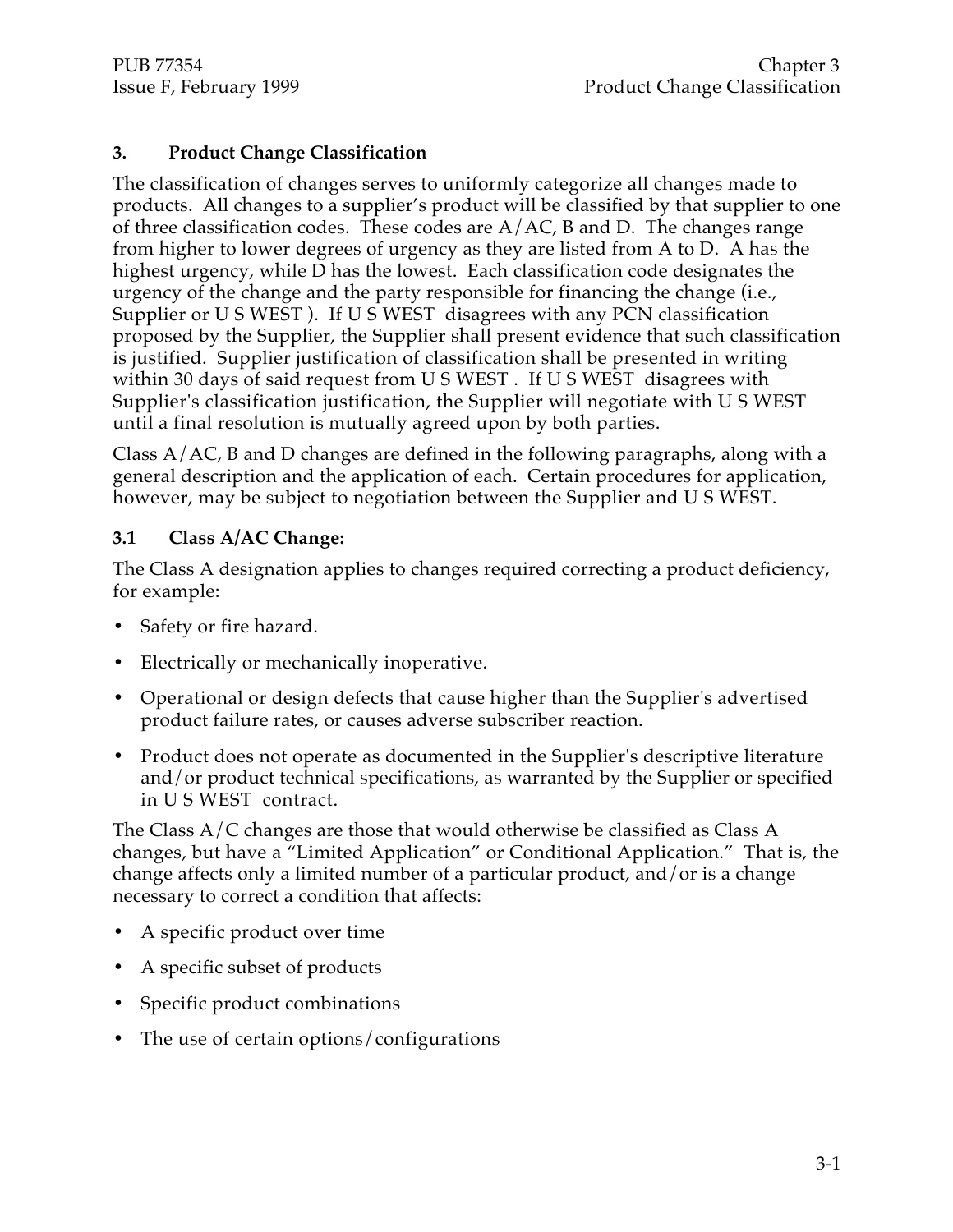## 3. Product Change Classification

The classification of changes serves to uniformly categorize all changes made to products. All changes to a supplier's product will be classified by that supplier to one of three classification codes. These codes are A/AC, B and D. The changes range from higher to lower degrees of urgency as they are listed from A to D. A has the highest urgency, while D has the lowest. Each classification code designates the urgency of the change and the party responsible for financing the change (i.e., Supplier or U S WEST ). If U S WEST disagrees with any PCN classification proposed by the Supplier, the Supplier shall present evidence that such classification is justified. Supplier justification of classification shall be presented in writing within 30 days of said request from U S WEST . If U S WEST disagrees with Supplier's classification justification, the Supplier will negotiate with U S WEST until a final resolution is mutually agreed upon by both parties.

Class A/AC, B and D changes are defined in the following paragraphs, along with a general description and the application of each. Certain procedures for application, however, may be subject to negotiation between the Supplier and U S WEST.

### 3.1 Class A/AC Change:

The Class A designation applies to changes required correcting a product deficiency, for example:

- Safety or fire hazard.
- Electrically or mechanically inoperative.
- Operational or design defects that cause higher than the Supplier's advertised product failure rates, or causes adverse subscriber reaction.
- Product does not operate as documented in the Supplier's descriptive literature and/or product technical specifications, as warranted by the Supplier or specified in U S WEST contract.

The Class A/C changes are those that would otherwise be classified as Class A changes, but have a "Limited Application" or Conditional Application." That is, the change affects only a limited number of a particular product, and/or is a change necessary to correct a condition that affects:

- A specific product over time
- A specific subset of products
- Specific product combinations
- The use of certain options/configurations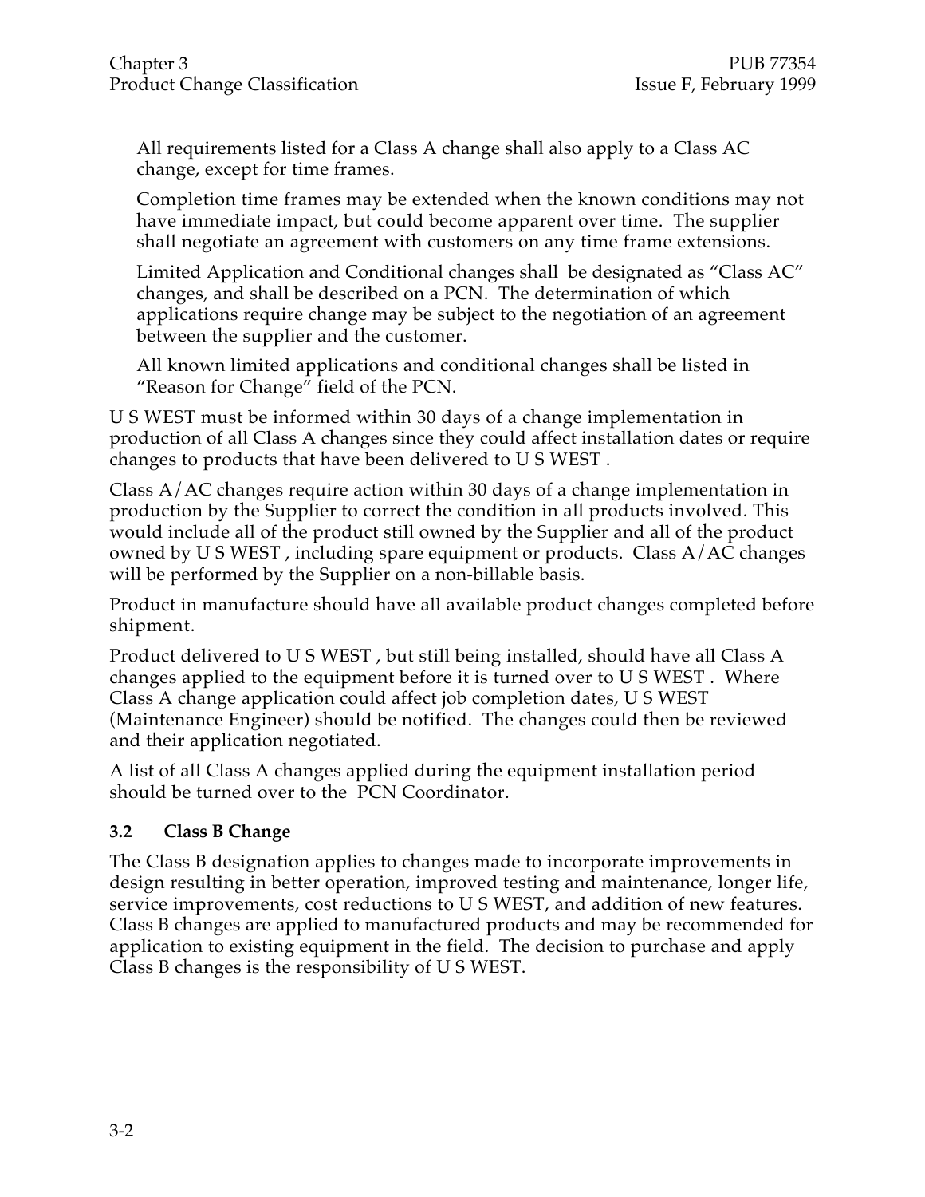All requirements listed for a Class A change shall also apply to a Class AC change, except for time frames.

Completion time frames may be extended when the known conditions may not have immediate impact, but could become apparent over time. The supplier shall negotiate an agreement with customers on any time frame extensions.

Limited Application and Conditional changes shall be designated as "Class AC" changes, and shall be described on a PCN. The determination of which applications require change may be subject to the negotiation of an agreement between the supplier and the customer.

All known limited applications and conditional changes shall be listed in "Reason for Change" field of the PCN.

U S WEST must be informed within 30 days of a change implementation in production of all Class A changes since they could affect installation dates or require changes to products that have been delivered to U S WEST .

Class A/AC changes require action within 30 days of a change implementation in production by the Supplier to correct the condition in all products involved. This would include all of the product still owned by the Supplier and all of the product owned by U S WEST , including spare equipment or products. Class A/AC changes will be performed by the Supplier on a non-billable basis.

Product in manufacture should have all available product changes completed before shipment.

Product delivered to U S WEST , but still being installed, should have all Class A changes applied to the equipment before it is turned over to U S WEST . Where Class A change application could affect job completion dates, U S WEST (Maintenance Engineer) should be notified. The changes could then be reviewed and their application negotiated.

A list of all Class A changes applied during the equipment installation period should be turned over to the PCN Coordinator.

### 3.2 Class B Change

The Class B designation applies to changes made to incorporate improvements in design resulting in better operation, improved testing and maintenance, longer life, service improvements, cost reductions to U S WEST, and addition of new features. Class B changes are applied to manufactured products and may be recommended for application to existing equipment in the field. The decision to purchase and apply Class B changes is the responsibility of U S WEST.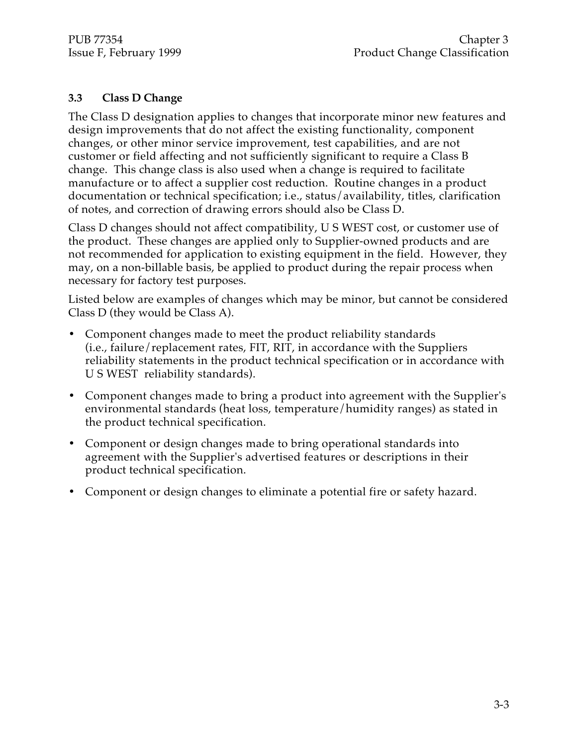### 3.3 Class D Change

The Class D designation applies to changes that incorporate minor new features and design improvements that do not affect the existing functionality, component changes, or other minor service improvement, test capabilities, and are not customer or field affecting and not sufficiently significant to require a Class B change. This change class is also used when a change is required to facilitate manufacture or to affect a supplier cost reduction. Routine changes in a product documentation or technical specification; i.e., status/availability, titles, clarification of notes, and correction of drawing errors should also be Class D.

Class D changes should not affect compatibility, U S WEST cost, or customer use of the product. These changes are applied only to Supplier-owned products and are not recommended for application to existing equipment in the field. However, they may, on a non-billable basis, be applied to product during the repair process when necessary for factory test purposes.

Listed below are examples of changes which may be minor, but cannot be considered Class D (they would be Class A).

- Component changes made to meet the product reliability standards (i.e., failure/replacement rates, FIT, RIT, in accordance with the Suppliers reliability statements in the product technical specification or in accordance with U S WEST reliability standards).
- Component changes made to bring a product into agreement with the Supplier's environmental standards (heat loss, temperature/humidity ranges) as stated in the product technical specification.
- Component or design changes made to bring operational standards into agreement with the Supplier's advertised features or descriptions in their product technical specification.
- Component or design changes to eliminate a potential fire or safety hazard.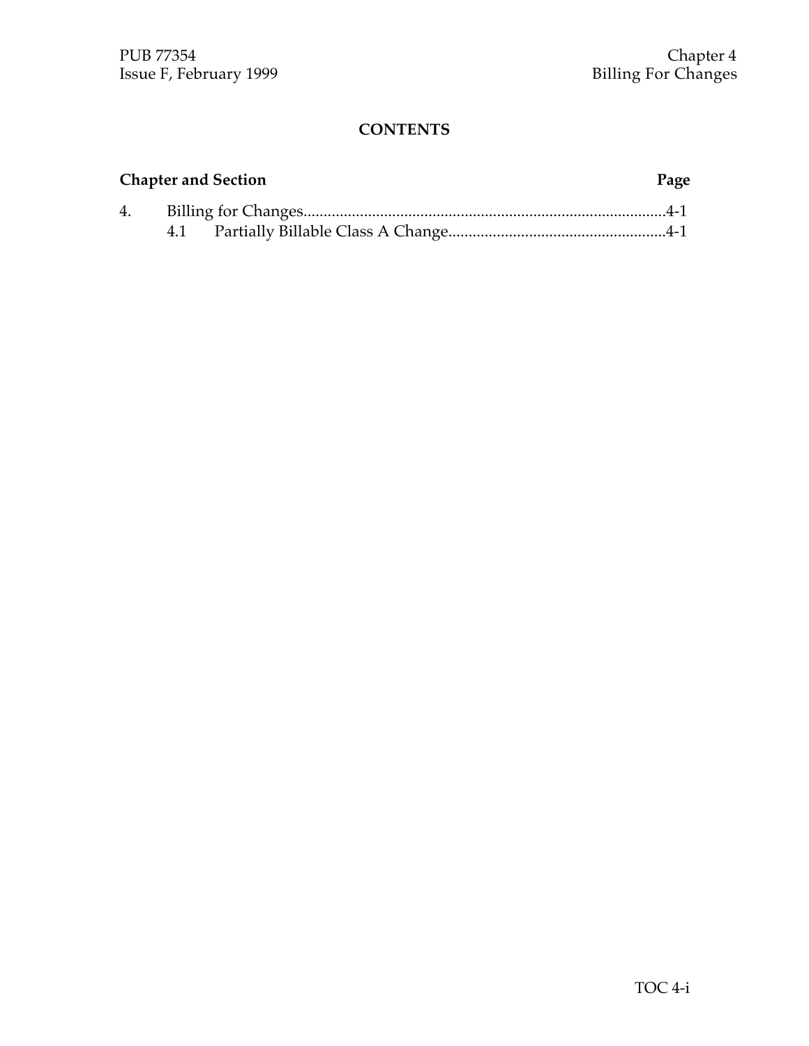## CONTENTS

| Chapter and Section | | Page |
|---|---|---|
| 4. | Billing for Changes | 4-1 |
| | 4.1 Partially Billable Class A Change | 4-1 |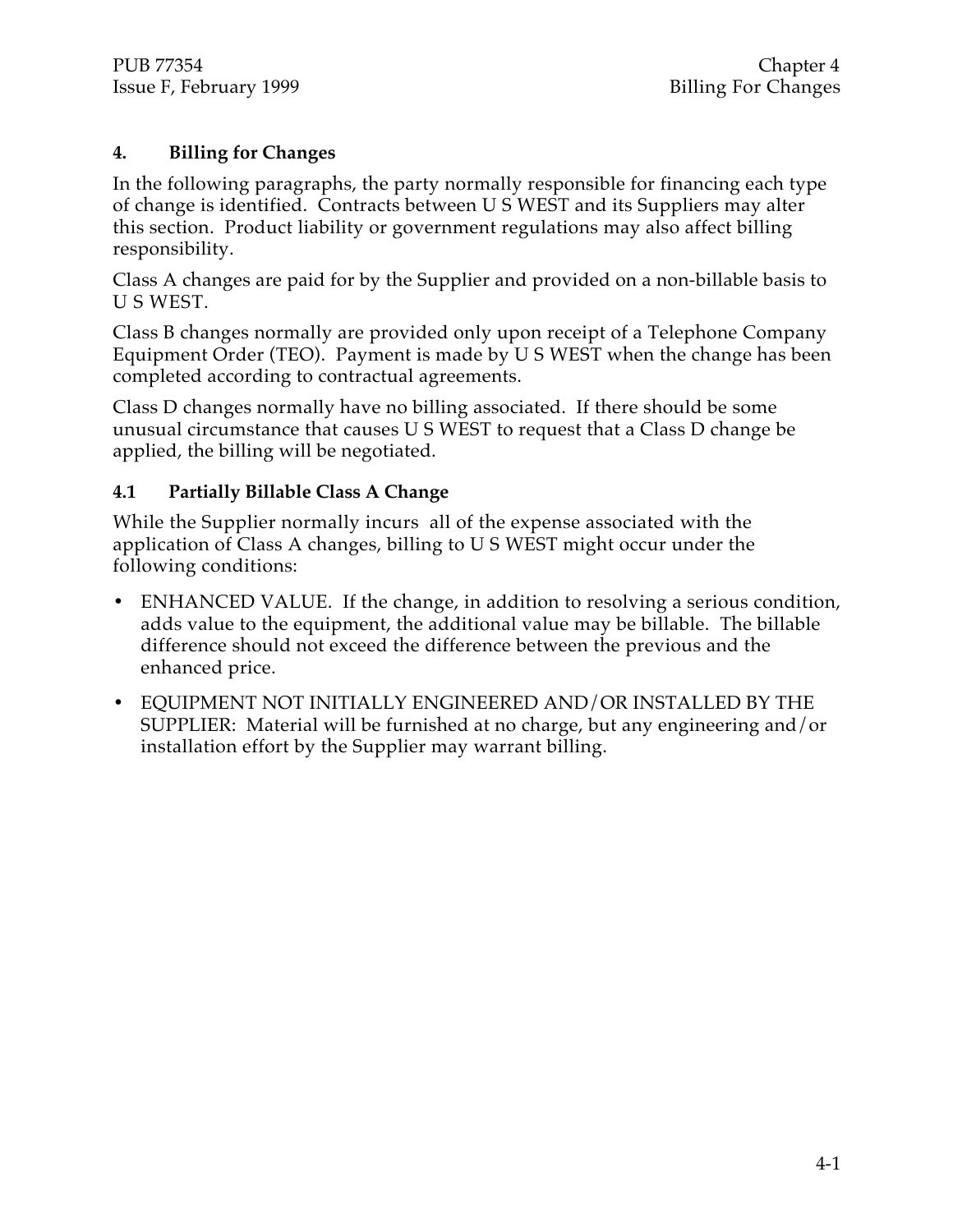# 4. Billing for Changes

In the following paragraphs, the party normally responsible for financing each type of change is identified. Contracts between U S WEST and its Suppliers may alter this section. Product liability or government regulations may also affect billing responsibility.

Class A changes are paid for by the Supplier and provided on a non-billable basis to U S WEST.

Class B changes normally are provided only upon receipt of a Telephone Company Equipment Order (TEO). Payment is made by U S WEST when the change has been completed according to contractual agreements.

Class D changes normally have no billing associated. If there should be some unusual circumstance that causes U S WEST to request that a Class D change be applied, the billing will be negotiated.

## 4.1 Partially Billable Class A Change

While the Supplier normally incurs all of the expense associated with the application of Class A changes, billing to U S WEST might occur under the following conditions:

- ENHANCED VALUE. If the change, in addition to resolving a serious condition, adds value to the equipment, the additional value may be billable. The billable difference should not exceed the difference between the previous and the enhanced price.
- EQUIPMENT NOT INITIALLY ENGINEERED AND/OR INSTALLED BY THE SUPPLIER: Material will be furnished at no charge, but any engineering and/or installation effort by the Supplier may warrant billing.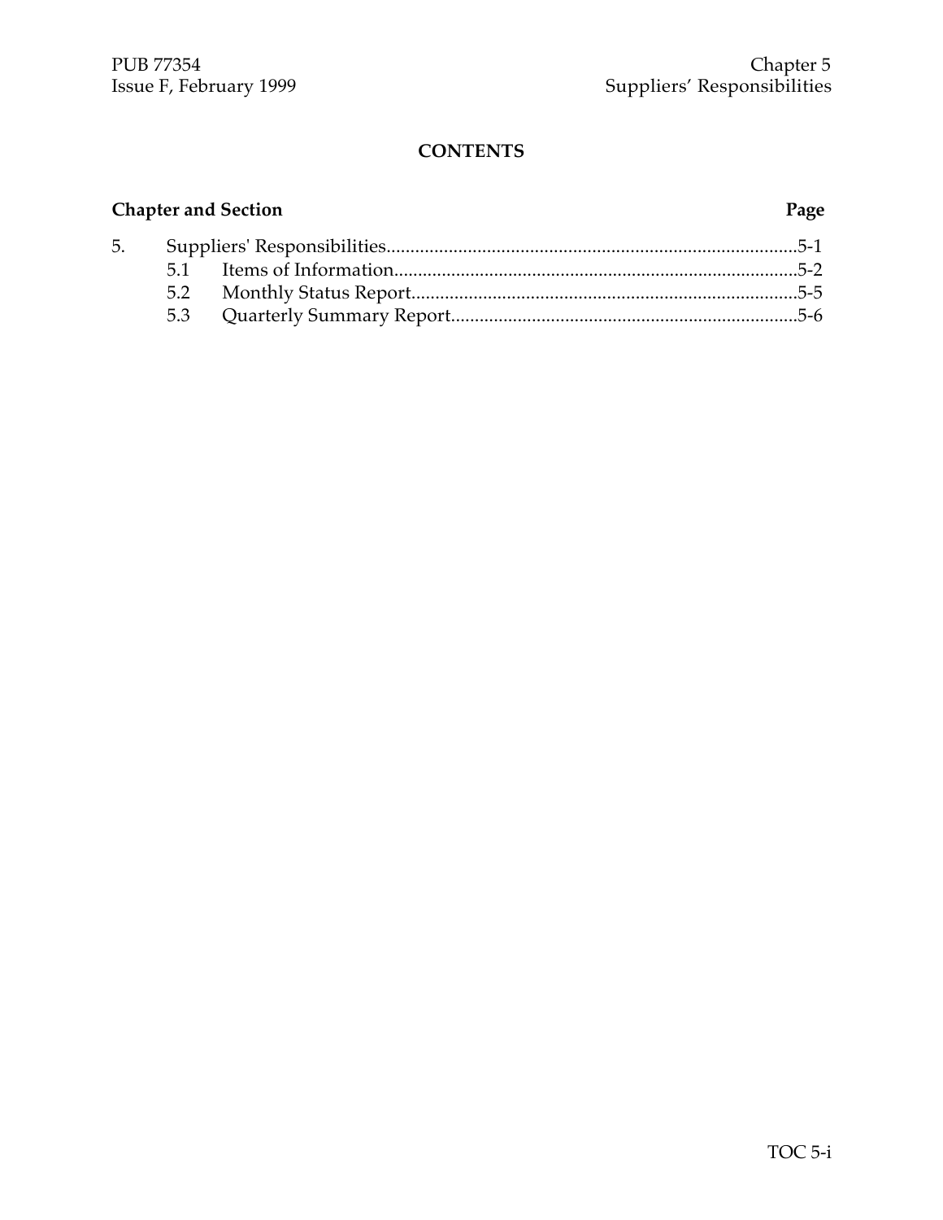## CONTENTS

| Chapter and Section | | Page |
|---|---|---|
| 5. | Suppliers' Responsibilities | 5-1 |
| 5.1 | Items of Information | 5-2 |
| 5.2 | Monthly Status Report | 5-5 |
| 5.3 | Quarterly Summary Report | 5-6 |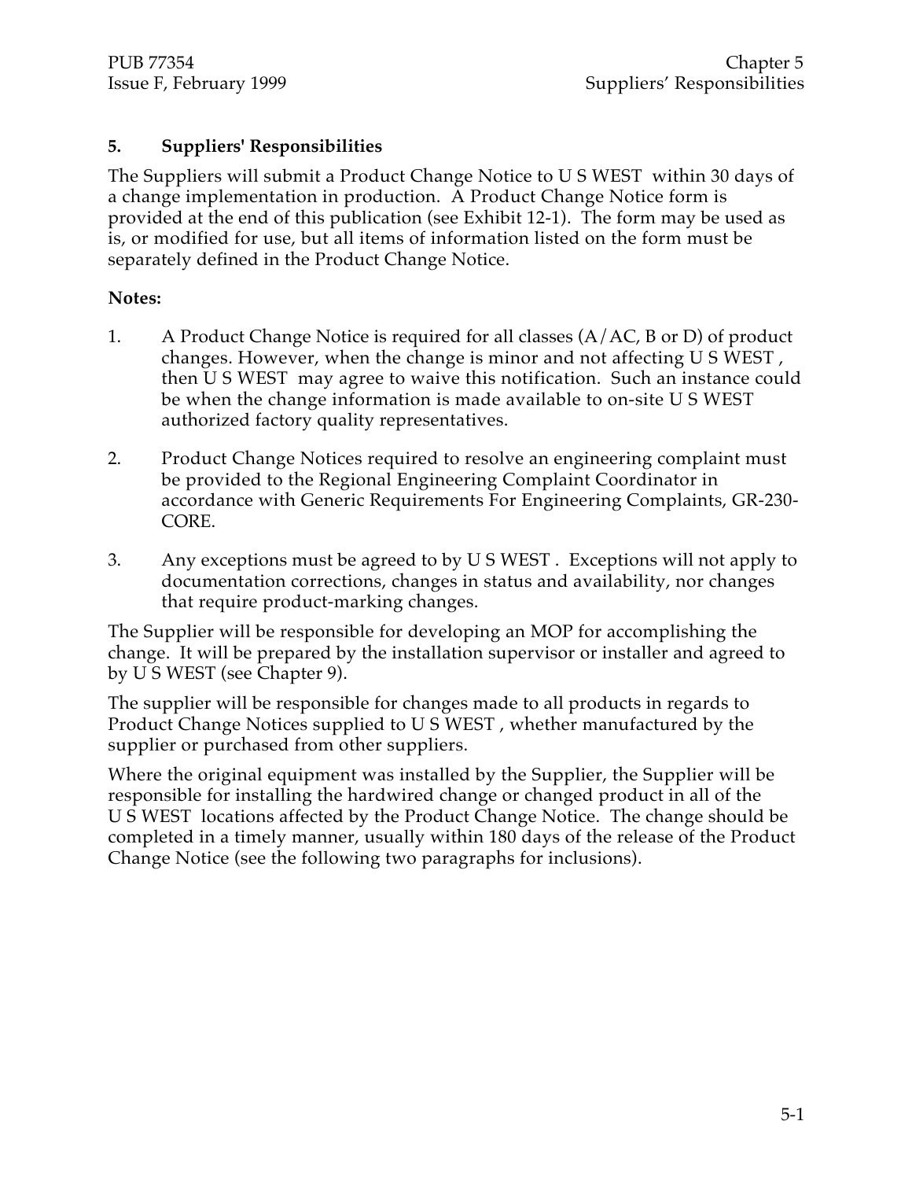# 5. Suppliers' Responsibilities

The Suppliers will submit a Product Change Notice to U S WEST within 30 days of a change implementation in production. A Product Change Notice form is provided at the end of this publication (see Exhibit 12-1). The form may be used as is, or modified for use, but all items of information listed on the form must be separately defined in the Product Change Notice.

**Notes:**

1. A Product Change Notice is required for all classes (A/AC, B or D) of product changes. However, when the change is minor and not affecting U S WEST, then U S WEST may agree to waive this notification. Such an instance could be when the change information is made available to on-site U S WEST authorized factory quality representatives.

2. Product Change Notices required to resolve an engineering complaint must be provided to the Regional Engineering Complaint Coordinator in accordance with Generic Requirements For Engineering Complaints, GR-230-CORE.

3. Any exceptions must be agreed to by U S WEST. Exceptions will not apply to documentation corrections, changes in status and availability, nor changes that require product-marking changes.

The Supplier will be responsible for developing an MOP for accomplishing the change. It will be prepared by the installation supervisor or installer and agreed to by U S WEST (see Chapter 9).

The supplier will be responsible for changes made to all products in regards to Product Change Notices supplied to U S WEST, whether manufactured by the supplier or purchased from other suppliers.

Where the original equipment was installed by the Supplier, the Supplier will be responsible for installing the hardwired change or changed product in all of the U S WEST locations affected by the Product Change Notice. The change should be completed in a timely manner, usually within 180 days of the release of the Product Change Notice (see the following two paragraphs for inclusions).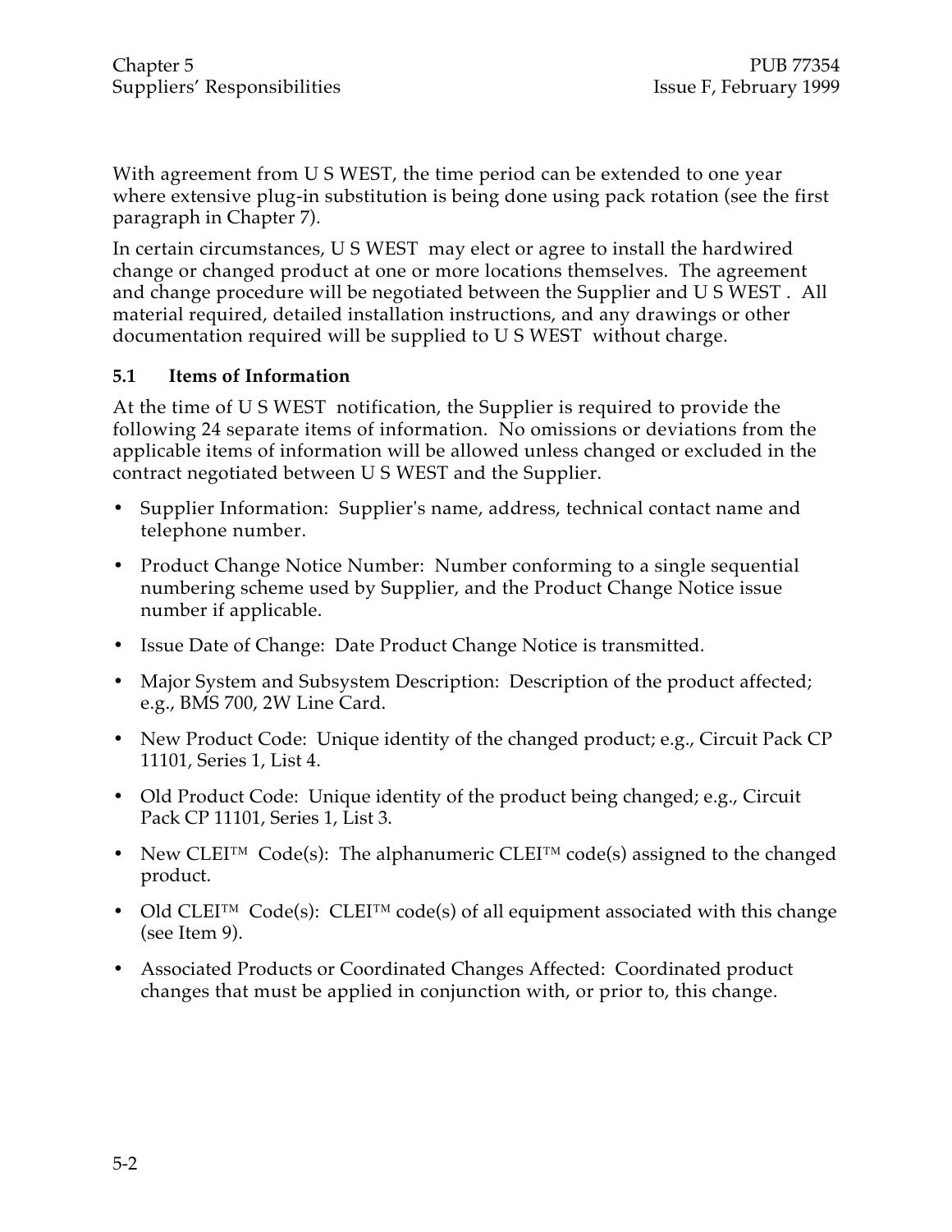With agreement from U S WEST, the time period can be extended to one year where extensive plug-in substitution is being done using pack rotation (see the first paragraph in Chapter 7).

In certain circumstances, U S WEST may elect or agree to install the hardwired change or changed product at one or more locations themselves. The agreement and change procedure will be negotiated between the Supplier and U S WEST . All material required, detailed installation instructions, and any drawings or other documentation required will be supplied to U S WEST without charge.

### 5.1 Items of Information

At the time of U S WEST notification, the Supplier is required to provide the following 24 separate items of information. No omissions or deviations from the applicable items of information will be allowed unless changed or excluded in the contract negotiated between U S WEST and the Supplier.

- Supplier Information: Supplier's name, address, technical contact name and telephone number.
- Product Change Notice Number: Number conforming to a single sequential numbering scheme used by Supplier, and the Product Change Notice issue number if applicable.
- Issue Date of Change: Date Product Change Notice is transmitted.
- Major System and Subsystem Description: Description of the product affected; e.g., BMS 700, 2W Line Card.
- New Product Code: Unique identity of the changed product; e.g., Circuit Pack CP 11101, Series 1, List 4.
- Old Product Code: Unique identity of the product being changed; e.g., Circuit Pack CP 11101, Series 1, List 3.
- New CLEI™ Code(s): The alphanumeric CLEI™ code(s) assigned to the changed product.
- Old CLEI™ Code(s): CLEI™ code(s) of all equipment associated with this change (see Item 9).
- Associated Products or Coordinated Changes Affected: Coordinated product changes that must be applied in conjunction with, or prior to, this change.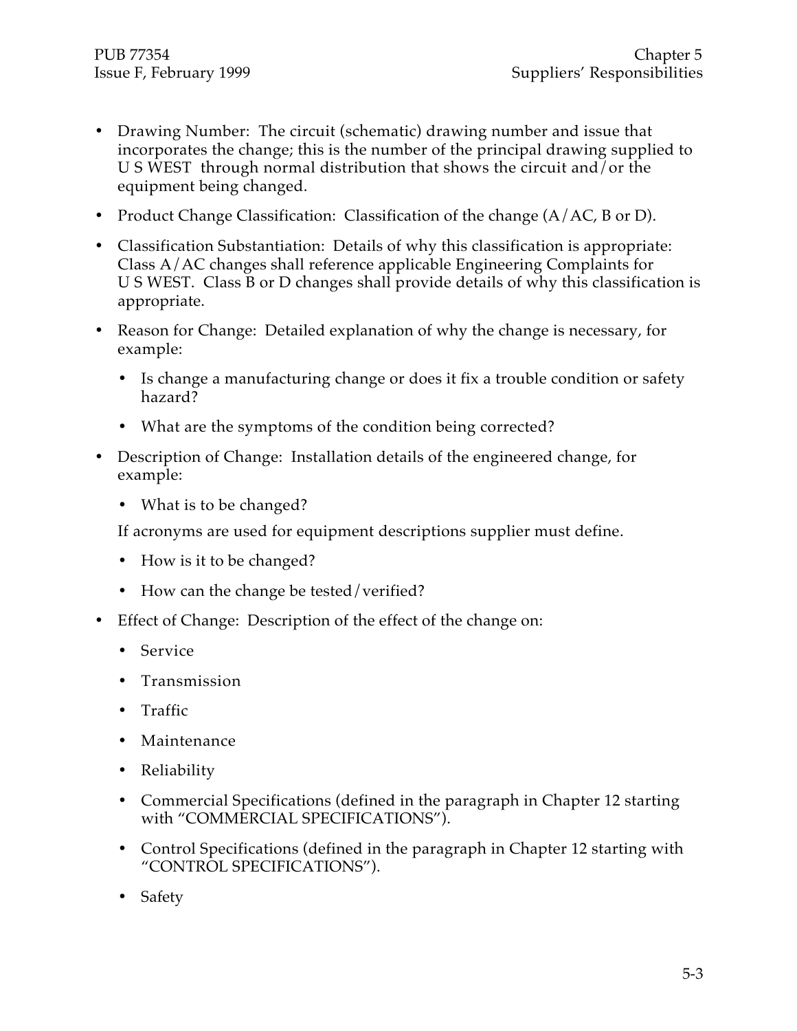- Drawing Number: The circuit (schematic) drawing number and issue that incorporates the change; this is the number of the principal drawing supplied to U S WEST through normal distribution that shows the circuit and/or the equipment being changed.
- Product Change Classification: Classification of the change (A/AC, B or D).
- Classification Substantiation: Details of why this classification is appropriate: Class A/AC changes shall reference applicable Engineering Complaints for U S WEST. Class B or D changes shall provide details of why this classification is appropriate.
- Reason for Change: Detailed explanation of why the change is necessary, for example:
  - Is change a manufacturing change or does it fix a trouble condition or safety hazard?
  - What are the symptoms of the condition being corrected?
- Description of Change: Installation details of the engineered change, for example:
  - What is to be changed?

  If acronyms are used for equipment descriptions supplier must define.
  - How is it to be changed?
  - How can the change be tested/verified?
- Effect of Change: Description of the effect of the change on:
  - Service
  - Transmission
  - Traffic
  - Maintenance
  - Reliability
  - Commercial Specifications (defined in the paragraph in Chapter 12 starting with "COMMERCIAL SPECIFICATIONS").
  - Control Specifications (defined in the paragraph in Chapter 12 starting with "CONTROL SPECIFICATIONS").
  - Safety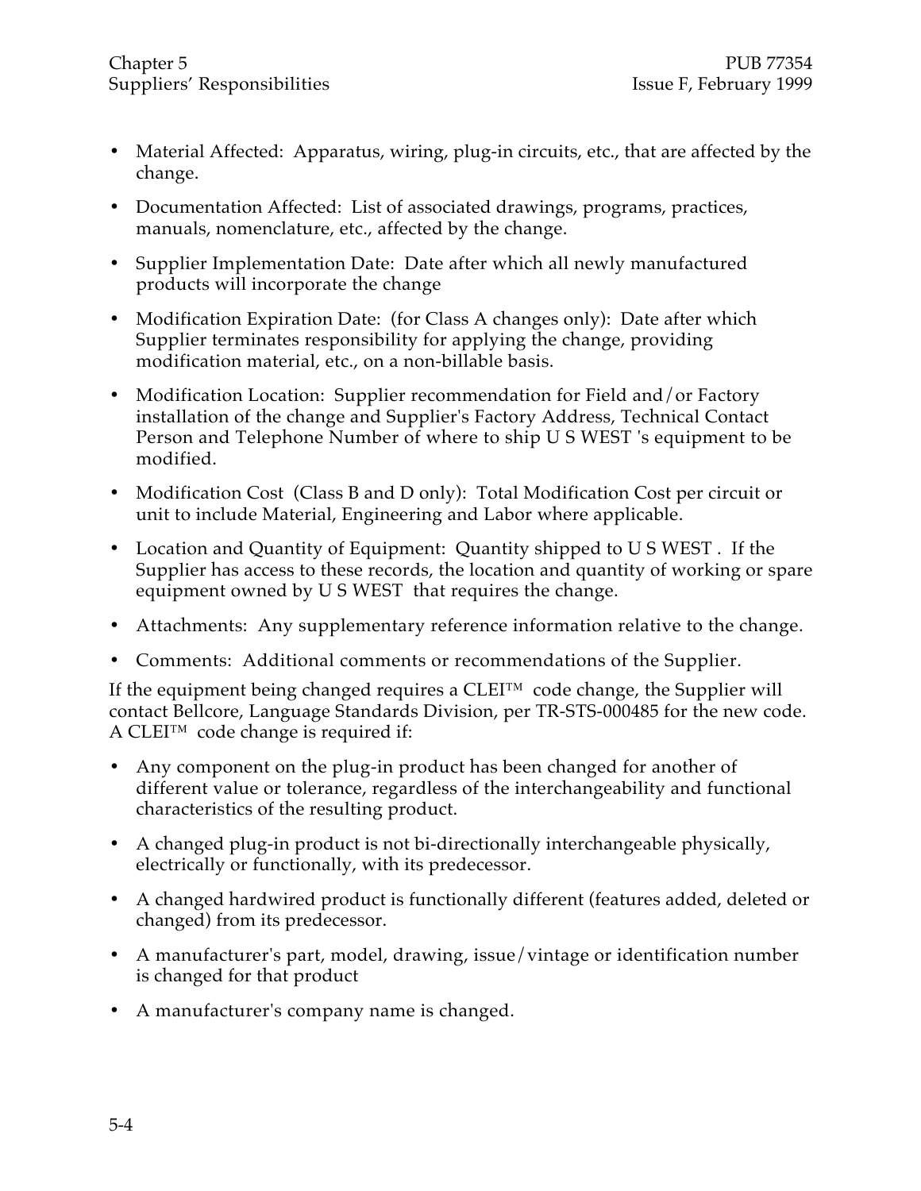- Material Affected: Apparatus, wiring, plug-in circuits, etc., that are affected by the change.
- Documentation Affected: List of associated drawings, programs, practices, manuals, nomenclature, etc., affected by the change.
- Supplier Implementation Date: Date after which all newly manufactured products will incorporate the change
- Modification Expiration Date: (for Class A changes only): Date after which Supplier terminates responsibility for applying the change, providing modification material, etc., on a non-billable basis.
- Modification Location: Supplier recommendation for Field and/or Factory installation of the change and Supplier's Factory Address, Technical Contact Person and Telephone Number of where to ship U S WEST 's equipment to be modified.
- Modification Cost (Class B and D only): Total Modification Cost per circuit or unit to include Material, Engineering and Labor where applicable.
- Location and Quantity of Equipment: Quantity shipped to U S WEST . If the Supplier has access to these records, the location and quantity of working or spare equipment owned by U S WEST that requires the change.
- Attachments: Any supplementary reference information relative to the change.
- Comments: Additional comments or recommendations of the Supplier.

If the equipment being changed requires a CLEI™ code change, the Supplier will contact Bellcore, Language Standards Division, per TR-STS-000485 for the new code. A CLEI™ code change is required if:

- Any component on the plug-in product has been changed for another of different value or tolerance, regardless of the interchangeability and functional characteristics of the resulting product.
- A changed plug-in product is not bi-directionally interchangeable physically, electrically or functionally, with its predecessor.
- A changed hardwired product is functionally different (features added, deleted or changed) from its predecessor.
- A manufacturer's part, model, drawing, issue/vintage or identification number is changed for that product
- A manufacturer's company name is changed.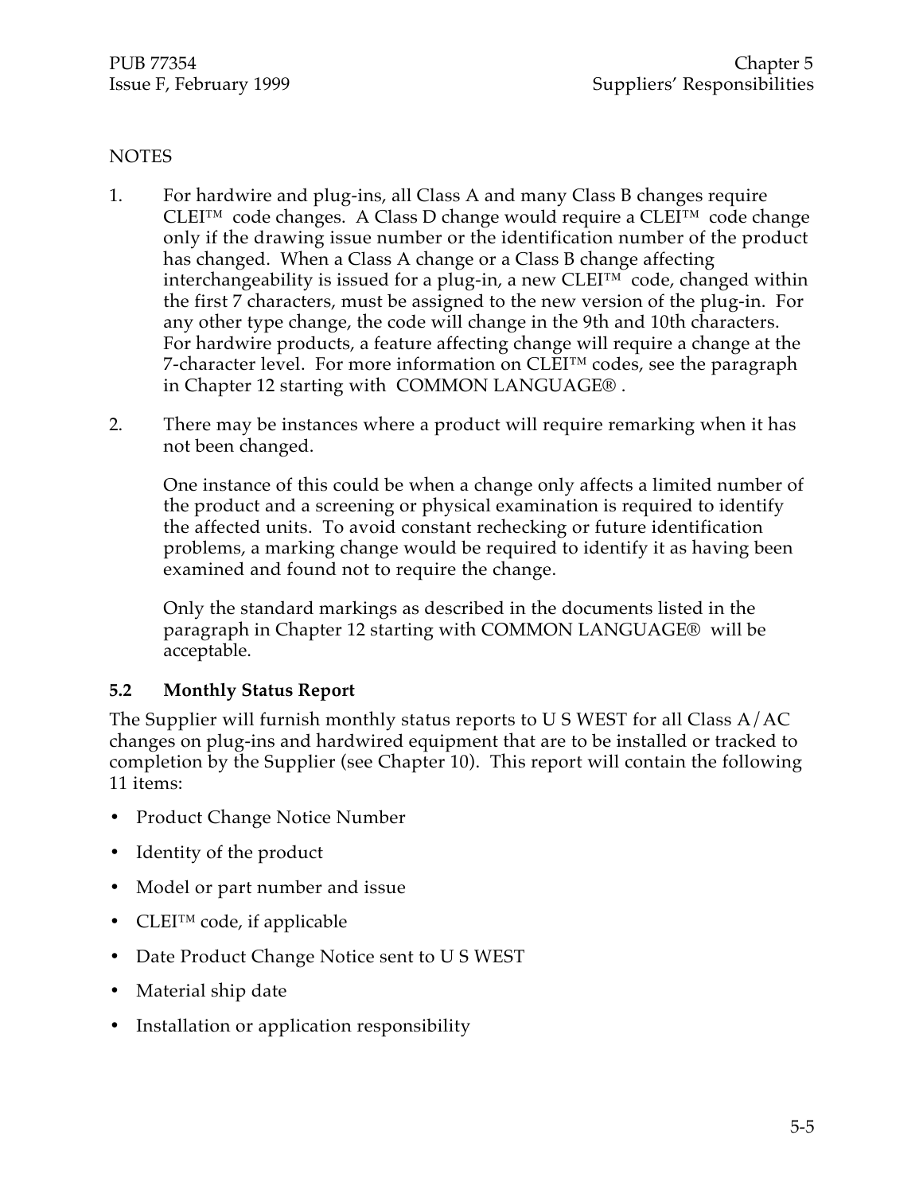NOTES

1. For hardwire and plug-ins, all Class A and many Class B changes require CLEI™ code changes. A Class D change would require a CLEI™ code change only if the drawing issue number or the identification number of the product has changed. When a Class A change or a Class B change affecting interchangeability is issued for a plug-in, a new CLEI™ code, changed within the first 7 characters, must be assigned to the new version of the plug-in. For any other type change, the code will change in the 9th and 10th characters. For hardwire products, a feature affecting change will require a change at the 7-character level. For more information on CLEI™ codes, see the paragraph in Chapter 12 starting with COMMON LANGUAGE® .

2. There may be instances where a product will require remarking when it has not been changed.

   One instance of this could be when a change only affects a limited number of the product and a screening or physical examination is required to identify the affected units. To avoid constant rechecking or future identification problems, a marking change would be required to identify it as having been examined and found not to require the change.

   Only the standard markings as described in the documents listed in the paragraph in Chapter 12 starting with COMMON LANGUAGE® will be acceptable.

### 5.2 Monthly Status Report

The Supplier will furnish monthly status reports to U S WEST for all Class A/AC changes on plug-ins and hardwired equipment that are to be installed or tracked to completion by the Supplier (see Chapter 10). This report will contain the following 11 items:

- Product Change Notice Number
- Identity of the product
- Model or part number and issue
- CLEI™ code, if applicable
- Date Product Change Notice sent to U S WEST
- Material ship date
- Installation or application responsibility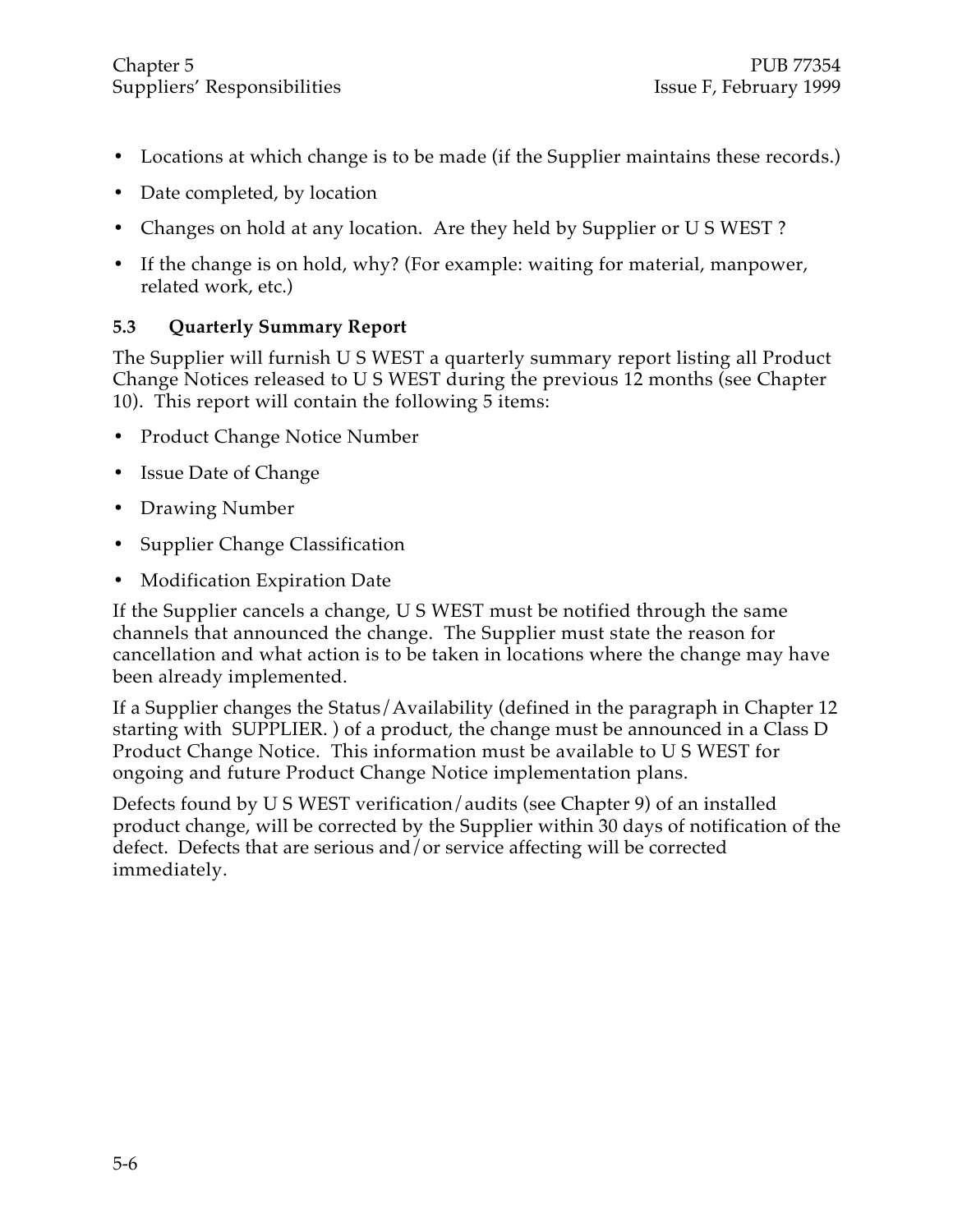- Locations at which change is to be made (if the Supplier maintains these records.)
- Date completed, by location
- Changes on hold at any location. Are they held by Supplier or U S WEST ?
- If the change is on hold, why? (For example: waiting for material, manpower, related work, etc.)

### 5.3 Quarterly Summary Report

The Supplier will furnish U S WEST a quarterly summary report listing all Product Change Notices released to U S WEST during the previous 12 months (see Chapter 10). This report will contain the following 5 items:

- Product Change Notice Number
- Issue Date of Change
- Drawing Number
- Supplier Change Classification
- Modification Expiration Date

If the Supplier cancels a change, U S WEST must be notified through the same channels that announced the change. The Supplier must state the reason for cancellation and what action is to be taken in locations where the change may have been already implemented.

If a Supplier changes the Status/Availability (defined in the paragraph in Chapter 12 starting with SUPPLIER. ) of a product, the change must be announced in a Class D Product Change Notice. This information must be available to U S WEST for ongoing and future Product Change Notice implementation plans.

Defects found by U S WEST verification/audits (see Chapter 9) of an installed product change, will be corrected by the Supplier within 30 days of notification of the defect. Defects that are serious and/or service affecting will be corrected immediately.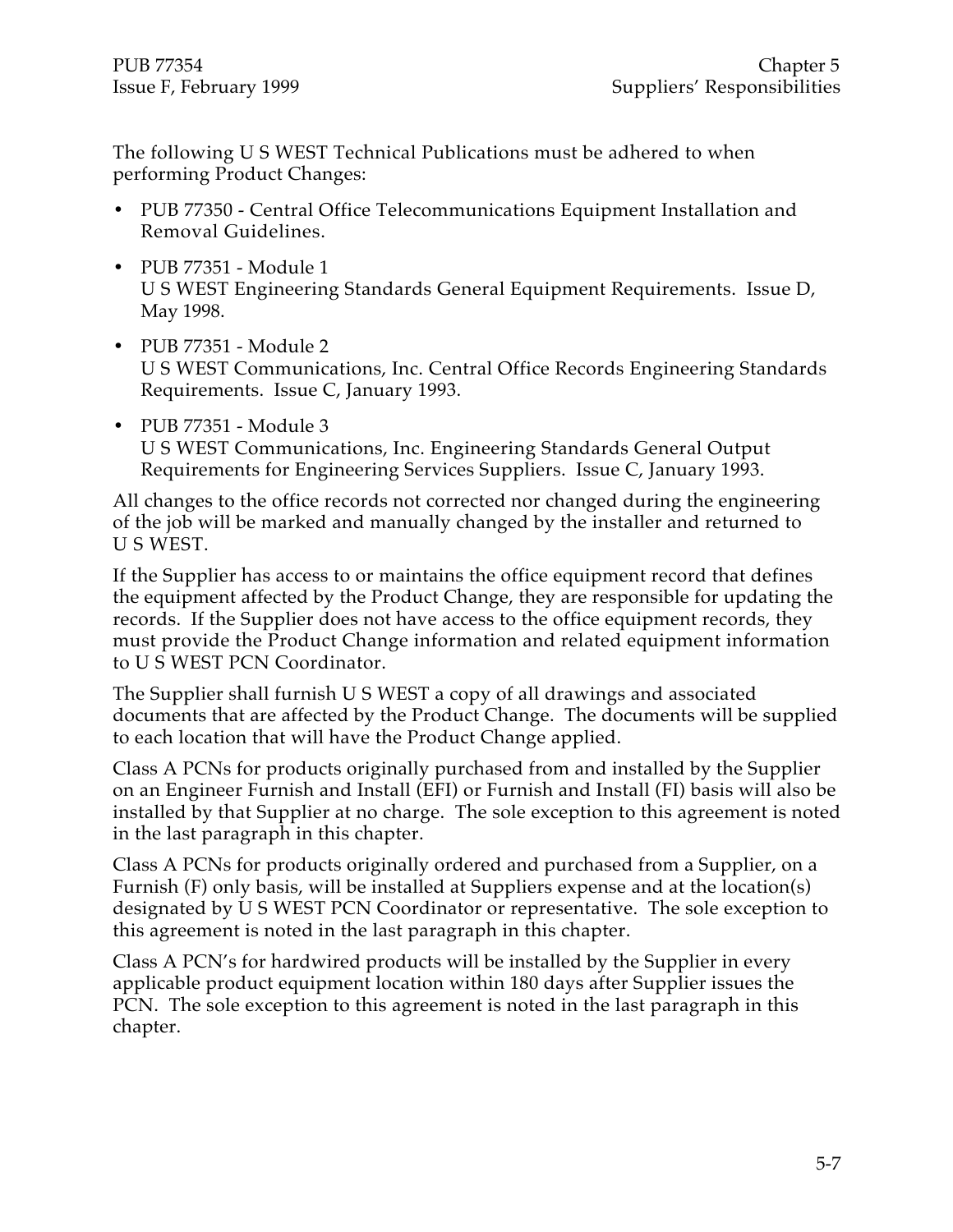The following U S WEST Technical Publications must be adhered to when performing Product Changes:

- PUB 77350 - Central Office Telecommunications Equipment Installation and Removal Guidelines.
- PUB 77351 - Module 1
  U S WEST Engineering Standards General Equipment Requirements. Issue D, May 1998.
- PUB 77351 - Module 2
  U S WEST Communications, Inc. Central Office Records Engineering Standards Requirements. Issue C, January 1993.
- PUB 77351 - Module 3
  U S WEST Communications, Inc. Engineering Standards General Output Requirements for Engineering Services Suppliers. Issue C, January 1993.

All changes to the office records not corrected nor changed during the engineering of the job will be marked and manually changed by the installer and returned to U S WEST.

If the Supplier has access to or maintains the office equipment record that defines the equipment affected by the Product Change, they are responsible for updating the records. If the Supplier does not have access to the office equipment records, they must provide the Product Change information and related equipment information to U S WEST PCN Coordinator.

The Supplier shall furnish U S WEST a copy of all drawings and associated documents that are affected by the Product Change. The documents will be supplied to each location that will have the Product Change applied.

Class A PCNs for products originally purchased from and installed by the Supplier on an Engineer Furnish and Install (EFI) or Furnish and Install (FI) basis will also be installed by that Supplier at no charge. The sole exception to this agreement is noted in the last paragraph in this chapter.

Class A PCNs for products originally ordered and purchased from a Supplier, on a Furnish (F) only basis, will be installed at Suppliers expense and at the location(s) designated by U S WEST PCN Coordinator or representative. The sole exception to this agreement is noted in the last paragraph in this chapter.

Class A PCN's for hardwired products will be installed by the Supplier in every applicable product equipment location within 180 days after Supplier issues the PCN. The sole exception to this agreement is noted in the last paragraph in this chapter.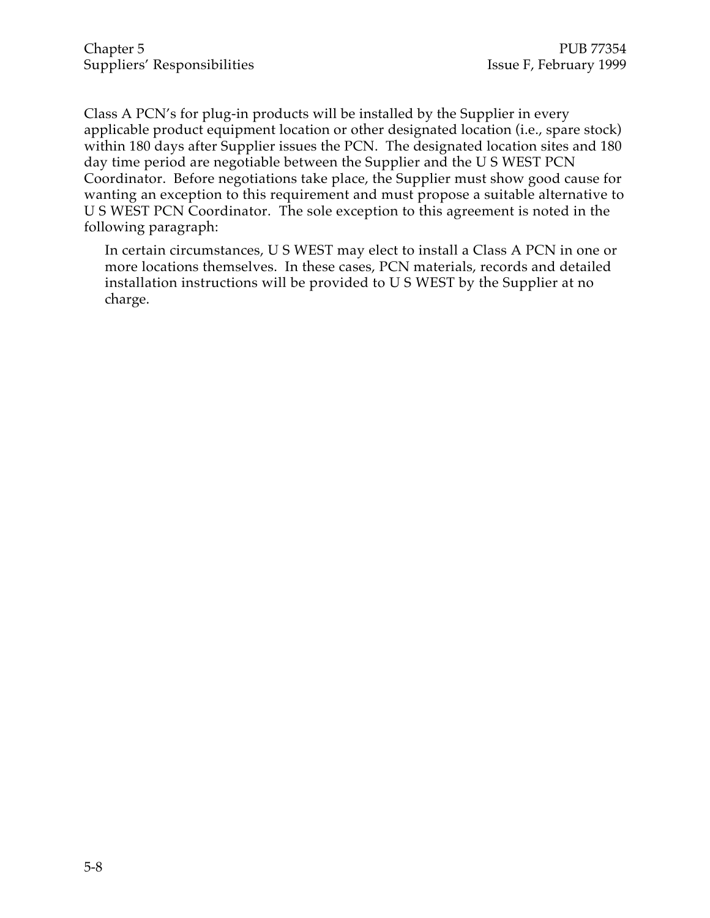Class A PCN's for plug-in products will be installed by the Supplier in every applicable product equipment location or other designated location (i.e., spare stock) within 180 days after Supplier issues the PCN. The designated location sites and 180 day time period are negotiable between the Supplier and the U S WEST PCN Coordinator. Before negotiations take place, the Supplier must show good cause for wanting an exception to this requirement and must propose a suitable alternative to U S WEST PCN Coordinator. The sole exception to this agreement is noted in the following paragraph:

> In certain circumstances, U S WEST may elect to install a Class A PCN in one or more locations themselves. In these cases, PCN materials, records and detailed installation instructions will be provided to U S WEST by the Supplier at no charge.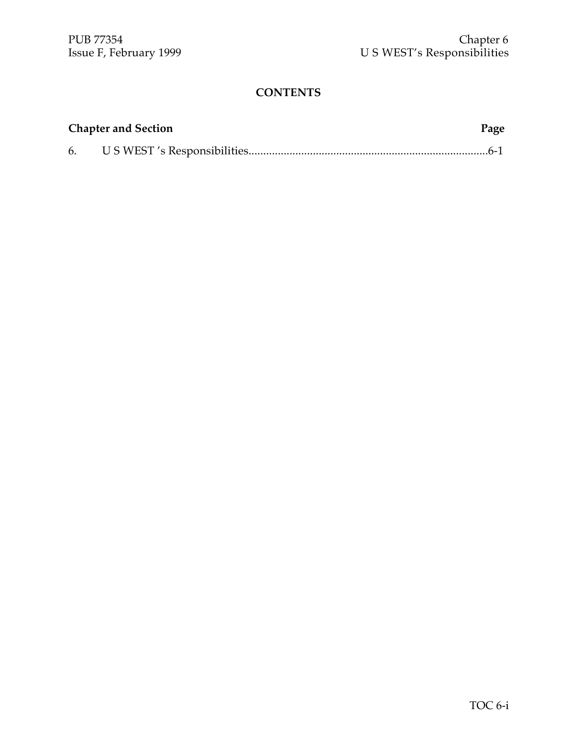## CONTENTS

| Chapter and Section | | Page |
|---|---|---|
| 6. | U S WEST 's Responsibilities | 6-1 |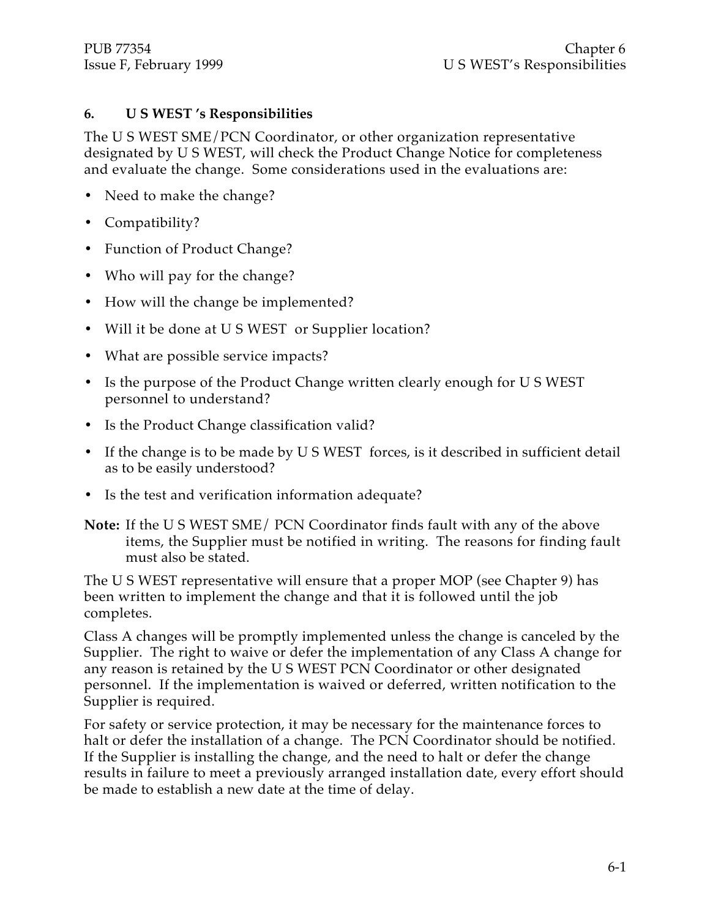# 6. U S WEST 's Responsibilities

The U S WEST SME/PCN Coordinator, or other organization representative designated by U S WEST, will check the Product Change Notice for completeness and evaluate the change. Some considerations used in the evaluations are:

- Need to make the change?
- Compatibility?
- Function of Product Change?
- Who will pay for the change?
- How will the change be implemented?
- Will it be done at U S WEST or Supplier location?
- What are possible service impacts?
- Is the purpose of the Product Change written clearly enough for U S WEST personnel to understand?
- Is the Product Change classification valid?
- If the change is to be made by U S WEST forces, is it described in sufficient detail as to be easily understood?
- Is the test and verification information adequate?

**Note:** If the U S WEST SME/ PCN Coordinator finds fault with any of the above items, the Supplier must be notified in writing. The reasons for finding fault must also be stated.

The U S WEST representative will ensure that a proper MOP (see Chapter 9) has been written to implement the change and that it is followed until the job completes.

Class A changes will be promptly implemented unless the change is canceled by the Supplier. The right to waive or defer the implementation of any Class A change for any reason is retained by the U S WEST PCN Coordinator or other designated personnel. If the implementation is waived or deferred, written notification to the Supplier is required.

For safety or service protection, it may be necessary for the maintenance forces to halt or defer the installation of a change. The PCN Coordinator should be notified. If the Supplier is installing the change, and the need to halt or defer the change results in failure to meet a previously arranged installation date, every effort should be made to establish a new date at the time of delay.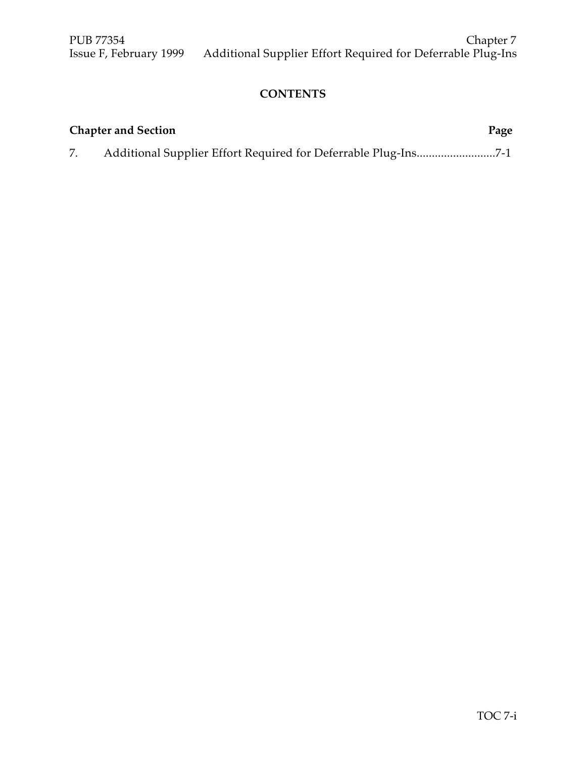# CONTENTS

| Chapter and Section | Page |
| --- | --- |
| 7. Additional Supplier Effort Required for Deferrable Plug-Ins | 7-1 |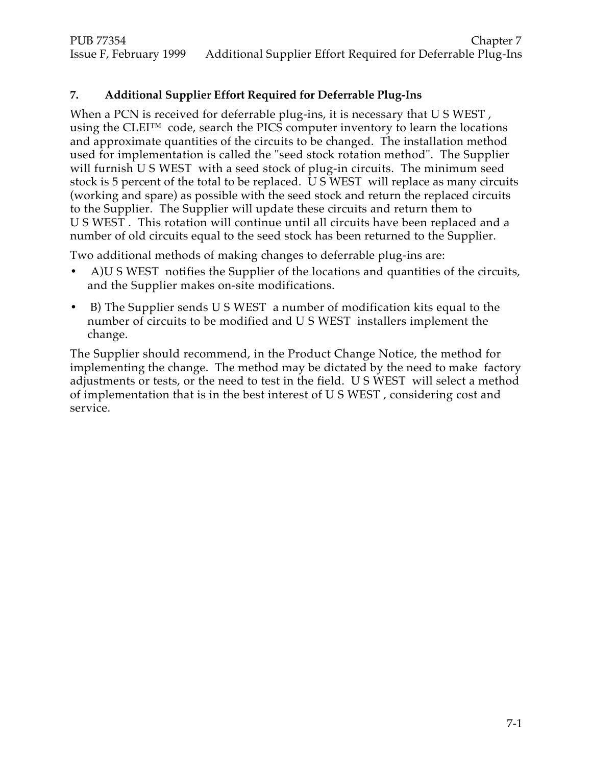## 7. Additional Supplier Effort Required for Deferrable Plug-Ins

When a PCN is received for deferrable plug-ins, it is necessary that U S WEST , using the CLEI™ code, search the PICS computer inventory to learn the locations and approximate quantities of the circuits to be changed. The installation method used for implementation is called the "seed stock rotation method". The Supplier will furnish U S WEST with a seed stock of plug-in circuits. The minimum seed stock is 5 percent of the total to be replaced. U S WEST will replace as many circuits (working and spare) as possible with the seed stock and return the replaced circuits to the Supplier. The Supplier will update these circuits and return them to U S WEST . This rotation will continue until all circuits have been replaced and a number of old circuits equal to the seed stock has been returned to the Supplier.

Two additional methods of making changes to deferrable plug-ins are:

- A)U S WEST notifies the Supplier of the locations and quantities of the circuits, and the Supplier makes on-site modifications.
- B) The Supplier sends U S WEST a number of modification kits equal to the number of circuits to be modified and U S WEST installers implement the change.

The Supplier should recommend, in the Product Change Notice, the method for implementing the change. The method may be dictated by the need to make factory adjustments or tests, or the need to test in the field. U S WEST will select a method of implementation that is in the best interest of U S WEST , considering cost and service.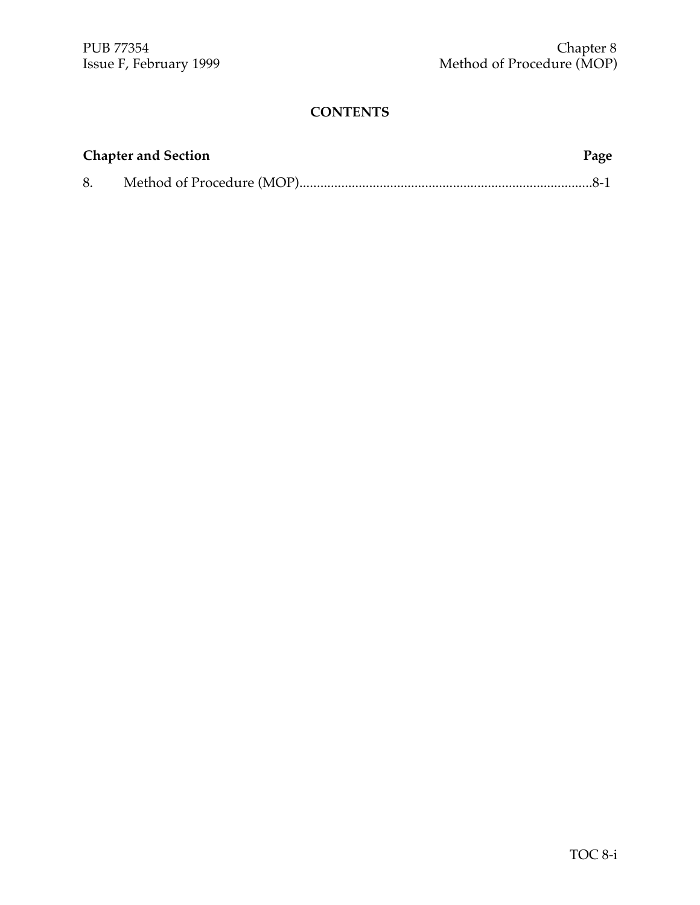## CONTENTS

| Chapter and Section | | Page |
|---|---|---|
| 8. | Method of Procedure (MOP) | 8-1 |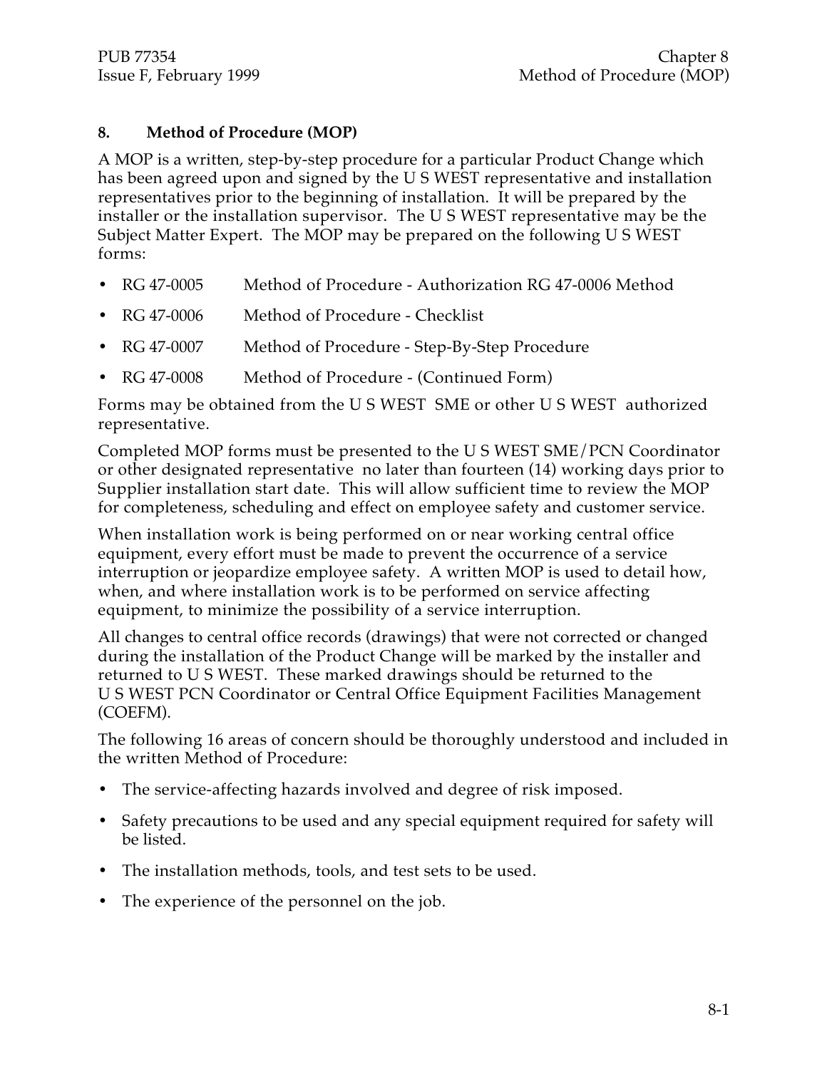## 8. Method of Procedure (MOP)

A MOP is a written, step-by-step procedure for a particular Product Change which has been agreed upon and signed by the U S WEST representative and installation representatives prior to the beginning of installation. It will be prepared by the installer or the installation supervisor. The U S WEST representative may be the Subject Matter Expert. The MOP may be prepared on the following U S WEST forms:

- RG 47-0005 Method of Procedure - Authorization RG 47-0006 Method
- RG 47-0006 Method of Procedure - Checklist
- RG 47-0007 Method of Procedure - Step-By-Step Procedure
- RG 47-0008 Method of Procedure - (Continued Form)

Forms may be obtained from the U S WEST SME or other U S WEST authorized representative.

Completed MOP forms must be presented to the U S WEST SME/PCN Coordinator or other designated representative no later than fourteen (14) working days prior to Supplier installation start date. This will allow sufficient time to review the MOP for completeness, scheduling and effect on employee safety and customer service.

When installation work is being performed on or near working central office equipment, every effort must be made to prevent the occurrence of a service interruption or jeopardize employee safety. A written MOP is used to detail how, when, and where installation work is to be performed on service affecting equipment, to minimize the possibility of a service interruption.

All changes to central office records (drawings) that were not corrected or changed during the installation of the Product Change will be marked by the installer and returned to U S WEST. These marked drawings should be returned to the U S WEST PCN Coordinator or Central Office Equipment Facilities Management (COEFM).

The following 16 areas of concern should be thoroughly understood and included in the written Method of Procedure:

- The service-affecting hazards involved and degree of risk imposed.
- Safety precautions to be used and any special equipment required for safety will be listed.
- The installation methods, tools, and test sets to be used.
- The experience of the personnel on the job.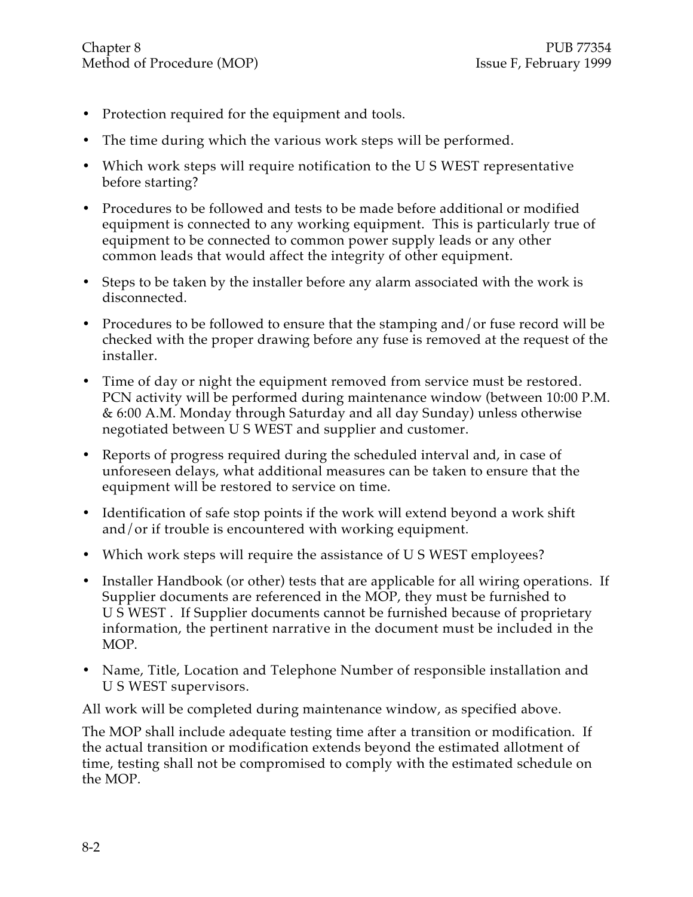- Protection required for the equipment and tools.
- The time during which the various work steps will be performed.
- Which work steps will require notification to the U S WEST representative before starting?
- Procedures to be followed and tests to be made before additional or modified equipment is connected to any working equipment. This is particularly true of equipment to be connected to common power supply leads or any other common leads that would affect the integrity of other equipment.
- Steps to be taken by the installer before any alarm associated with the work is disconnected.
- Procedures to be followed to ensure that the stamping and/or fuse record will be checked with the proper drawing before any fuse is removed at the request of the installer.
- Time of day or night the equipment removed from service must be restored. PCN activity will be performed during maintenance window (between 10:00 P.M. & 6:00 A.M. Monday through Saturday and all day Sunday) unless otherwise negotiated between U S WEST and supplier and customer.
- Reports of progress required during the scheduled interval and, in case of unforeseen delays, what additional measures can be taken to ensure that the equipment will be restored to service on time.
- Identification of safe stop points if the work will extend beyond a work shift and/or if trouble is encountered with working equipment.
- Which work steps will require the assistance of U S WEST employees?
- Installer Handbook (or other) tests that are applicable for all wiring operations. If Supplier documents are referenced in the MOP, they must be furnished to U S WEST . If Supplier documents cannot be furnished because of proprietary information, the pertinent narrative in the document must be included in the MOP.
- Name, Title, Location and Telephone Number of responsible installation and U S WEST supervisors.

All work will be completed during maintenance window, as specified above.

The MOP shall include adequate testing time after a transition or modification. If the actual transition or modification extends beyond the estimated allotment of time, testing shall not be compromised to comply with the estimated schedule on the MOP.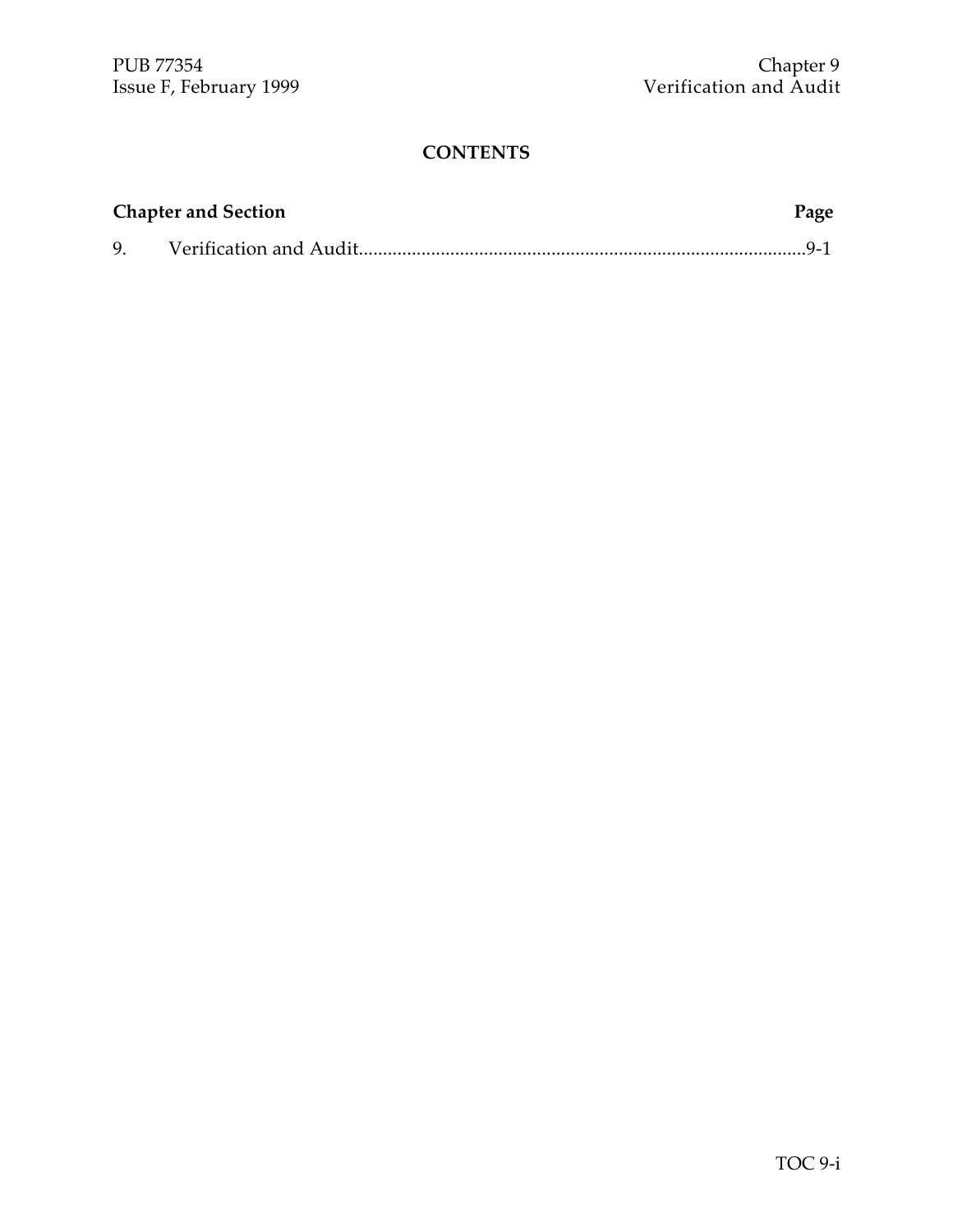## CONTENTS

| Chapter and Section | | Page |
|---|---|---|
| 9. | Verification and Audit | 9-1 |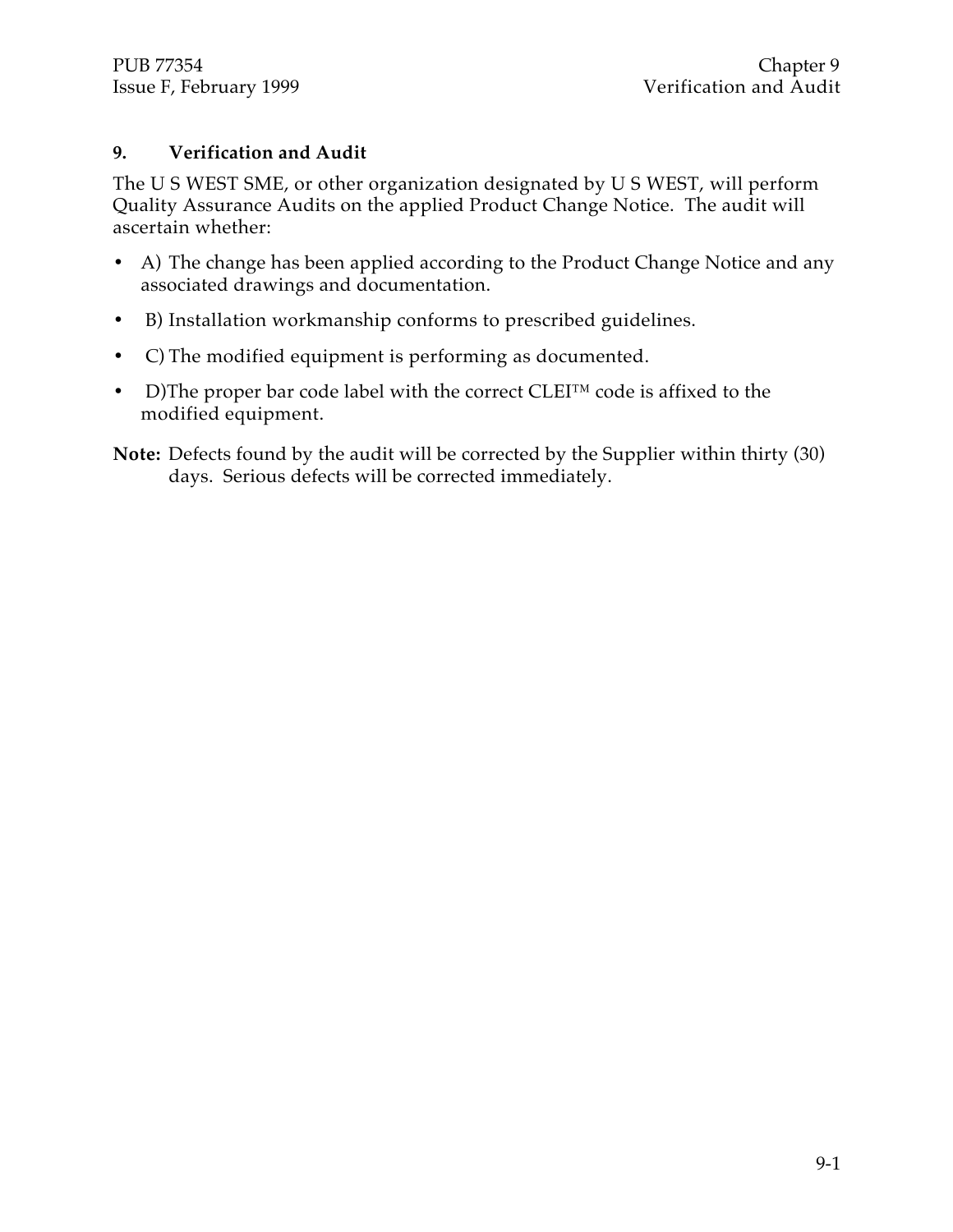# 9. Verification and Audit

The U S WEST SME, or other organization designated by U S WEST, will perform Quality Assurance Audits on the applied Product Change Notice. The audit will ascertain whether:

- A) The change has been applied according to the Product Change Notice and any associated drawings and documentation.
- B) Installation workmanship conforms to prescribed guidelines.
- C) The modified equipment is performing as documented.
- D)The proper bar code label with the correct CLEI™ code is affixed to the modified equipment.

**Note:** Defects found by the audit will be corrected by the Supplier within thirty (30) days. Serious defects will be corrected immediately.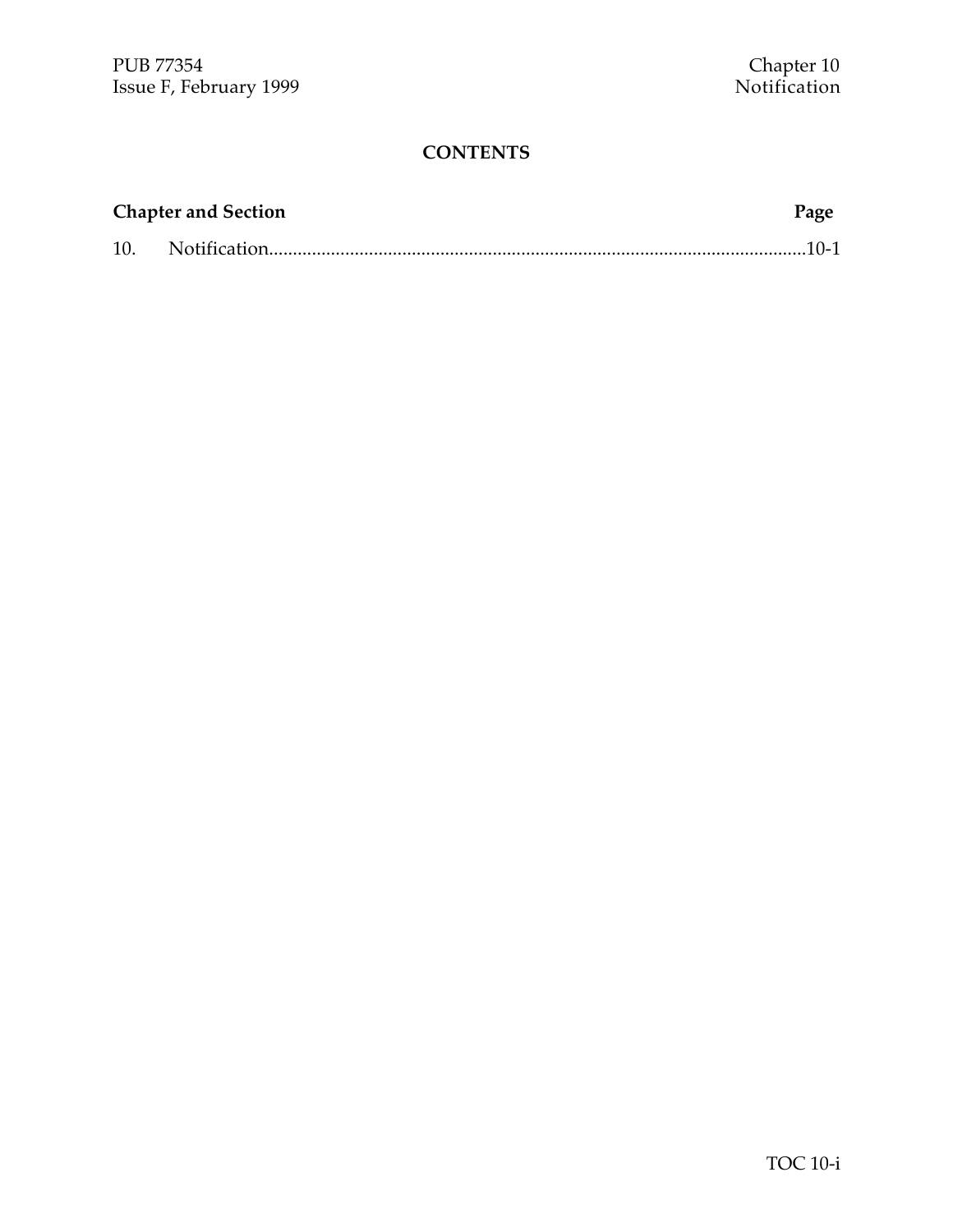# CONTENTS

| Chapter and Section | | Page |
| --- | --- | --- |
| 10. | Notification | 10-1 |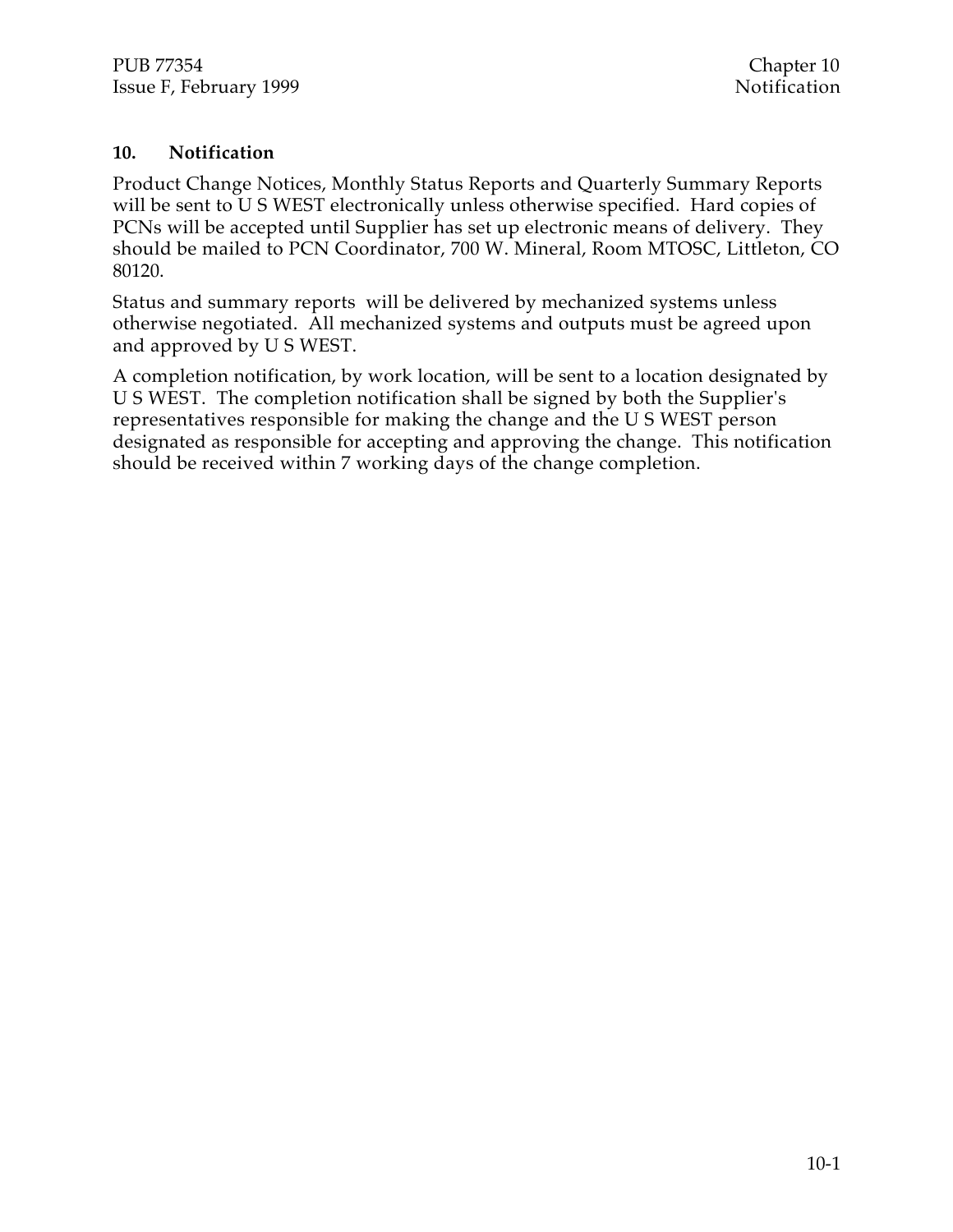## 10. Notification

Product Change Notices, Monthly Status Reports and Quarterly Summary Reports will be sent to U S WEST electronically unless otherwise specified. Hard copies of PCNs will be accepted until Supplier has set up electronic means of delivery. They should be mailed to PCN Coordinator, 700 W. Mineral, Room MTOSC, Littleton, CO 80120.

Status and summary reports will be delivered by mechanized systems unless otherwise negotiated. All mechanized systems and outputs must be agreed upon and approved by U S WEST.

A completion notification, by work location, will be sent to a location designated by U S WEST. The completion notification shall be signed by both the Supplier's representatives responsible for making the change and the U S WEST person designated as responsible for accepting and approving the change. This notification should be received within 7 working days of the change completion.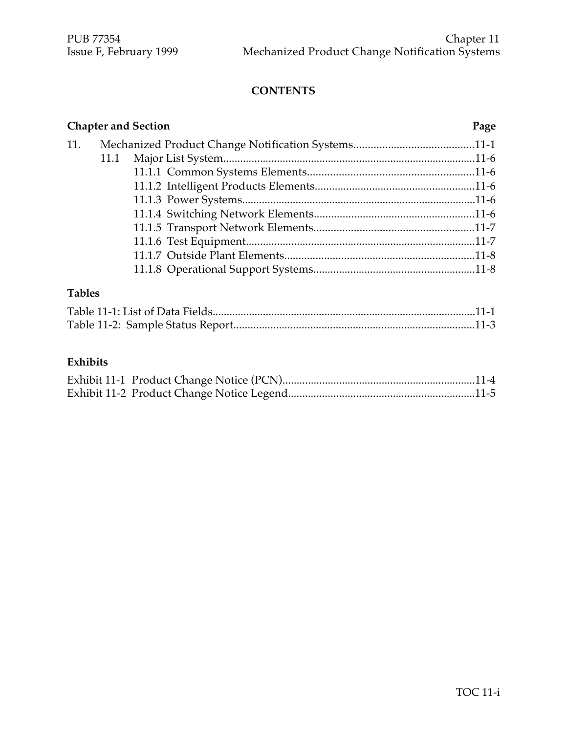**CONTENTS**

| Chapter and Section | Page |
|---|---|
| 11. Mechanized Product Change Notification Systems | 11-1 |
| 11.1 Major List System | 11-6 |
| 11.1.1 Common Systems Elements | 11-6 |
| 11.1.2 Intelligent Products Elements | 11-6 |
| 11.1.3 Power Systems | 11-6 |
| 11.1.4 Switching Network Elements | 11-6 |
| 11.1.5 Transport Network Elements | 11-7 |
| 11.1.6 Test Equipment | 11-7 |
| 11.1.7 Outside Plant Elements | 11-8 |
| 11.1.8 Operational Support Systems | 11-8 |

**Tables**

| | |
|---|---|
| Table 11-1: List of Data Fields | 11-1 |
| Table 11-2: Sample Status Report | 11-3 |

**Exhibits**

| | |
|---|---|
| Exhibit 11-1 Product Change Notice (PCN) | 11-4 |
| Exhibit 11-2 Product Change Notice Legend | 11-5 |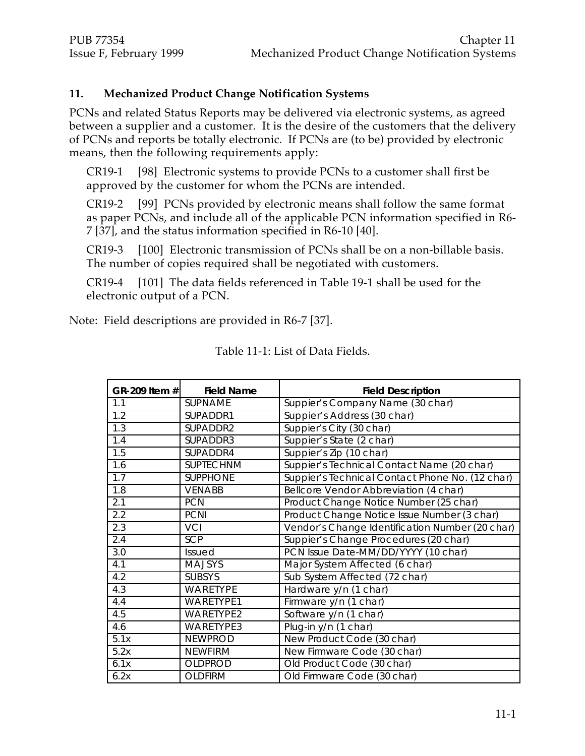## 11. Mechanized Product Change Notification Systems

PCNs and related Status Reports may be delivered via electronic systems, as agreed between a supplier and a customer. It is the desire of the customers that the delivery of PCNs and reports be totally electronic. If PCNs are (to be) provided by electronic means, then the following requirements apply:

CR19-1 [98] Electronic systems to provide PCNs to a customer shall first be approved by the customer for whom the PCNs are intended.

CR19-2 [99] PCNs provided by electronic means shall follow the same format as paper PCNs, and include all of the applicable PCN information specified in R6-7 [37], and the status information specified in R6-10 [40].

CR19-3 [100] Electronic transmission of PCNs shall be on a non-billable basis. The number of copies required shall be negotiated with customers.

CR19-4 [101] The data fields referenced in Table 19-1 shall be used for the electronic output of a PCN.

Note: Field descriptions are provided in R6-7 [37].

Table 11-1: List of Data Fields.

| GR-209 Item # | Field Name | Field Description |
|---|---|---|
| 1.1 | SUPNAME | Suppier's Company Name (30 char) |
| 1.2 | SUPADDR1 | Suppier's Address (30 char) |
| 1.3 | SUPADDR2 | Suppier's City (30 char) |
| 1.4 | SUPADDR3 | Suppier's State (2 char) |
| 1.5 | SUPADDR4 | Suppier's Zip (10 char) |
| 1.6 | SUPTECHNM | Suppier's Technical Contact Name (20 char) |
| 1.7 | SUPPHONE | Suppier's Technical Contact Phone No. (12 char) |
| 1.8 | VENABB | Bellcore Vendor Abbreviation (4 char) |
| 2.1 | PCN | Product Change Notice Number (25 char) |
| 2.2 | PCNI | Product Change Notice Issue Number (3 char) |
| 2.3 | VCI | Vendor's Change Identification Number (20 char) |
| 2.4 | SCP | Suppier's Change Procedures (20 char) |
| 3.0 | Issued | PCN Issue Date-MM/DD/YYYY (10 char) |
| 4.1 | MAJSYS | Major System Affected (6 char) |
| 4.2 | SUBSYS | Sub System Affected (72 char) |
| 4.3 | WARETYPE | Hardware y/n (1 char) |
| 4.4 | WARETYPE1 | Firmware y/n (1 char) |
| 4.5 | WARETYPE2 | Software y/n (1 char) |
| 4.6 | WARETYPE3 | Plug-in y/n (1 char) |
| 5.1x | NEWPROD | New Product Code (30 char) |
| 5.2x | NEWFIRM | New Firmware Code (30 char) |
| 6.1x | OLDPROD | Old Product Code (30 char) |
| 6.2x | OLDFIRM | Old Firmware Code (30 char) |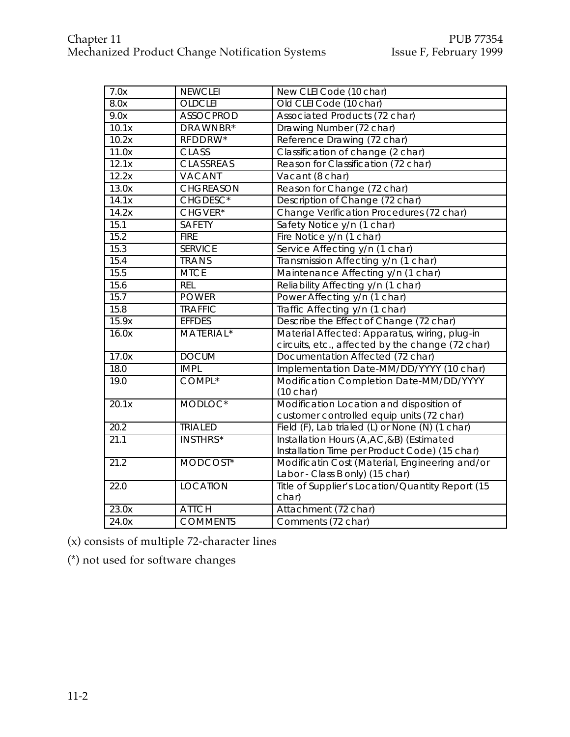| 7.0x | NEWCLEI | New CLEI Code (10 char) |
|---|---|---|
| 8.0x | OLDCLEI | Old CLEI Code (10 char) |
| 9.0x | ASSOCPROD | Associated Products (72 char) |
| 10.1x | DRAWNBR* | Drawing Number (72 char) |
| 10.2x | RFDDRW* | Reference Drawing (72 char) |
| 11.0x | CLASS | Classification of change (2 char) |
| 12.1x | CLASSREAS | Reason for Classification (72 char) |
| 12.2x | VACANT | Vacant (8 char) |
| 13.0x | CHGREASON | Reason for Change (72 char) |
| 14.1x | CHGDESC* | Description of Change (72 char) |
| 14.2x | CHGVER* | Change Verification Procedures (72 char) |
| 15.1 | SAFETY | Safety Notice y/n (1 char) |
| 15.2 | FIRE | Fire Notice y/n (1 char) |
| 15.3 | SERVICE | Service Affecting y/n (1 char) |
| 15.4 | TRANS | Transmission Affecting y/n (1 char) |
| 15.5 | MTCE | Maintenance Affecting y/n (1 char) |
| 15.6 | REL | Reliability Affecting y/n (1 char) |
| 15.7 | POWER | Power Affecting y/n (1 char) |
| 15.8 | TRAFFIC | Traffic Affecting y/n (1 char) |
| 15.9x | EFFDES | Describe the Effect of Change (72 char) |
| 16.0x | MATERIAL* | Material Affected: Apparatus, wiring, plug-in circuits, etc., affected by the change (72 char) |
| 17.0x | DOCUM | Documentation Affected (72 char) |
| 18.0 | IMPL | Implementation Date-MM/DD/YYYY (10 char) |
| 19.0 | COMPL* | Modification Completion Date-MM/DD/YYYY (10 char) |
| 20.1x | MODLOC* | Modification Location and disposition of customer controlled equip units (72 char) |
| 20.2 | TRIALED | Field (F), Lab trialed (L) or None (N) (1 char) |
| 21.1 | INSTHRS* | Installation Hours (A,AC,&B) (Estimated Installation Time per Product Code) (15 char) |
| 21.2 | MODCOST* | Modificatin Cost (Material, Engineering and/or Labor - Class B only) (15 char) |
| 22.0 | LOCATION | Title of Supplier's Location/Quantity Report (15 char) |
| 23.0x | ATTCH | Attachment (72 char) |
| 24.0x | COMMENTS | Comments (72 char) |

(x) consists of multiple 72-character lines

(*) not used for software changes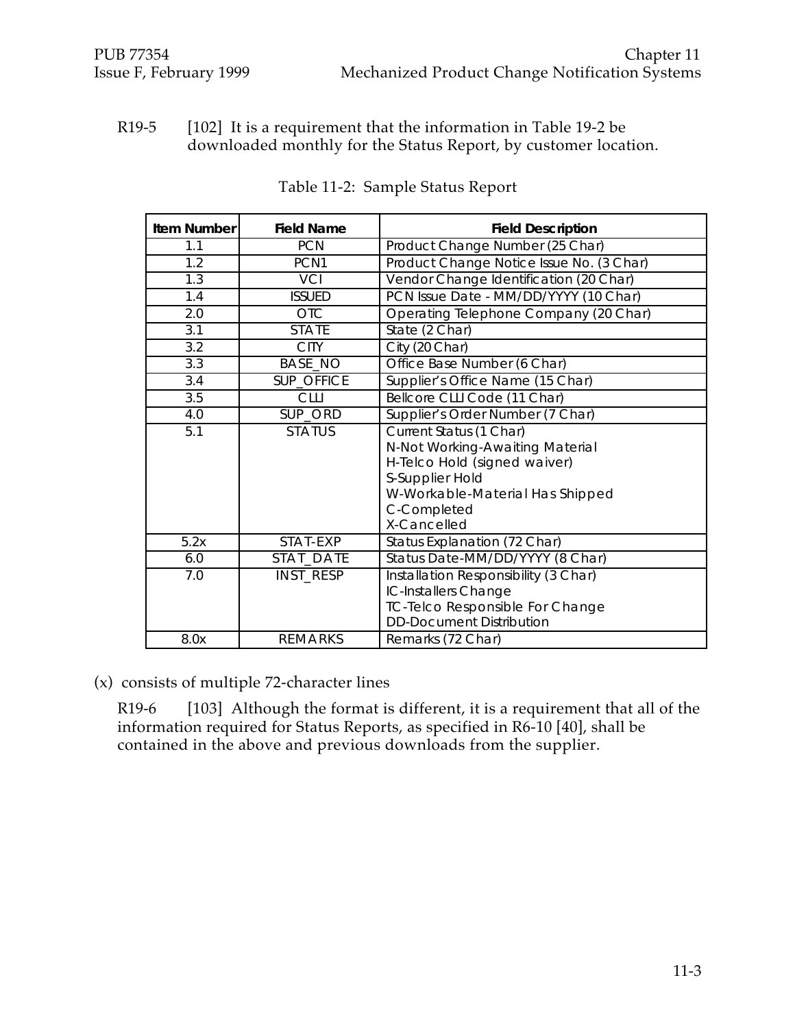R19-5 [102] It is a requirement that the information in Table 19-2 be downloaded monthly for the Status Report, by customer location.

Table 11-2: Sample Status Report

| Item Number | Field Name | Field Description |
|---|---|---|
| 1.1 | PCN | Product Change Number (25 Char) |
| 1.2 | PCN1 | Product Change Notice Issue No. (3 Char) |
| 1.3 | VCI | Vendor Change Identification (20 Char) |
| 1.4 | ISSUED | PCN Issue Date - MM/DD/YYYY (10 Char) |
| 2.0 | OTC | Operating Telephone Company (20 Char) |
| 3.1 | STATE | State (2 Char) |
| 3.2 | CITY | City (20 Char) |
| 3.3 | BASE_NO | Office Base Number (6 Char) |
| 3.4 | SUP_OFFICE | Supplier's Office Name (15 Char) |
| 3.5 | CLLI | Bellcore CLLI Code (11 Char) |
| 4.0 | SUP_ORD | Supplier's Order Number (7 Char) |
| 5.1 | STATUS | Current Status (1 Char)<br>N-Not Working-Awaiting Material<br>H-Telco Hold (signed waiver)<br>S-Supplier Hold<br>W-Workable-Material Has Shipped<br>C-Completed<br>X-Cancelled |
| 5.2x | STAT-EXP | Status Explanation (72 Char) |
| 6.0 | STAT_DATE | Status Date-MM/DD/YYYY (8 Char) |
| 7.0 | INST_RESP | Installation Responsibility (3 Char)<br>IC-Installers Change<br>TC-Telco Responsible For Change<br>DD-Document Distribution |
| 8.0x | REMARKS | Remarks (72 Char) |

(x) consists of multiple 72-character lines

R19-6 [103] Although the format is different, it is a requirement that all of the information required for Status Reports, as specified in R6-10 [40], shall be contained in the above and previous downloads from the supplier.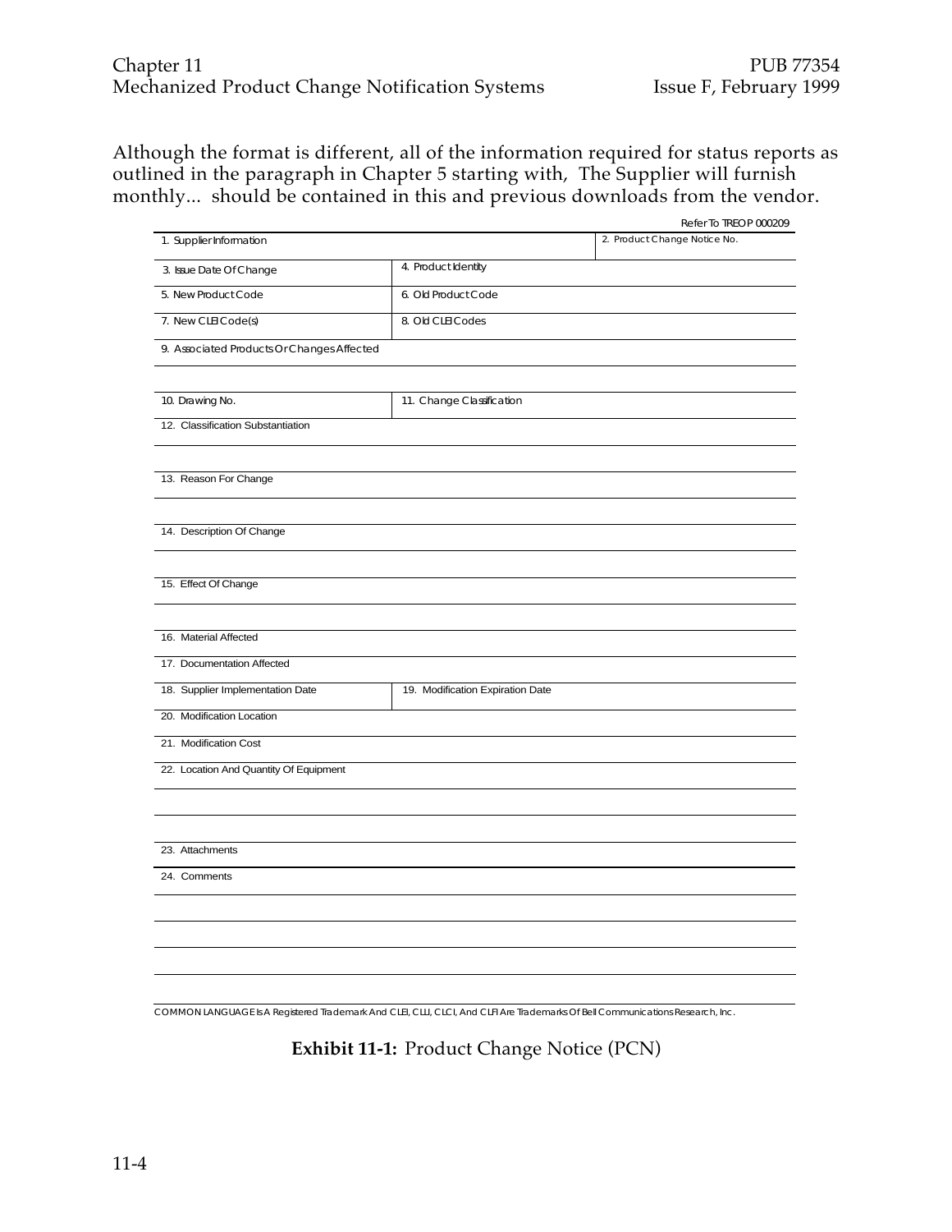Although the format is different, all of the information required for status reports as outlined in the paragraph in Chapter 5 starting with, The Supplier will furnish monthly... should be contained in this and previous downloads from the vendor.

Refer To TREOP 000209

| 1. Supplier Information | | 2. Product Change Notice No. |
|---|---|---|
| 3. Issue Date Of Change | 4. Product Identity | |
| 5. New Product Code | 6. Old Product Code | |
| 7. New CLEI Code(s) | 8. Old CLEI Codes | |
| 9. Associated Products Or Changes Affected | | |
| | | |
| 10. Drawing No. | 11. Change Classification | |
| 12. Classification Substantiation | | |
| | | |
| 13. Reason For Change | | |
| | | |
| 14. Description Of Change | | |
| | | |
| 15. Effect Of Change | | |
| | | |
| 16. Material Affected | | |
| 17. Documentation Affected | | |
| 18. Supplier Implementation Date | 19. Modification Expiration Date | |
| 20. Modification Location | | |
| 21. Modification Cost | | |
| 22. Location And Quantity Of Equipment | | |
| | | |
| | | |
| 23. Attachments | | |
| 24. Comments | | |
| | | |
| | | |
| | | |
| | | |

COMMON LANGUAGE Is A Registered Trademark And CLEI, CLLI, CLCI, And CLFI Are Trademarks Of Bell Communications Research, Inc.

**Exhibit 11-1:** Product Change Notice (PCN)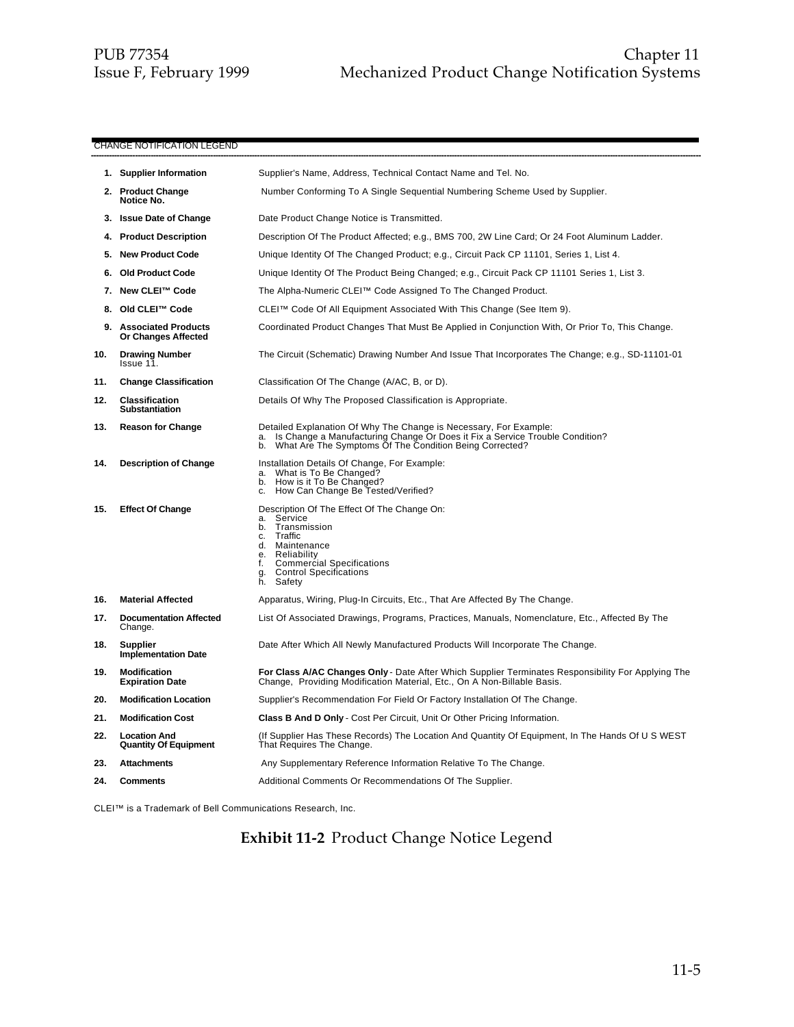CHANGE NOTIFICATION LEGEND

| | | |
|---|---|---|
| 1. | **Supplier Information** | Supplier's Name, Address, Technical Contact Name and Tel. No. |
| 2. | **Product Change Notice No.** | Number Conforming To A Single Sequential Numbering Scheme Used by Supplier. |
| 3. | **Issue Date of Change** | Date Product Change Notice is Transmitted. |
| 4. | **Product Description** | Description Of The Product Affected; e.g., BMS 700, 2W Line Card; Or 24 Foot Aluminum Ladder. |
| 5. | **New Product Code** | Unique Identity Of The Changed Product; e.g., Circuit Pack CP 11101, Series 1, List 4. |
| 6. | **Old Product Code** | Unique Identity Of The Product Being Changed; e.g., Circuit Pack CP 11101 Series 1, List 3. |
| 7. | **New CLEI™ Code** | The Alpha-Numeric CLEI™ Code Assigned To The Changed Product. |
| 8. | **Old CLEI™ Code** | CLEI™ Code Of All Equipment Associated With This Change (See Item 9). |
| 9. | **Associated Products Or Changes Affected** | Coordinated Product Changes That Must Be Applied in Conjunction With, Or Prior To, This Change. |
| 10. | **Drawing Number** Issue 11. | The Circuit (Schematic) Drawing Number And Issue That Incorporates The Change; e.g., SD-11101-01 |
| 11. | **Change Classification** | Classification Of The Change (A/AC, B, or D). |
| 12. | **Classification Substantiation** | Details Of Why The Proposed Classification is Appropriate. |
| 13. | **Reason for Change** | Detailed Explanation Of Why The Change is Necessary, For Example:<br>a. Is Change a Manufacturing Change Or Does it Fix a Service Trouble Condition?<br>b. What Are The Symptoms Of The Condition Being Corrected? |
| 14. | **Description of Change** | Installation Details Of Change, For Example:<br>a. What is To Be Changed?<br>b. How is it To Be Changed?<br>c. How Can Change Be Tested/Verified? |
| 15. | **Effect Of Change** | Description Of The Effect Of The Change On:<br>a. Service<br>b. Transmission<br>c. Traffic<br>d. Maintenance<br>e. Reliability<br>f. Commercial Specifications<br>g. Control Specifications<br>h. Safety |
| 16. | **Material Affected** | Apparatus, Wiring, Plug-In Circuits, Etc., That Are Affected By The Change. |
| 17. | **Documentation Affected** Change. | List Of Associated Drawings, Programs, Practices, Manuals, Nomenclature, Etc., Affected By The |
| 18. | **Supplier Implementation Date** | Date After Which All Newly Manufactured Products Will Incorporate The Change. |
| 19. | **Modification Expiration Date** | **For Class A/AC Changes Only** - Date After Which Supplier Terminates Responsibility For Applying The Change, Providing Modification Material, Etc., On A Non-Billable Basis. |
| 20. | **Modification Location** | Supplier's Recommendation For Field Or Factory Installation Of The Change. |
| 21. | **Modification Cost** | **Class B And D Only** - Cost Per Circuit, Unit Or Other Pricing Information. |
| 22. | **Location And Quantity Of Equipment** | (If Supplier Has These Records) The Location And Quantity Of Equipment, In The Hands Of U S WEST That Requires The Change. |
| 23. | **Attachments** | Any Supplementary Reference Information Relative To The Change. |
| 24. | **Comments** | Additional Comments Or Recommendations Of The Supplier. |

CLEI™ is a Trademark of Bell Communications Research, Inc.

**Exhibit 11-2** Product Change Notice Legend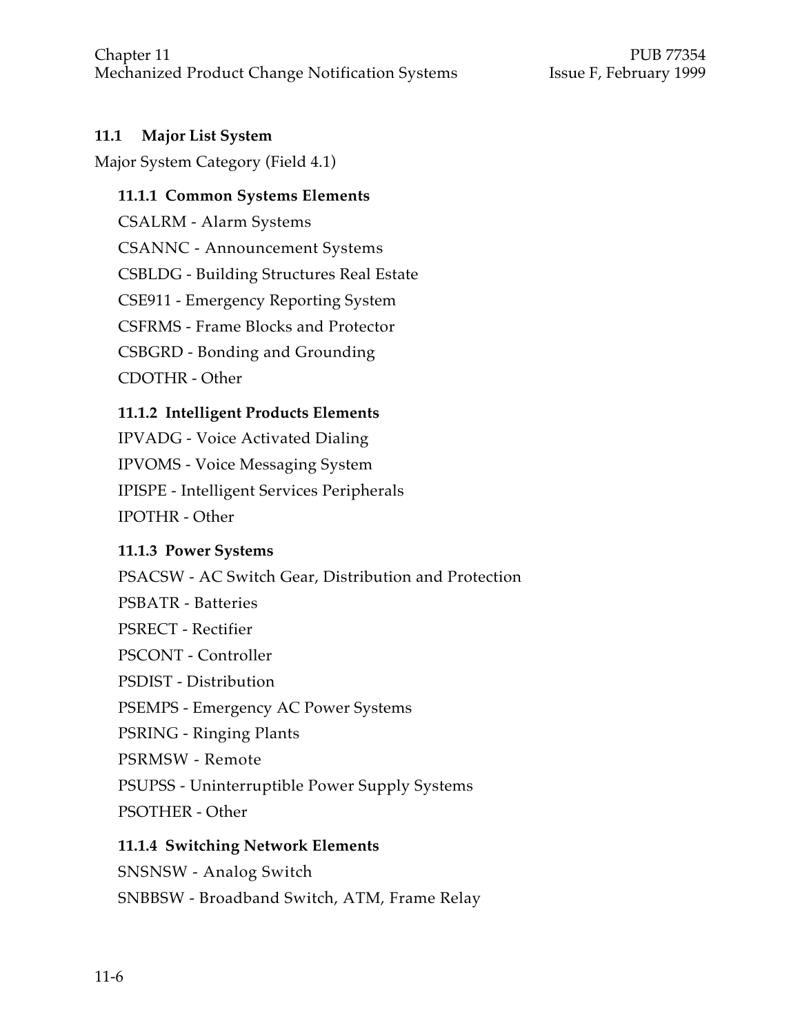## 11.1 Major List System

Major System Category (Field 4.1)

### 11.1.1 Common Systems Elements

CSALRM - Alarm Systems

CSANNC - Announcement Systems

CSBLDG - Building Structures Real Estate

CSE911 - Emergency Reporting System

CSFRMS - Frame Blocks and Protector

CSBGRD - Bonding and Grounding

CDOTHR - Other

### 11.1.2 Intelligent Products Elements

IPVADG - Voice Activated Dialing

IPVOMS - Voice Messaging System

IPISPE - Intelligent Services Peripherals

IPOTHR - Other

### 11.1.3 Power Systems

PSACSW - AC Switch Gear, Distribution and Protection

PSBATR - Batteries

PSRECT - Rectifier

PSCONT - Controller

PSDIST - Distribution

PSEMPS - Emergency AC Power Systems

PSRING - Ringing Plants

PSRMSW - Remote

PSUPSS - Uninterruptible Power Supply Systems

PSOTHER - Other

### 11.1.4 Switching Network Elements

SNSNSW - Analog Switch

SNBBSW - Broadband Switch, ATM, Frame Relay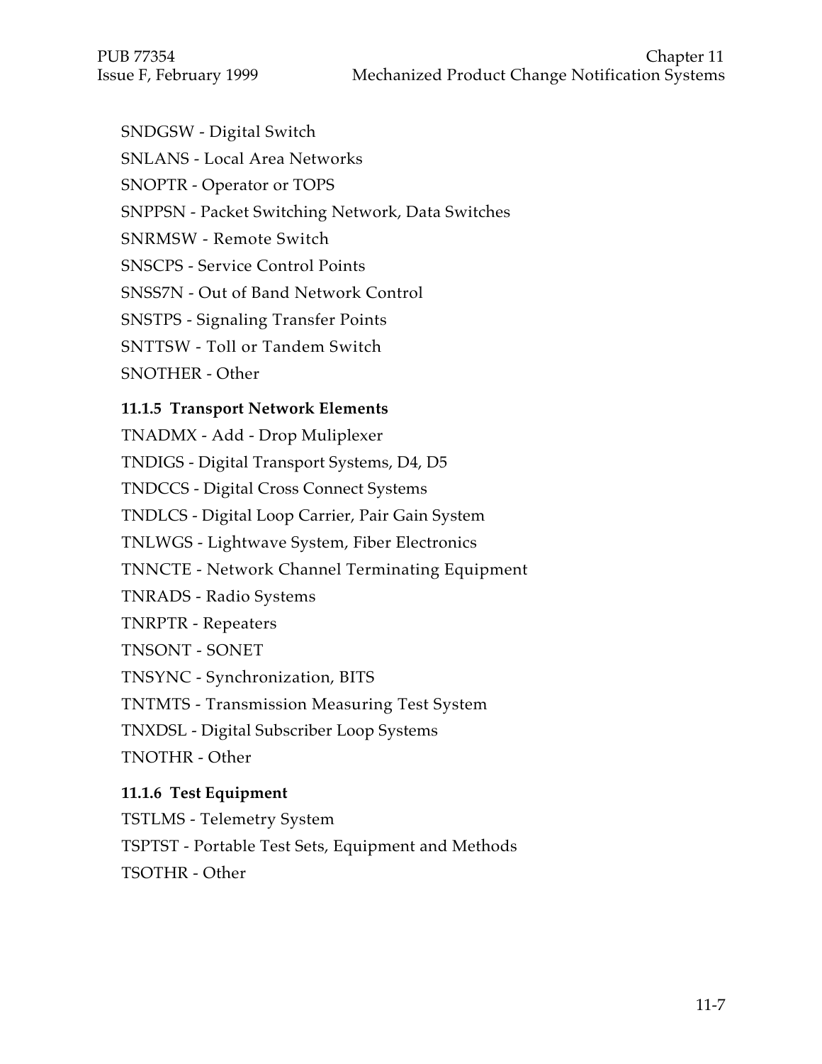SNDGSW - Digital Switch

SNLANS - Local Area Networks

SNOPTR - Operator or TOPS

SNPPSN - Packet Switching Network, Data Switches

SNRMSW - Remote Switch

SNSCPS - Service Control Points

SNSS7N - Out of Band Network Control

SNSTPS - Signaling Transfer Points

SNTTSW - Toll or Tandem Switch

SNOTHER - Other

### 11.1.5 Transport Network Elements

TNADMX - Add - Drop Muliplexer

TNDIGS - Digital Transport Systems, D4, D5

TNDCCS - Digital Cross Connect Systems

TNDLCS - Digital Loop Carrier, Pair Gain System

TNLWGS - Lightwave System, Fiber Electronics

TNNCTE - Network Channel Terminating Equipment

TNRADS - Radio Systems

TNRPTR - Repeaters

TNSONT - SONET

TNSYNC - Synchronization, BITS

TNTMTS - Transmission Measuring Test System

TNXDSL - Digital Subscriber Loop Systems

TNOTHR - Other

### 11.1.6 Test Equipment

TSTLMS - Telemetry System

TSPTST - Portable Test Sets, Equipment and Methods

TSOTHR - Other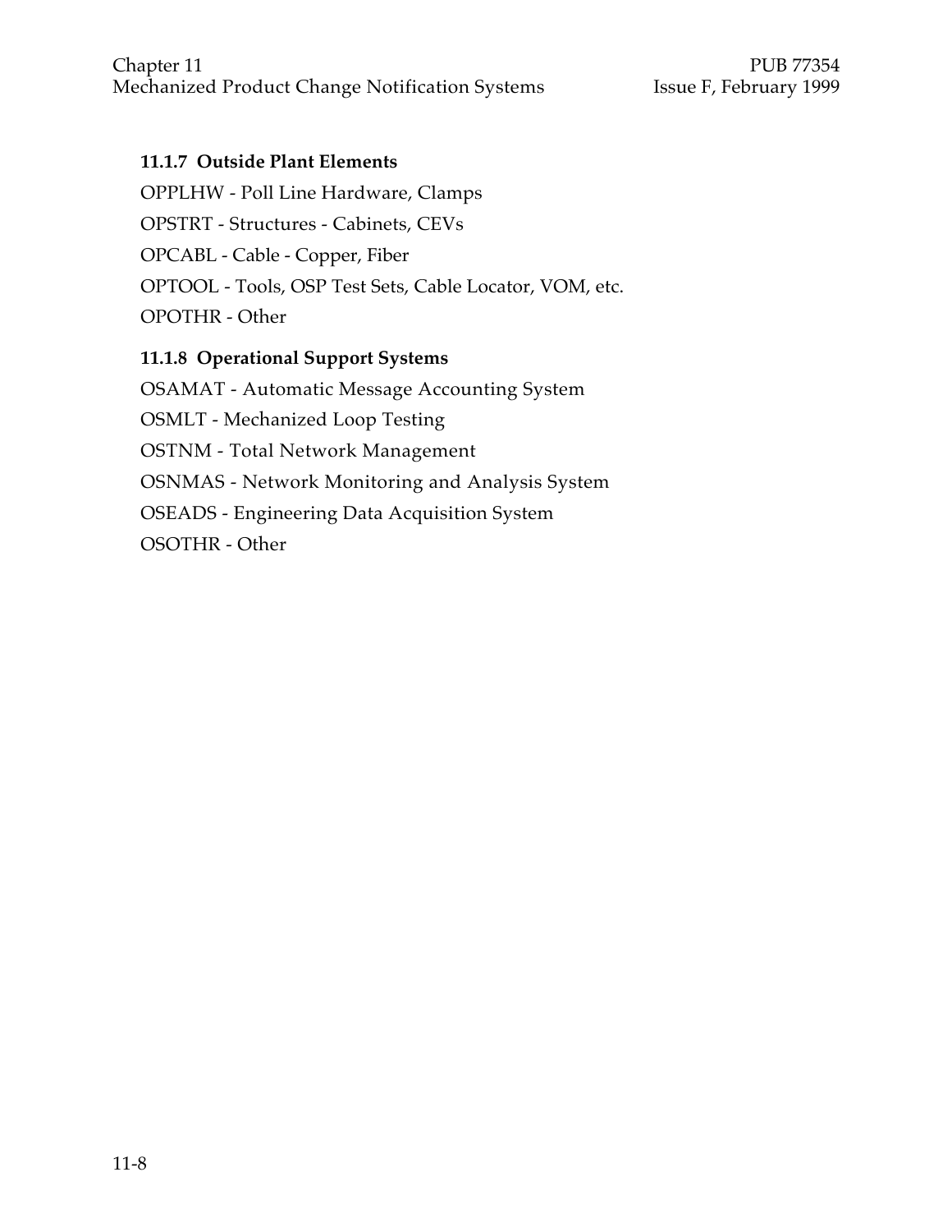### 11.1.7 Outside Plant Elements

OPPLHW - Poll Line Hardware, Clamps

OPSTRT - Structures - Cabinets, CEVs

OPCABL - Cable - Copper, Fiber

OPTOOL - Tools, OSP Test Sets, Cable Locator, VOM, etc.

OPOTHR - Other

### 11.1.8 Operational Support Systems

OSAMAT - Automatic Message Accounting System

OSMLT - Mechanized Loop Testing

OSTNM - Total Network Management

OSNMAS - Network Monitoring and Analysis System

OSEADS - Engineering Data Acquisition System

OSOTHR - Other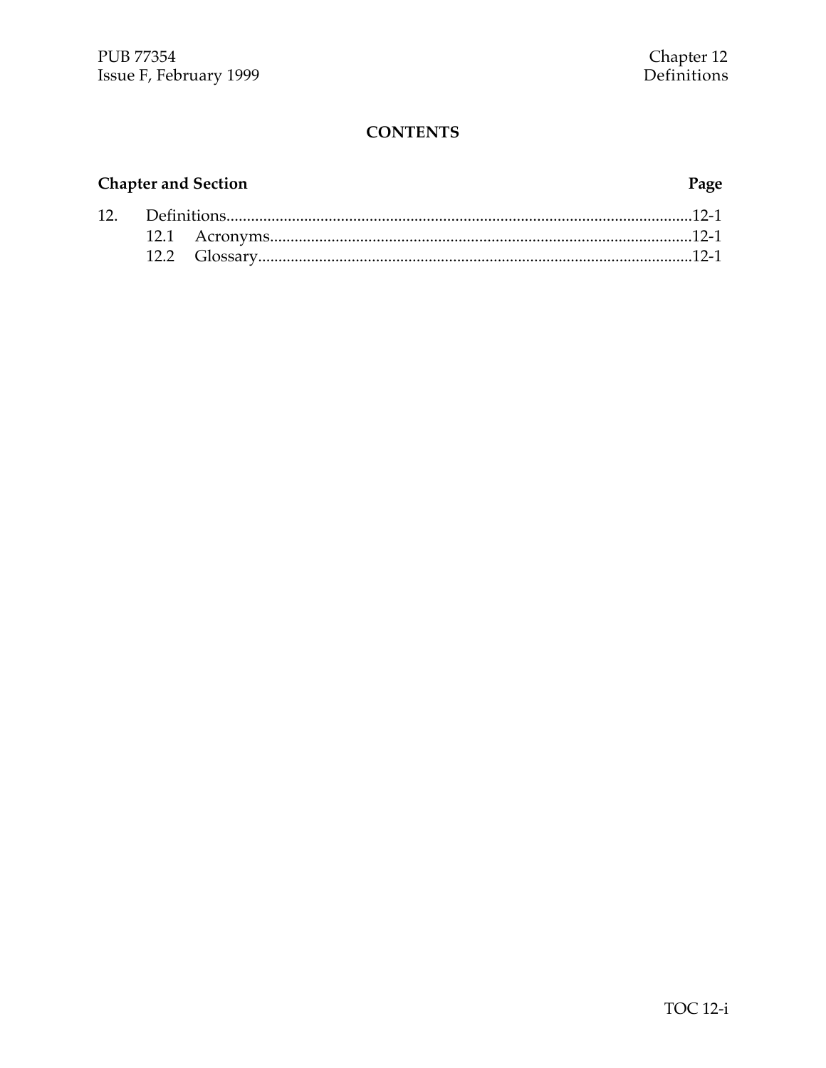## CONTENTS

| Chapter and Section | | Page |
|---|---|---|
| 12. | Definitions | 12-1 |
| | 12.1 Acronyms | 12-1 |
| | 12.2 Glossary | 12-1 |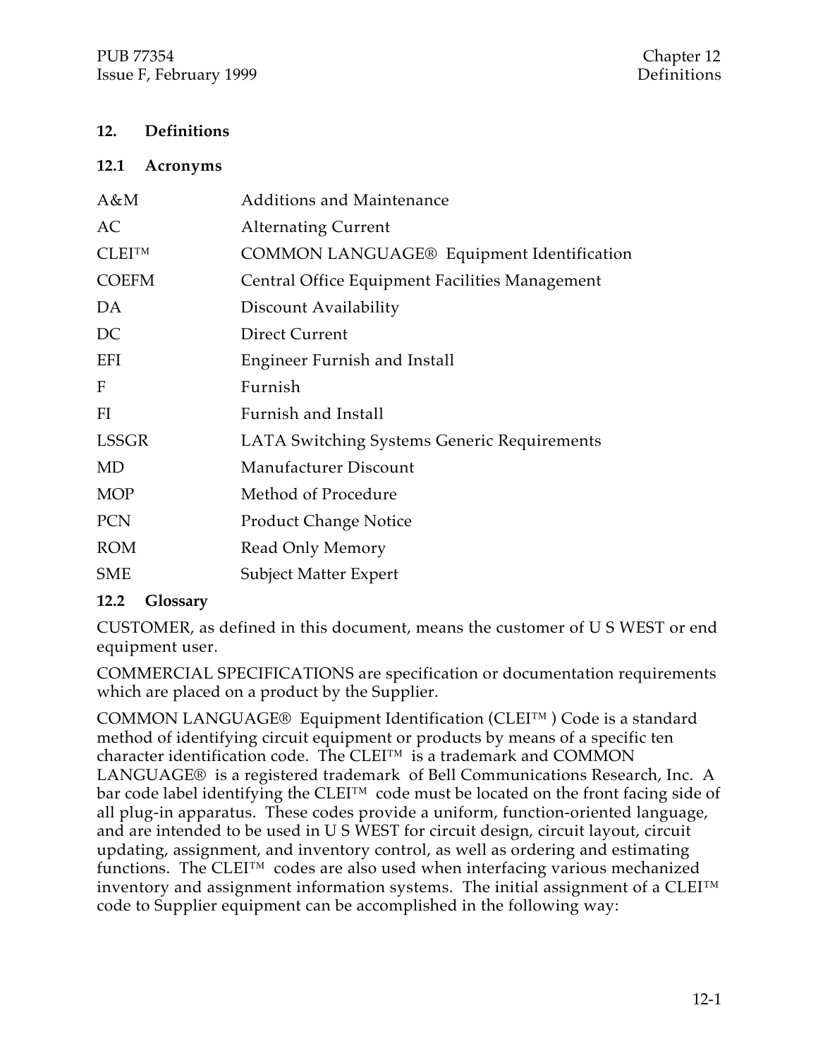# 12. Definitions

## 12.1 Acronyms

| | |
|---|---|
| A&M | Additions and Maintenance |
| AC | Alternating Current |
| CLEI™ | COMMON LANGUAGE® Equipment Identification |
| COEFM | Central Office Equipment Facilities Management |
| DA | Discount Availability |
| DC | Direct Current |
| EFI | Engineer Furnish and Install |
| F | Furnish |
| FI | Furnish and Install |
| LSSGR | LATA Switching Systems Generic Requirements |
| MD | Manufacturer Discount |
| MOP | Method of Procedure |
| PCN | Product Change Notice |
| ROM | Read Only Memory |
| SME | Subject Matter Expert |

## 12.2 Glossary

CUSTOMER, as defined in this document, means the customer of U S WEST or end equipment user.

COMMERCIAL SPECIFICATIONS are specification or documentation requirements which are placed on a product by the Supplier.

COMMON LANGUAGE® Equipment Identification (CLEI™ ) Code is a standard method of identifying circuit equipment or products by means of a specific ten character identification code. The CLEI™ is a trademark and COMMON LANGUAGE® is a registered trademark of Bell Communications Research, Inc. A bar code label identifying the CLEI™ code must be located on the front facing side of all plug-in apparatus. These codes provide a uniform, function-oriented language, and are intended to be used in U S WEST for circuit design, circuit layout, circuit updating, assignment, and inventory control, as well as ordering and estimating functions. The CLEI™ codes are also used when interfacing various mechanized inventory and assignment information systems. The initial assignment of a CLEI™ code to Supplier equipment can be accomplished in the following way: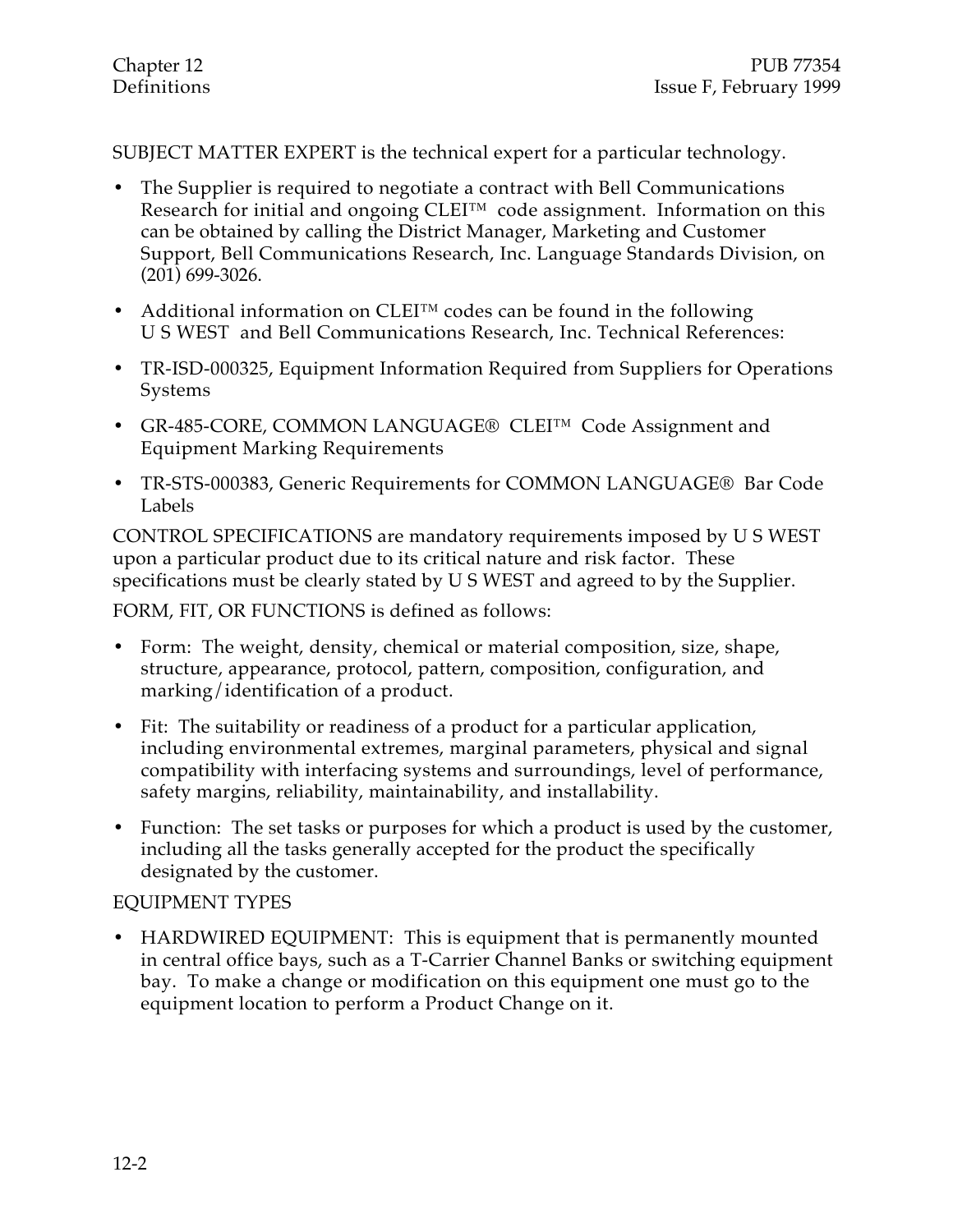SUBJECT MATTER EXPERT is the technical expert for a particular technology.

- The Supplier is required to negotiate a contract with Bell Communications Research for initial and ongoing CLEI™ code assignment. Information on this can be obtained by calling the District Manager, Marketing and Customer Support, Bell Communications Research, Inc. Language Standards Division, on (201) 699-3026.
- Additional information on CLEI™ codes can be found in the following U S WEST and Bell Communications Research, Inc. Technical References:
- TR-ISD-000325, Equipment Information Required from Suppliers for Operations Systems
- GR-485-CORE, COMMON LANGUAGE® CLEI™ Code Assignment and Equipment Marking Requirements
- TR-STS-000383, Generic Requirements for COMMON LANGUAGE® Bar Code Labels

CONTROL SPECIFICATIONS are mandatory requirements imposed by U S WEST upon a particular product due to its critical nature and risk factor. These specifications must be clearly stated by U S WEST and agreed to by the Supplier.

FORM, FIT, OR FUNCTIONS is defined as follows:

- Form: The weight, density, chemical or material composition, size, shape, structure, appearance, protocol, pattern, composition, configuration, and marking/identification of a product.
- Fit: The suitability or readiness of a product for a particular application, including environmental extremes, marginal parameters, physical and signal compatibility with interfacing systems and surroundings, level of performance, safety margins, reliability, maintainability, and installability.
- Function: The set tasks or purposes for which a product is used by the customer, including all the tasks generally accepted for the product the specifically designated by the customer.

EQUIPMENT TYPES

- HARDWIRED EQUIPMENT: This is equipment that is permanently mounted in central office bays, such as a T-Carrier Channel Banks or switching equipment bay. To make a change or modification on this equipment one must go to the equipment location to perform a Product Change on it.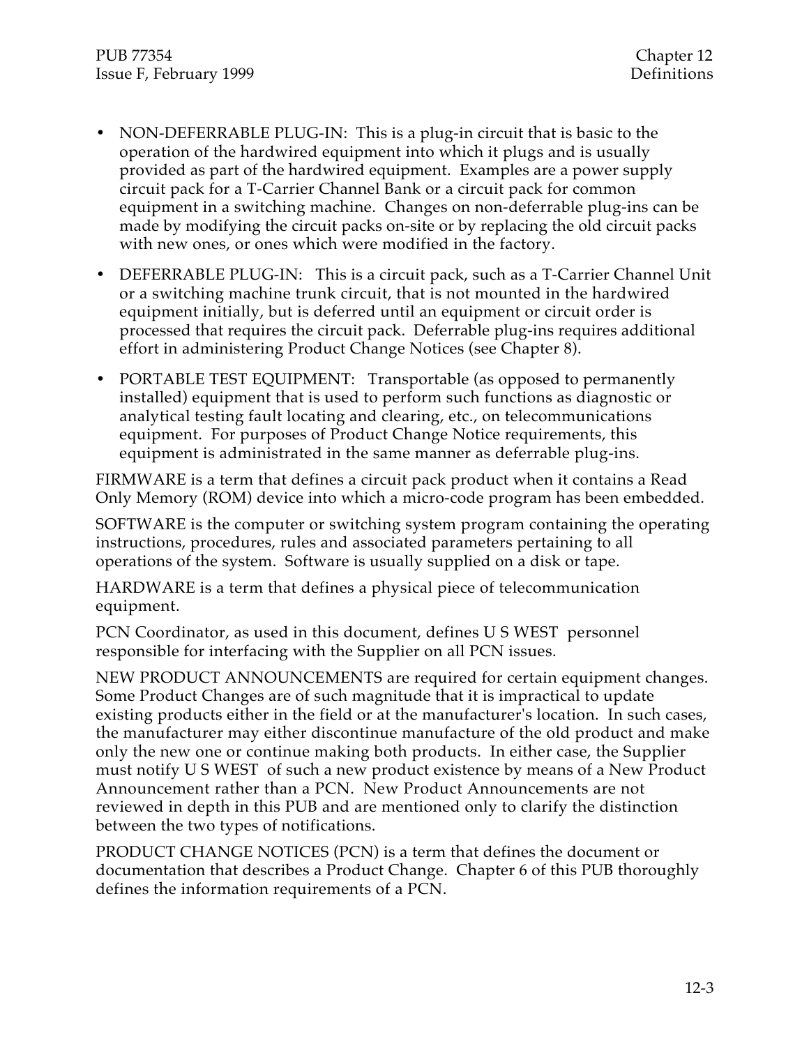- NON-DEFERRABLE PLUG-IN: This is a plug-in circuit that is basic to the operation of the hardwired equipment into which it plugs and is usually provided as part of the hardwired equipment. Examples are a power supply circuit pack for a T-Carrier Channel Bank or a circuit pack for common equipment in a switching machine. Changes on non-deferrable plug-ins can be made by modifying the circuit packs on-site or by replacing the old circuit packs with new ones, or ones which were modified in the factory.
- DEFERRABLE PLUG-IN: This is a circuit pack, such as a T-Carrier Channel Unit or a switching machine trunk circuit, that is not mounted in the hardwired equipment initially, but is deferred until an equipment or circuit order is processed that requires the circuit pack. Deferrable plug-ins requires additional effort in administering Product Change Notices (see Chapter 8).
- PORTABLE TEST EQUIPMENT: Transportable (as opposed to permanently installed) equipment that is used to perform such functions as diagnostic or analytical testing fault locating and clearing, etc., on telecommunications equipment. For purposes of Product Change Notice requirements, this equipment is administrated in the same manner as deferrable plug-ins.

FIRMWARE is a term that defines a circuit pack product when it contains a Read Only Memory (ROM) device into which a micro-code program has been embedded.

SOFTWARE is the computer or switching system program containing the operating instructions, procedures, rules and associated parameters pertaining to all operations of the system. Software is usually supplied on a disk or tape.

HARDWARE is a term that defines a physical piece of telecommunication equipment.

PCN Coordinator, as used in this document, defines U S WEST personnel responsible for interfacing with the Supplier on all PCN issues.

NEW PRODUCT ANNOUNCEMENTS are required for certain equipment changes. Some Product Changes are of such magnitude that it is impractical to update existing products either in the field or at the manufacturer's location. In such cases, the manufacturer may either discontinue manufacture of the old product and make only the new one or continue making both products. In either case, the Supplier must notify U S WEST of such a new product existence by means of a New Product Announcement rather than a PCN. New Product Announcements are not reviewed in depth in this PUB and are mentioned only to clarify the distinction between the two types of notifications.

PRODUCT CHANGE NOTICES (PCN) is a term that defines the document or documentation that describes a Product Change. Chapter 6 of this PUB thoroughly defines the information requirements of a PCN.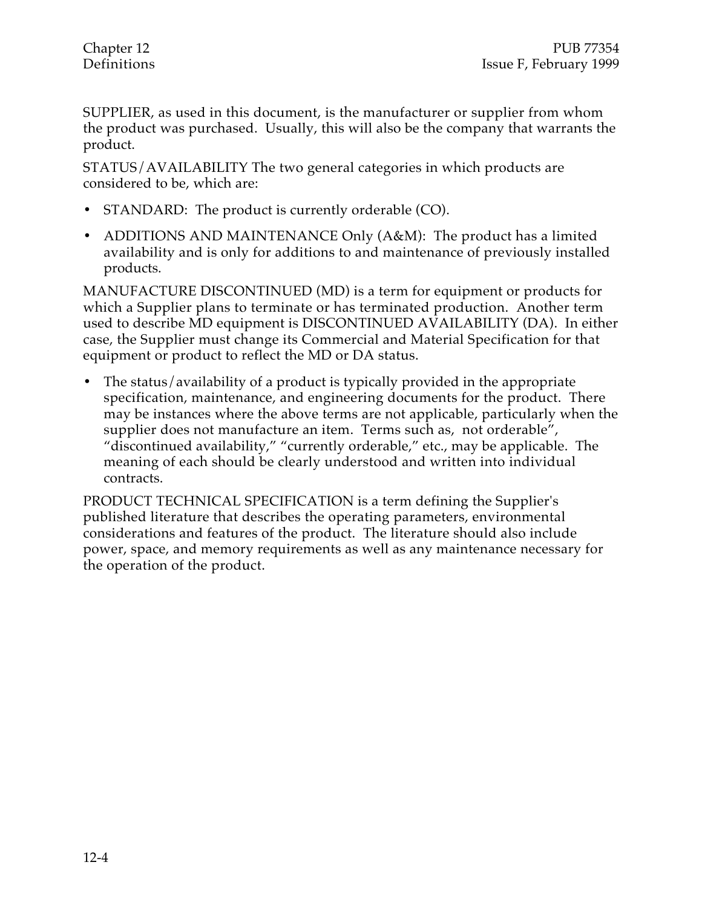SUPPLIER, as used in this document, is the manufacturer or supplier from whom the product was purchased. Usually, this will also be the company that warrants the product.

STATUS/AVAILABILITY The two general categories in which products are considered to be, which are:

- STANDARD: The product is currently orderable (CO).
- ADDITIONS AND MAINTENANCE Only (A&M): The product has a limited availability and is only for additions to and maintenance of previously installed products.

MANUFACTURE DISCONTINUED (MD) is a term for equipment or products for which a Supplier plans to terminate or has terminated production. Another term used to describe MD equipment is DISCONTINUED AVAILABILITY (DA). In either case, the Supplier must change its Commercial and Material Specification for that equipment or product to reflect the MD or DA status.

- The status/availability of a product is typically provided in the appropriate specification, maintenance, and engineering documents for the product. There may be instances where the above terms are not applicable, particularly when the supplier does not manufacture an item. Terms such as, not orderable", "discontinued availability," "currently orderable," etc., may be applicable. The meaning of each should be clearly understood and written into individual contracts.

PRODUCT TECHNICAL SPECIFICATION is a term defining the Supplier's published literature that describes the operating parameters, environmental considerations and features of the product. The literature should also include power, space, and memory requirements as well as any maintenance necessary for the operation of the product.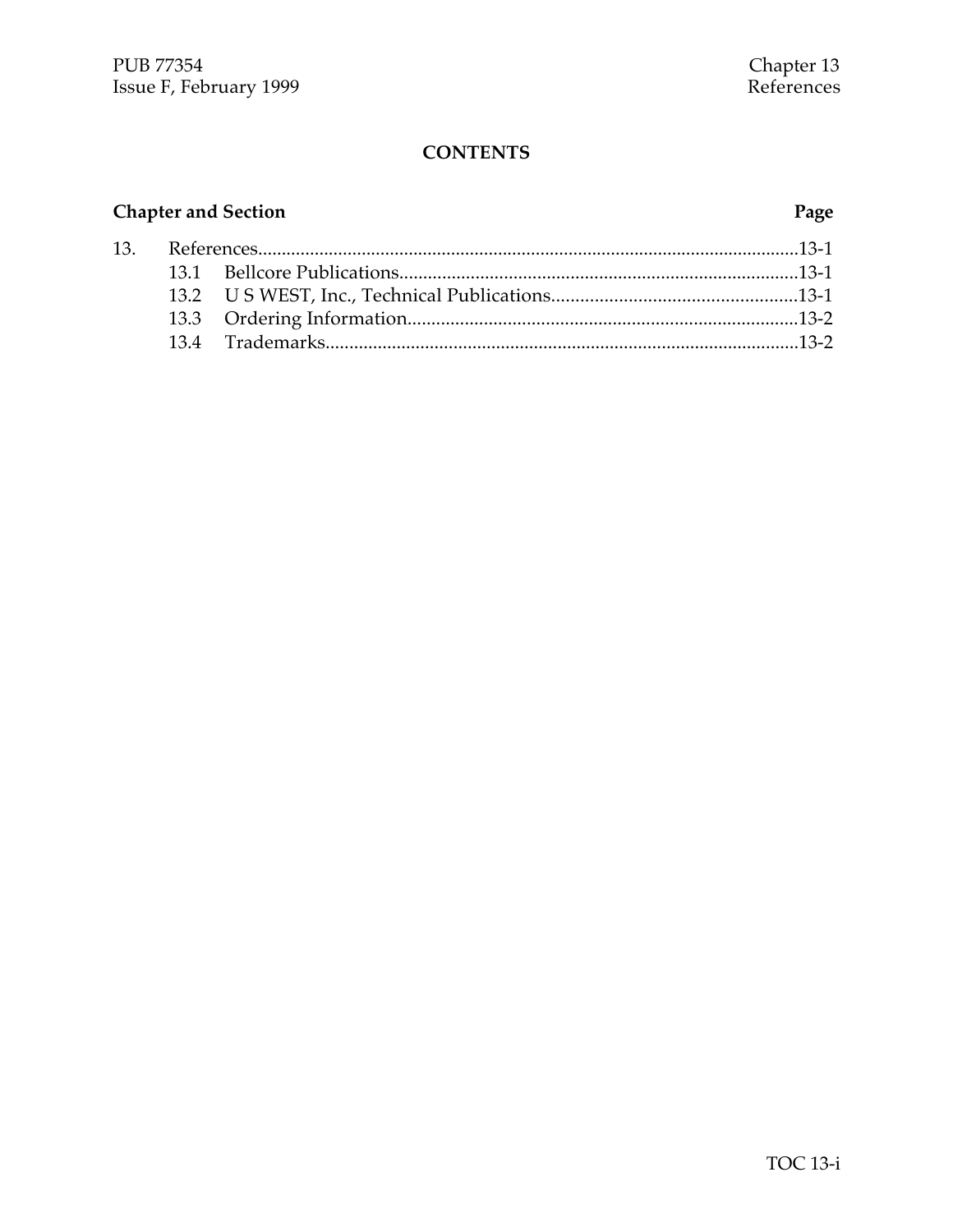# CONTENTS

| Chapter and Section | | Page |
|---|---|---|
| 13. | References | 13-1 |
| 13.1 | Bellcore Publications | 13-1 |
| 13.2 | U S WEST, Inc., Technical Publications | 13-1 |
| 13.3 | Ordering Information | 13-2 |
| 13.4 | Trademarks | 13-2 |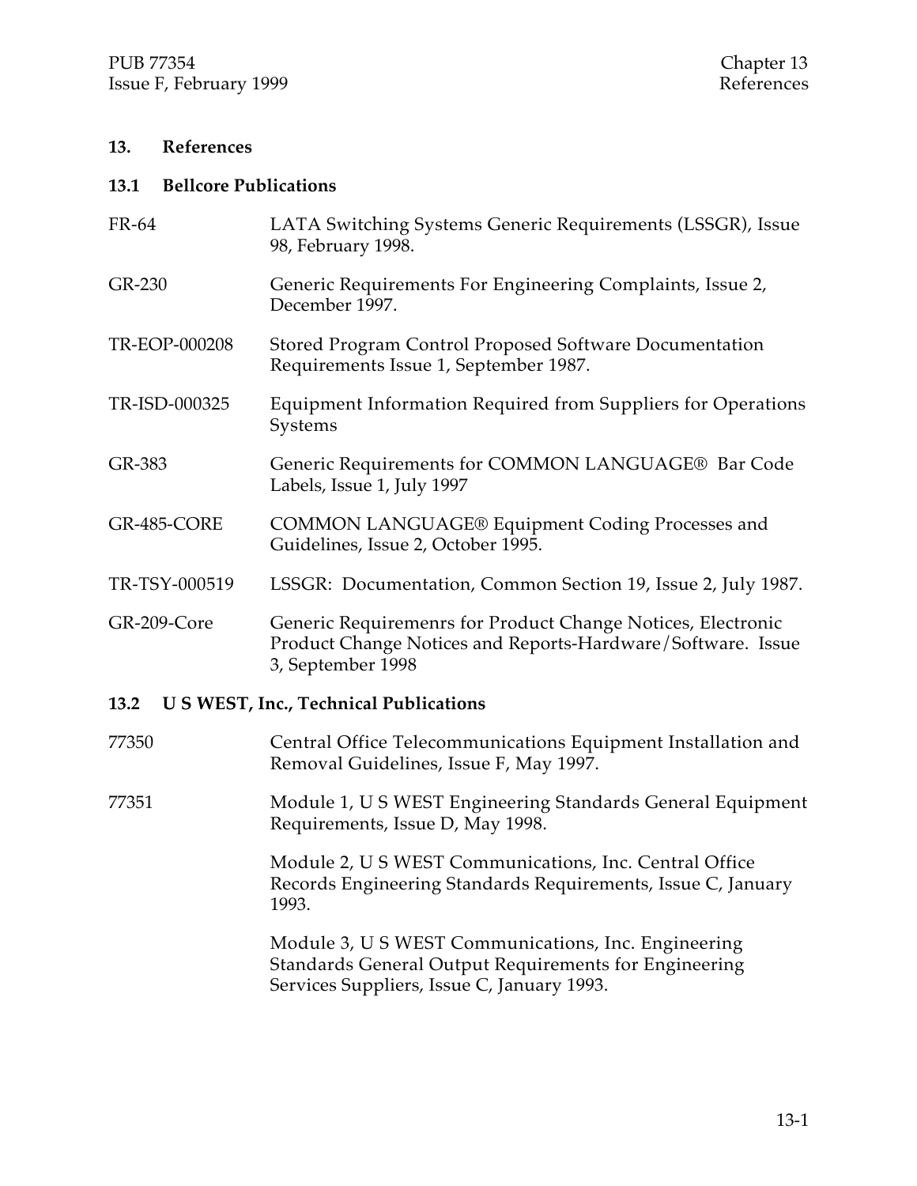# 13. References

## 13.1 Bellcore Publications

| | |
|---|---|
| FR-64 | LATA Switching Systems Generic Requirements (LSSGR), Issue 98, February 1998. |
| GR-230 | Generic Requirements For Engineering Complaints, Issue 2, December 1997. |
| TR-EOP-000208 | Stored Program Control Proposed Software Documentation Requirements Issue 1, September 1987. |
| TR-ISD-000325 | Equipment Information Required from Suppliers for Operations Systems |
| GR-383 | Generic Requirements for COMMON LANGUAGE® Bar Code Labels, Issue 1, July 1997 |
| GR-485-CORE | COMMON LANGUAGE® Equipment Coding Processes and Guidelines, Issue 2, October 1995. |
| TR-TSY-000519 | LSSGR: Documentation, Common Section 19, Issue 2, July 1987. |
| GR-209-Core | Generic Requiremenrs for Product Change Notices, Electronic Product Change Notices and Reports-Hardware/Software. Issue 3, September 1998 |

## 13.2 U S WEST, Inc., Technical Publications

| | |
|---|---|
| 77350 | Central Office Telecommunications Equipment Installation and Removal Guidelines, Issue F, May 1997. |
| 77351 | Module 1, U S WEST Engineering Standards General Equipment Requirements, Issue D, May 1998. |
| | Module 2, U S WEST Communications, Inc. Central Office Records Engineering Standards Requirements, Issue C, January 1993. |
| | Module 3, U S WEST Communications, Inc. Engineering Standards General Output Requirements for Engineering Services Suppliers, Issue C, January 1993. |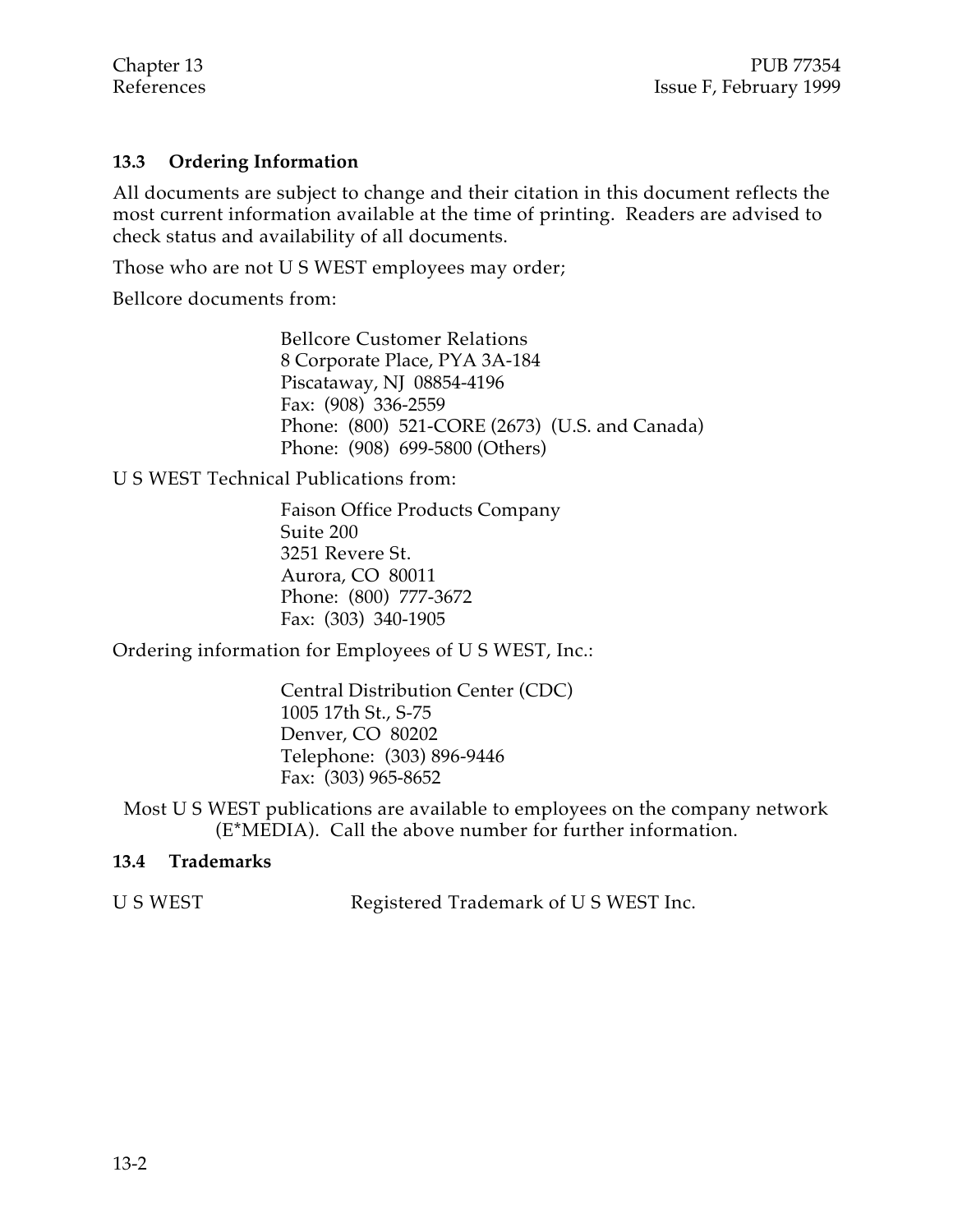### 13.3 Ordering Information

All documents are subject to change and their citation in this document reflects the most current information available at the time of printing. Readers are advised to check status and availability of all documents.

Those who are not U S WEST employees may order;

Bellcore documents from:

> Bellcore Customer Relations
> 8 Corporate Place, PYA 3A-184
> Piscataway, NJ 08854-4196
> Fax: (908) 336-2559
> Phone: (800) 521-CORE (2673) (U.S. and Canada)
> Phone: (908) 699-5800 (Others)

U S WEST Technical Publications from:

> Faison Office Products Company
> Suite 200
> 3251 Revere St.
> Aurora, CO 80011
> Phone: (800) 777-3672
> Fax: (303) 340-1905

Ordering information for Employees of U S WEST, Inc.:

> Central Distribution Center (CDC)
> 1005 17th St., S-75
> Denver, CO 80202
> Telephone: (303) 896-9446
> Fax: (303) 965-8652

Most U S WEST publications are available to employees on the company network (E*MEDIA). Call the above number for further information.

### 13.4 Trademarks

| | |
|---|---|
| U S WEST | Registered Trademark of U S WEST Inc. |